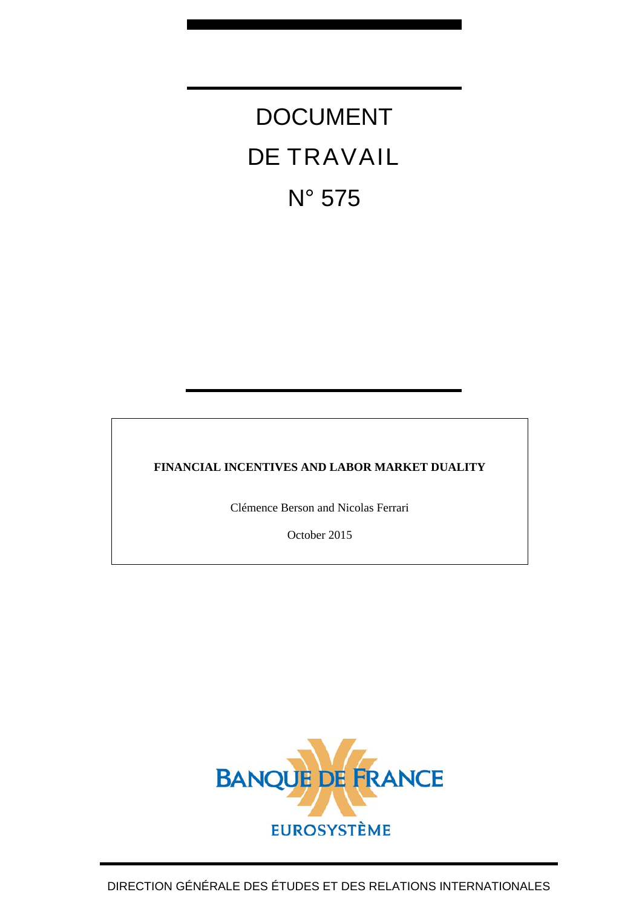# DOCUMENT DE TRAVAIL

# N° 575

**FINANCIAL INCENTIVES AND LABOR MARKET DUALITY**

Clémence Berson and Nicolas Ferrari

October 2015

BANQUE DE FRANCE

EUROSYSTÈME

DIRECTION GÉNÉRALE DES ÉTUDES ET DES RELATIONS INTERNATIONALES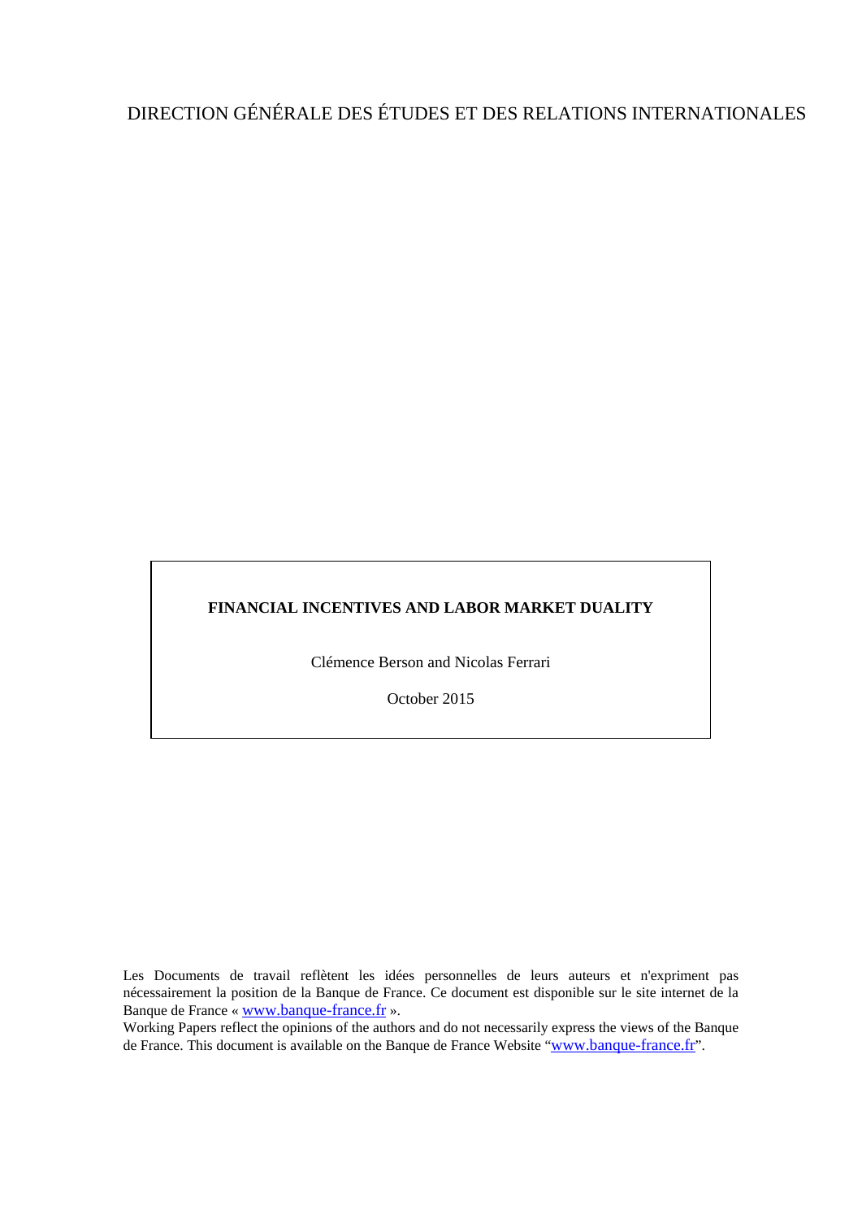DIRECTION GÉNÉRALE DES ÉTUDES ET DES RELATIONS INTERNATIONALES

**FINANCIAL INCENTIVES AND LABOR MARKET DUALITY**

Clémence Berson and Nicolas Ferrari

October 2015

Les Documents de travail reflètent les idées personnelles de leurs auteurs et n'expriment pas nécessairement la position de la Banque de France. Ce document est disponible sur le site internet de la Banque de France « www.banque-france.fr ».

Working Papers reflect the opinions of the authors and do not necessarily express the views of the Banque de France. This document is available on the Banque de France Website "www.banque-france.fr".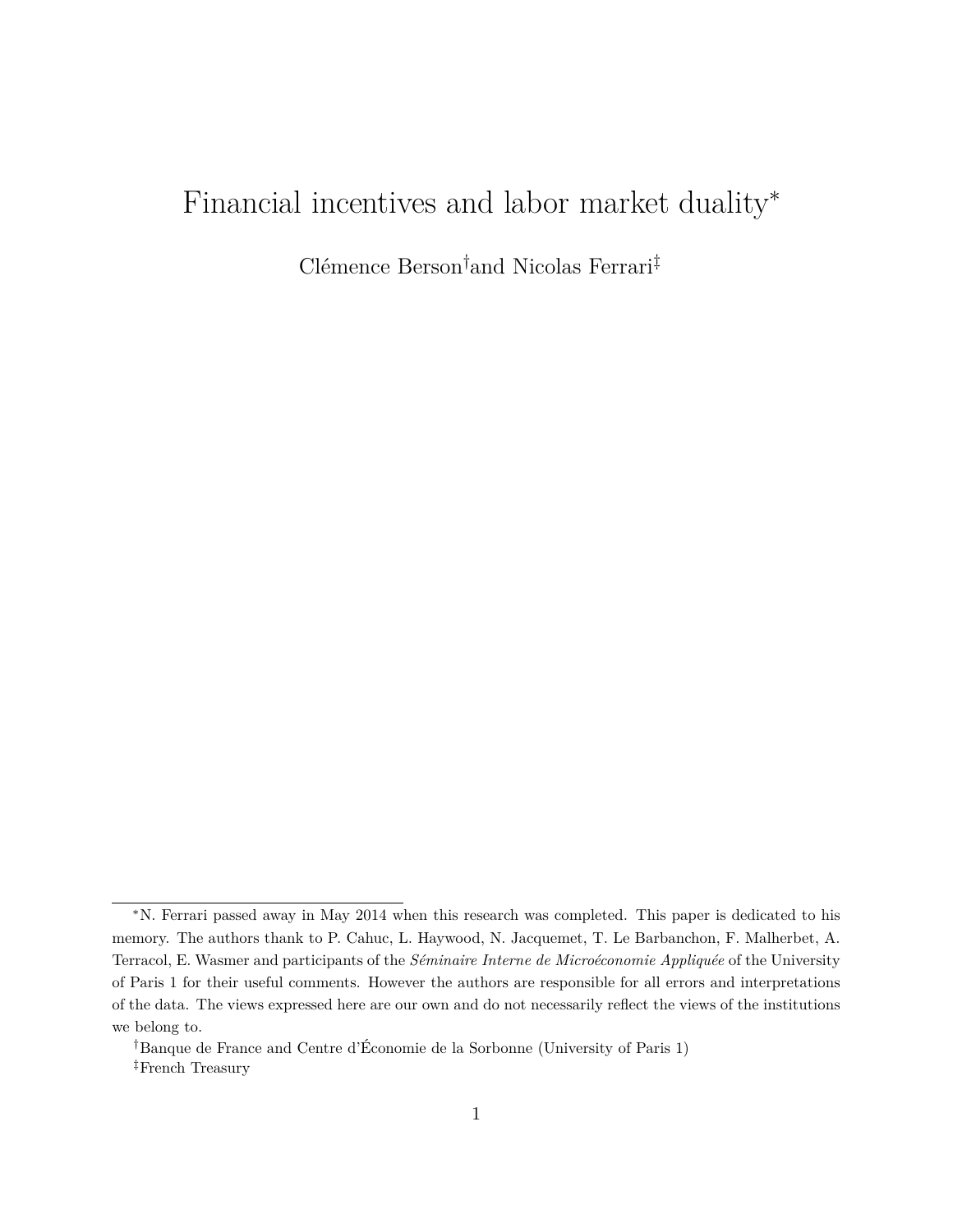# Financial incentives and labor market duality*

Clémence Berson† and Nicolas Ferrari‡

---

*N. Ferrari passed away in May 2014 when this research was completed. This paper is dedicated to his memory. The authors thank to P. Cahuc, L. Haywood, N. Jacquemet, T. Le Barbanchon, F. Malherbet, A. Terracol, E. Wasmer and participants of the *Séminaire Interne de Microéconomie Appliquée* of the University of Paris 1 for their useful comments. However the authors are responsible for all errors and interpretations of the data. The views expressed here are our own and do not necessarily reflect the views of the institutions we belong to.

†Banque de France and Centre d'Économie de la Sorbonne (University of Paris 1)

‡French Treasury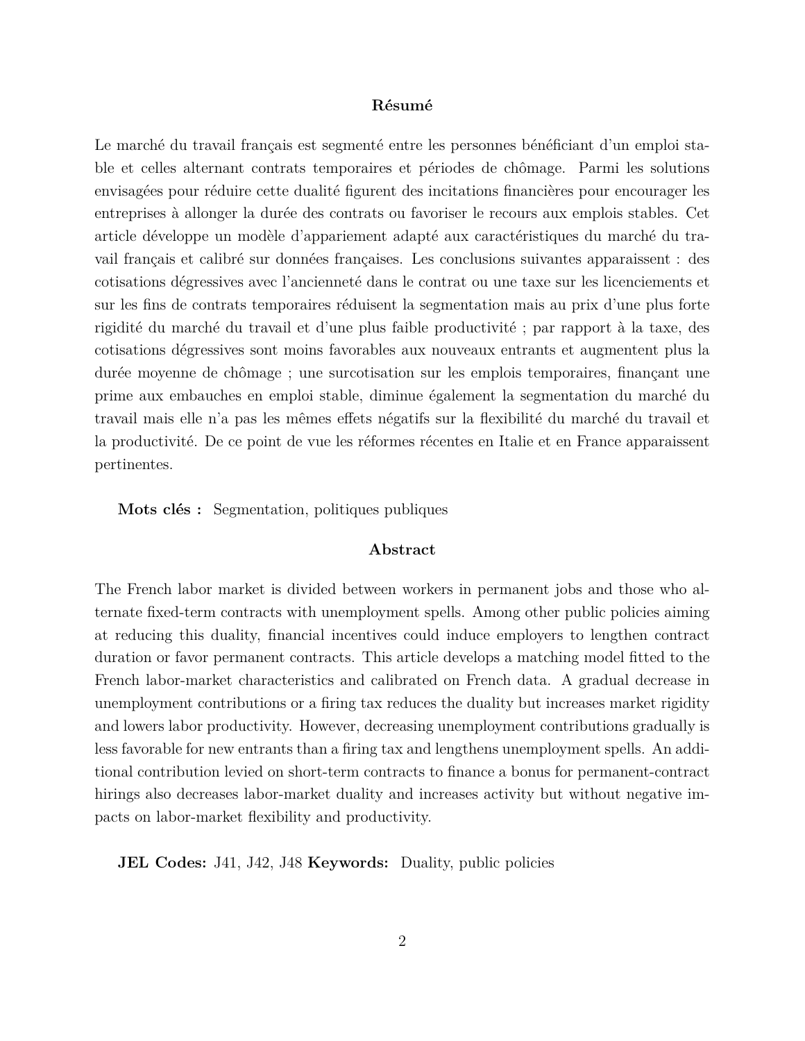**Résumé**

Le marché du travail français est segmenté entre les personnes bénéficiant d'un emploi stable et celles alternant contrats temporaires et périodes de chômage. Parmi les solutions envisagées pour réduire cette dualité figurent des incitations financières pour encourager les entreprises à allonger la durée des contrats ou favoriser le recours aux emplois stables. Cet article développe un modèle d'appariement adapté aux caractéristiques du marché du travail français et calibré sur données françaises. Les conclusions suivantes apparaissent : des cotisations dégressives avec l'ancienneté dans le contrat ou une taxe sur les licenciements et sur les fins de contrats temporaires réduisent la segmentation mais au prix d'une plus forte rigidité du marché du travail et d'une plus faible productivité ; par rapport à la taxe, des cotisations dégressives sont moins favorables aux nouveaux entrants et augmentent plus la durée moyenne de chômage ; une surcotisation sur les emplois temporaires, finançant une prime aux embauches en emploi stable, diminue également la segmentation du marché du travail mais elle n'a pas les mêmes effets négatifs sur la flexibilité du marché du travail et la productivité. De ce point de vue les réformes récentes en Italie et en France apparaissent pertinentes.

**Mots clés :** Segmentation, politiques publiques

**Abstract**

The French labor market is divided between workers in permanent jobs and those who alternate fixed-term contracts with unemployment spells. Among other public policies aiming at reducing this duality, financial incentives could induce employers to lengthen contract duration or favor permanent contracts. This article develops a matching model fitted to the French labor-market characteristics and calibrated on French data. A gradual decrease in unemployment contributions or a firing tax reduces the duality but increases market rigidity and lowers labor productivity. However, decreasing unemployment contributions gradually is less favorable for new entrants than a firing tax and lengthens unemployment spells. An additional contribution levied on short-term contracts to finance a bonus for permanent-contract hirings also decreases labor-market duality and increases activity but without negative impacts on labor-market flexibility and productivity.

**JEL Codes:** J41, J42, J48 **Keywords:** Duality, public policies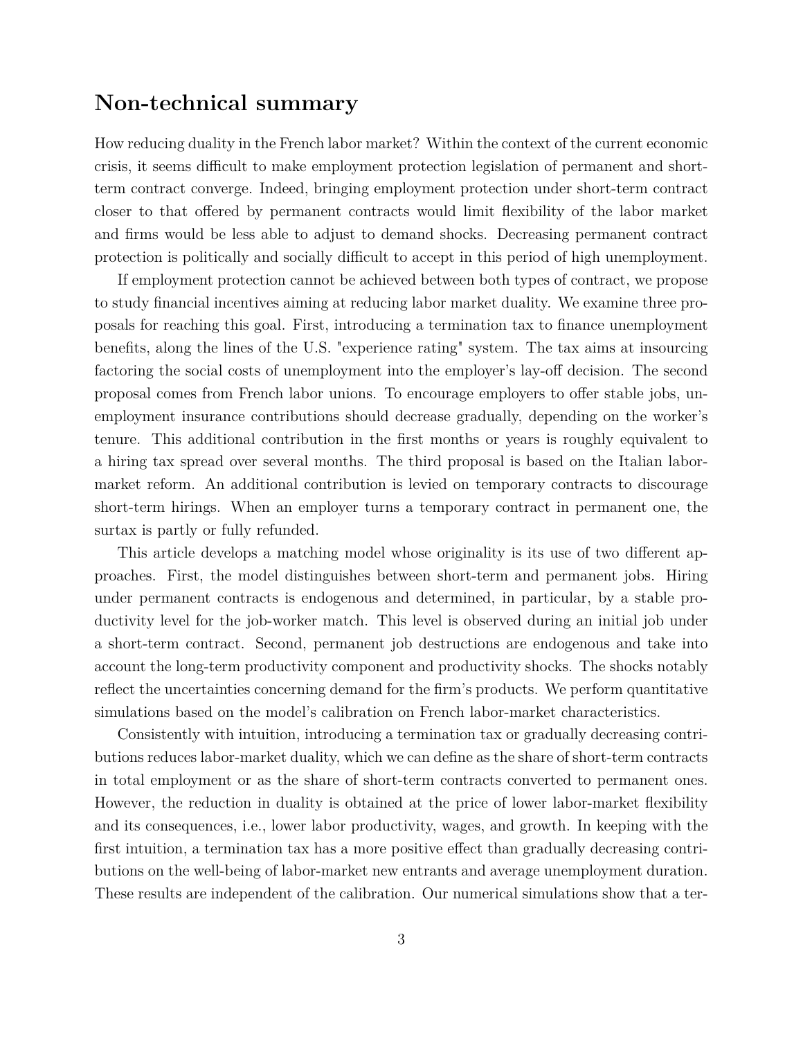## Non-technical summary

How reducing duality in the French labor market? Within the context of the current economic crisis, it seems difficult to make employment protection legislation of permanent and short-term contract converge. Indeed, bringing employment protection under short-term contract closer to that offered by permanent contracts would limit flexibility of the labor market and firms would be less able to adjust to demand shocks. Decreasing permanent contract protection is politically and socially difficult to accept in this period of high unemployment.

If employment protection cannot be achieved between both types of contract, we propose to study financial incentives aiming at reducing labor market duality. We examine three proposals for reaching this goal. First, introducing a termination tax to finance unemployment benefits, along the lines of the U.S. "experience rating" system. The tax aims at insourcing factoring the social costs of unemployment into the employer's lay-off decision. The second proposal comes from French labor unions. To encourage employers to offer stable jobs, unemployment insurance contributions should decrease gradually, depending on the worker's tenure. This additional contribution in the first months or years is roughly equivalent to a hiring tax spread over several months. The third proposal is based on the Italian labor-market reform. An additional contribution is levied on temporary contracts to discourage short-term hirings. When an employer turns a temporary contract in permanent one, the surtax is partly or fully refunded.

This article develops a matching model whose originality is its use of two different approaches. First, the model distinguishes between short-term and permanent jobs. Hiring under permanent contracts is endogenous and determined, in particular, by a stable productivity level for the job-worker match. This level is observed during an initial job under a short-term contract. Second, permanent job destructions are endogenous and take into account the long-term productivity component and productivity shocks. The shocks notably reflect the uncertainties concerning demand for the firm's products. We perform quantitative simulations based on the model's calibration on French labor-market characteristics.

Consistently with intuition, introducing a termination tax or gradually decreasing contributions reduces labor-market duality, which we can define as the share of short-term contracts in total employment or as the share of short-term contracts converted to permanent ones. However, the reduction in duality is obtained at the price of lower labor-market flexibility and its consequences, i.e., lower labor productivity, wages, and growth. In keeping with the first intuition, a termination tax has a more positive effect than gradually decreasing contributions on the well-being of labor-market new entrants and average unemployment duration. These results are independent of the calibration. Our numerical simulations show that a ter-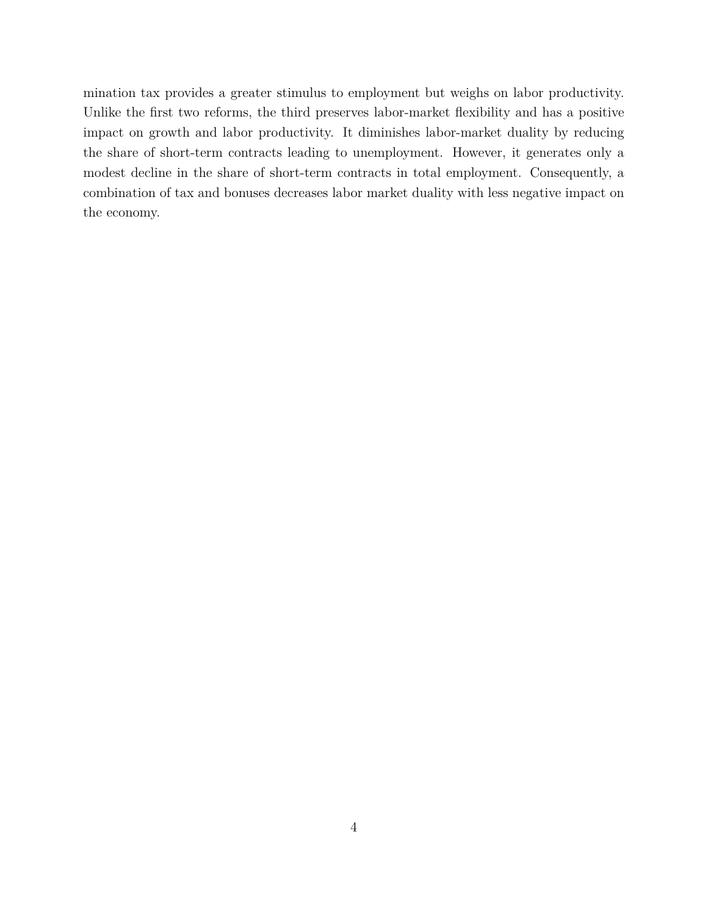mination tax provides a greater stimulus to employment but weighs on labor productivity. Unlike the first two reforms, the third preserves labor-market flexibility and has a positive impact on growth and labor productivity. It diminishes labor-market duality by reducing the share of short-term contracts leading to unemployment. However, it generates only a modest decline in the share of short-term contracts in total employment. Consequently, a combination of tax and bonuses decreases labor market duality with less negative impact on the economy.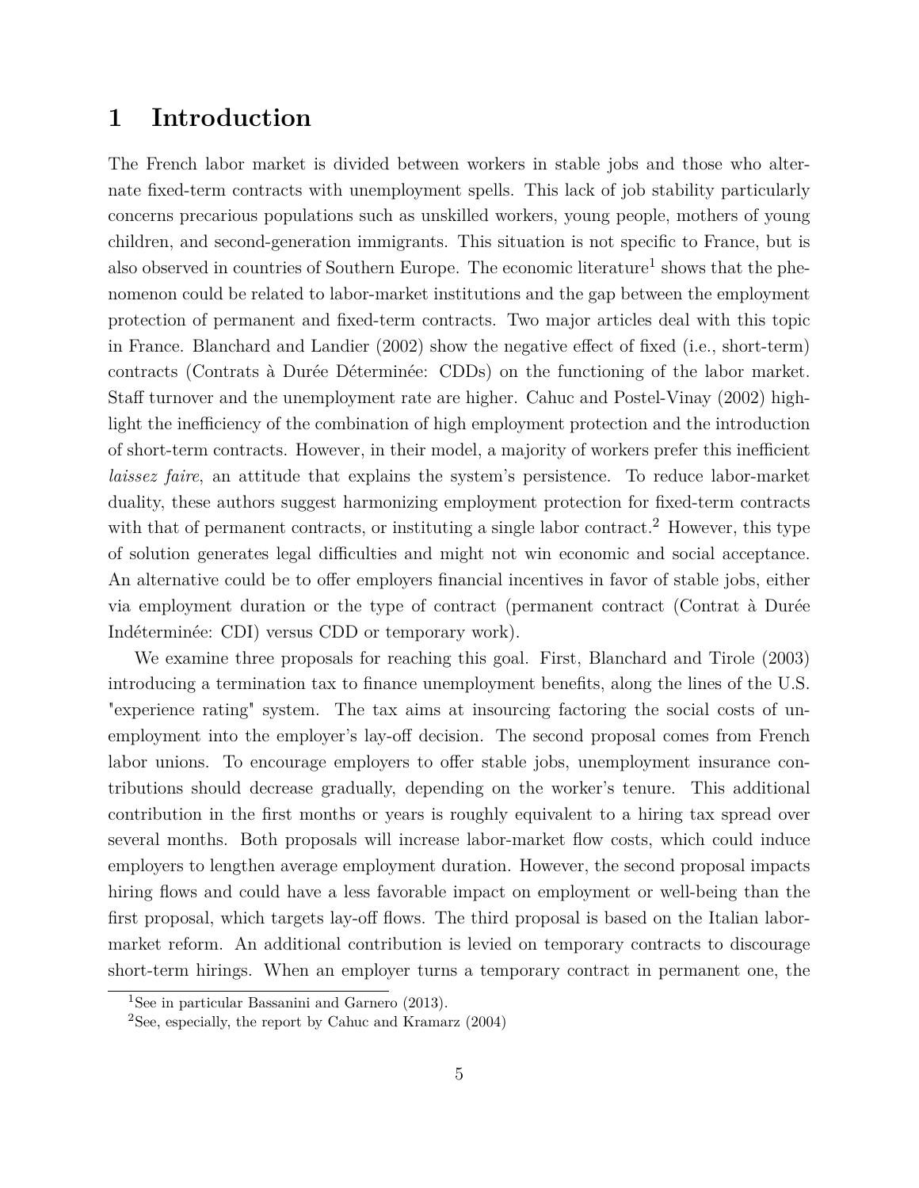# 1 Introduction

The French labor market is divided between workers in stable jobs and those who alternate fixed-term contracts with unemployment spells. This lack of job stability particularly concerns precarious populations such as unskilled workers, young people, mothers of young children, and second-generation immigrants. This situation is not specific to France, but is also observed in countries of Southern Europe. The economic literature[1] shows that the phenomenon could be related to labor-market institutions and the gap between the employment protection of permanent and fixed-term contracts. Two major articles deal with this topic in France. Blanchard and Landier (2002) show the negative effect of fixed (i.e., short-term) contracts (Contrats à Durée Déterminée: CDDs) on the functioning of the labor market. Staff turnover and the unemployment rate are higher. Cahuc and Postel-Vinay (2002) highlight the inefficiency of the combination of high employment protection and the introduction of short-term contracts. However, in their model, a majority of workers prefer this inefficient *laissez faire*, an attitude that explains the system's persistence. To reduce labor-market duality, these authors suggest harmonizing employment protection for fixed-term contracts with that of permanent contracts, or instituting a single labor contract.[2] However, this type of solution generates legal difficulties and might not win economic and social acceptance. An alternative could be to offer employers financial incentives in favor of stable jobs, either via employment duration or the type of contract (permanent contract (Contrat à Durée Indéterminée: CDI) versus CDD or temporary work).

We examine three proposals for reaching this goal. First, Blanchard and Tirole (2003) introducing a termination tax to finance unemployment benefits, along the lines of the U.S. "experience rating" system. The tax aims at insourcing factoring the social costs of unemployment into the employer's lay-off decision. The second proposal comes from French labor unions. To encourage employers to offer stable jobs, unemployment insurance contributions should decrease gradually, depending on the worker's tenure. This additional contribution in the first months or years is roughly equivalent to a hiring tax spread over several months. Both proposals will increase labor-market flow costs, which could induce employers to lengthen average employment duration. However, the second proposal impacts hiring flows and could have a less favorable impact on employment or well-being than the first proposal, which targets lay-off flows. The third proposal is based on the Italian labor-market reform. An additional contribution is levied on temporary contracts to discourage short-term hirings. When an employer turns a temporary contract in permanent one, the

[1] See in particular Bassanini and Garnero (2013).

[2] See, especially, the report by Cahuc and Kramarz (2004)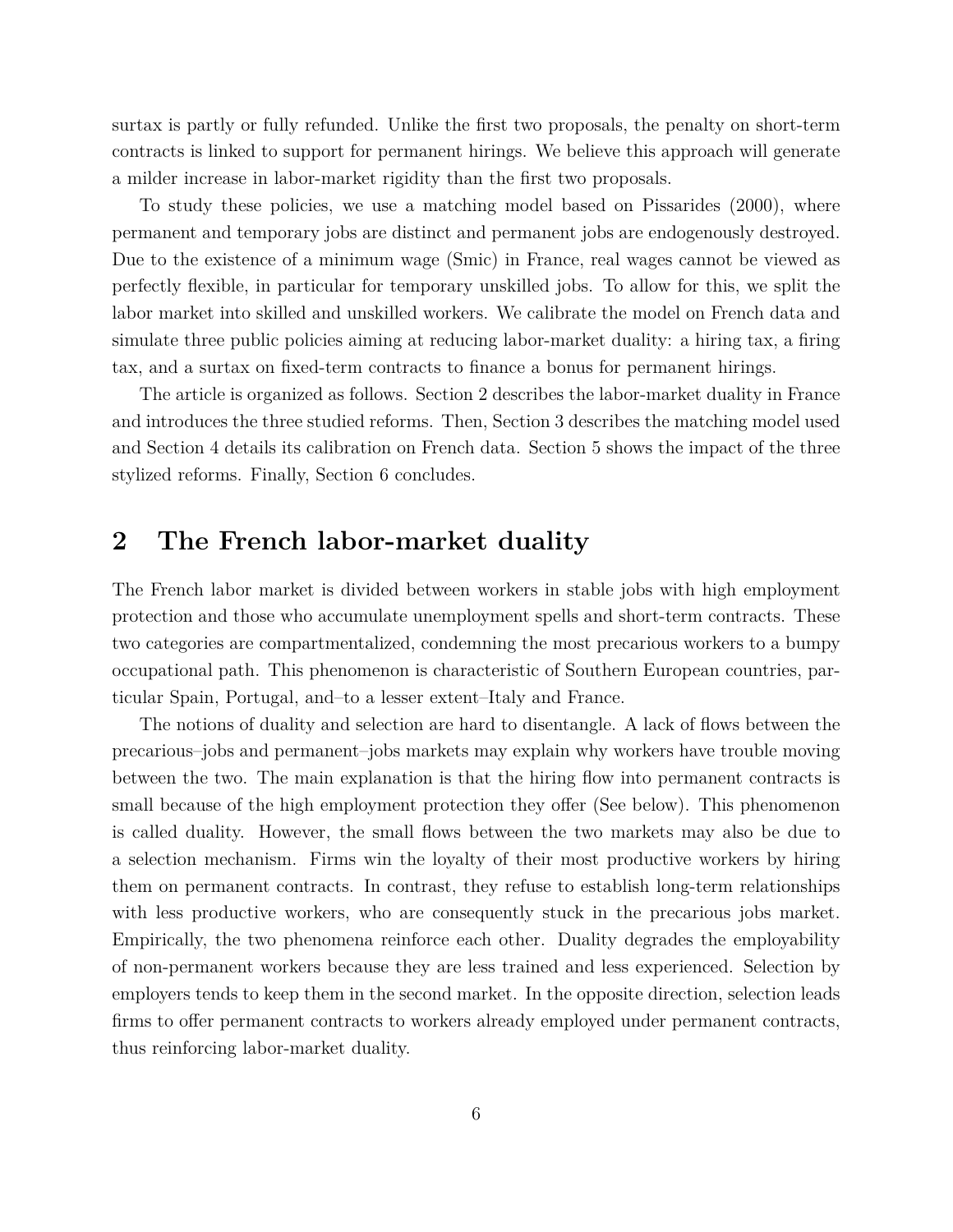surtax is partly or fully refunded. Unlike the first two proposals, the penalty on short-term contracts is linked to support for permanent hirings. We believe this approach will generate a milder increase in labor-market rigidity than the first two proposals.

To study these policies, we use a matching model based on Pissarides (2000), where permanent and temporary jobs are distinct and permanent jobs are endogenously destroyed. Due to the existence of a minimum wage (Smic) in France, real wages cannot be viewed as perfectly flexible, in particular for temporary unskilled jobs. To allow for this, we split the labor market into skilled and unskilled workers. We calibrate the model on French data and simulate three public policies aiming at reducing labor-market duality: a hiring tax, a firing tax, and a surtax on fixed-term contracts to finance a bonus for permanent hirings.

The article is organized as follows. Section 2 describes the labor-market duality in France and introduces the three studied reforms. Then, Section 3 describes the matching model used and Section 4 details its calibration on French data. Section 5 shows the impact of the three stylized reforms. Finally, Section 6 concludes.

## 2 The French labor-market duality

The French labor market is divided between workers in stable jobs with high employment protection and those who accumulate unemployment spells and short-term contracts. These two categories are compartmentalized, condemning the most precarious workers to a bumpy occupational path. This phenomenon is characteristic of Southern European countries, particular Spain, Portugal, and–to a lesser extent–Italy and France.

The notions of duality and selection are hard to disentangle. A lack of flows between the precarious–jobs and permanent–jobs markets may explain why workers have trouble moving between the two. The main explanation is that the hiring flow into permanent contracts is small because of the high employment protection they offer (See below). This phenomenon is called duality. However, the small flows between the two markets may also be due to a selection mechanism. Firms win the loyalty of their most productive workers by hiring them on permanent contracts. In contrast, they refuse to establish long-term relationships with less productive workers, who are consequently stuck in the precarious jobs market. Empirically, the two phenomena reinforce each other. Duality degrades the employability of non-permanent workers because they are less trained and less experienced. Selection by employers tends to keep them in the second market. In the opposite direction, selection leads firms to offer permanent contracts to workers already employed under permanent contracts, thus reinforcing labor-market duality.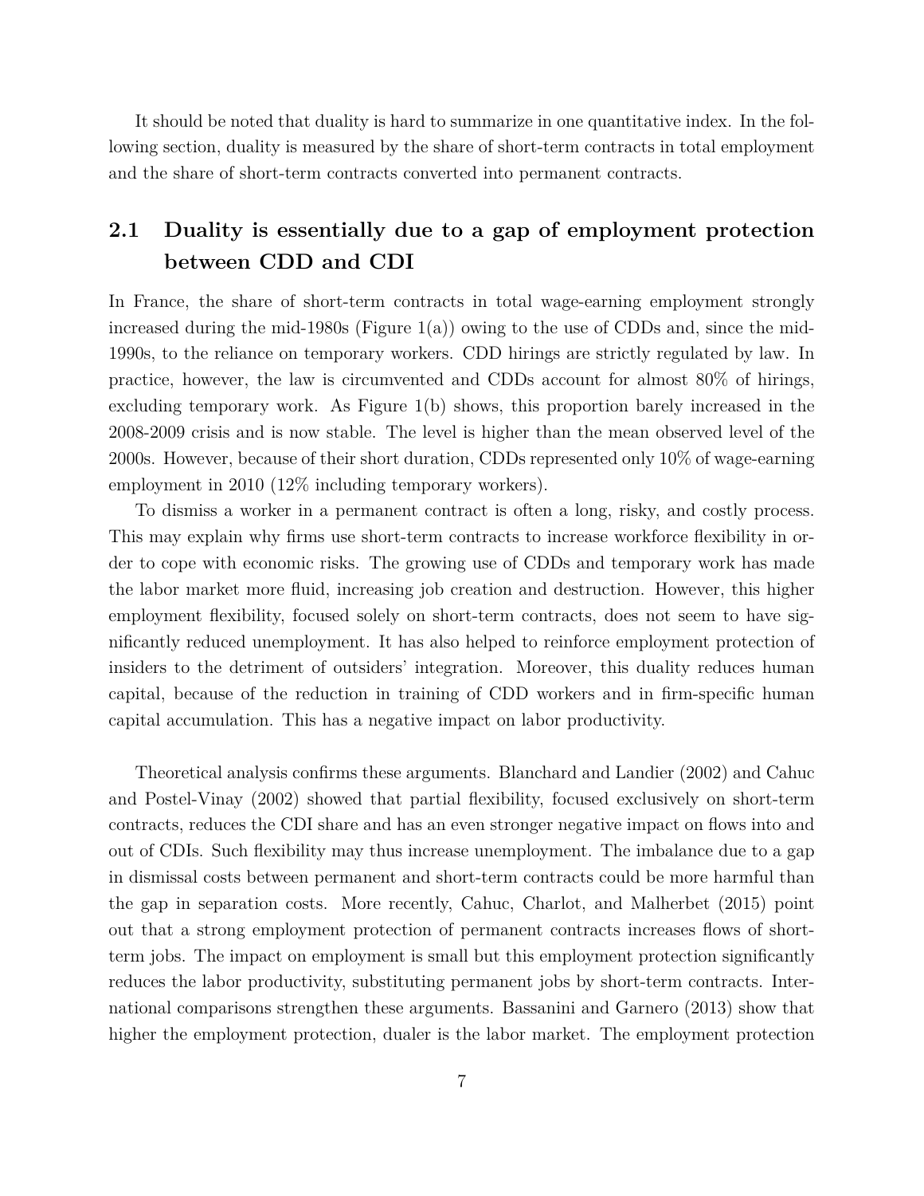It should be noted that duality is hard to summarize in one quantitative index. In the following section, duality is measured by the share of short-term contracts in total employment and the share of short-term contracts converted into permanent contracts.

## 2.1 Duality is essentially due to a gap of employment protection between CDD and CDI

In France, the share of short-term contracts in total wage-earning employment strongly increased during the mid-1980s (Figure 1(a)) owing to the use of CDDs and, since the mid-1990s, to the reliance on temporary workers. CDD hirings are strictly regulated by law. In practice, however, the law is circumvented and CDDs account for almost 80% of hirings, excluding temporary work. As Figure 1(b) shows, this proportion barely increased in the 2008-2009 crisis and is now stable. The level is higher than the mean observed level of the 2000s. However, because of their short duration, CDDs represented only 10% of wage-earning employment in 2010 (12% including temporary workers).

To dismiss a worker in a permanent contract is often a long, risky, and costly process. This may explain why firms use short-term contracts to increase workforce flexibility in order to cope with economic risks. The growing use of CDDs and temporary work has made the labor market more fluid, increasing job creation and destruction. However, this higher employment flexibility, focused solely on short-term contracts, does not seem to have significantly reduced unemployment. It has also helped to reinforce employment protection of insiders to the detriment of outsiders' integration. Moreover, this duality reduces human capital, because of the reduction in training of CDD workers and in firm-specific human capital accumulation. This has a negative impact on labor productivity.

Theoretical analysis confirms these arguments. Blanchard and Landier (2002) and Cahuc and Postel-Vinay (2002) showed that partial flexibility, focused exclusively on short-term contracts, reduces the CDI share and has an even stronger negative impact on flows into and out of CDIs. Such flexibility may thus increase unemployment. The imbalance due to a gap in dismissal costs between permanent and short-term contracts could be more harmful than the gap in separation costs. More recently, Cahuc, Charlot, and Malherbet (2015) point out that a strong employment protection of permanent contracts increases flows of short-term jobs. The impact on employment is small but this employment protection significantly reduces the labor productivity, substituting permanent jobs by short-term contracts. International comparisons strengthen these arguments. Bassanini and Garnero (2013) show that higher the employment protection, dualer is the labor market. The employment protection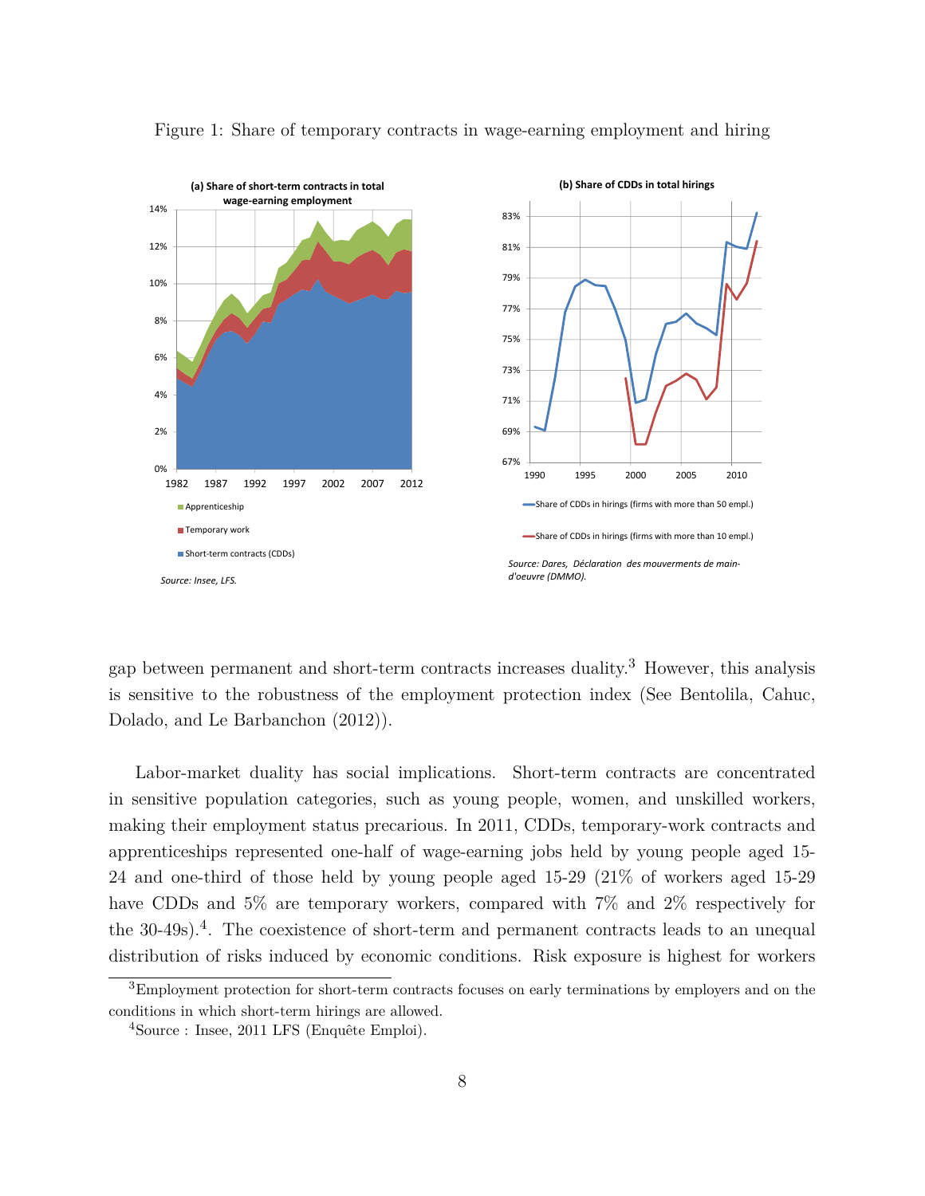Figure 1: Share of temporary contracts in wage-earning employment and hiring

(a) Share of short-term contracts in total wage-earning employment

Apprenticeship

Temporary work

Short-term contracts (CDDs)

*Source: Insee, LFS.*

(b) Share of CDDs in total hirings

Share of CDDs in hirings (firms with more than 50 empl.)

Share of CDDs in hirings (firms with more than 10 empl.)

*Source: Dares, Déclaration des mouverments de main-d'oeuvre (DMMO).*

gap between permanent and short-term contracts increases duality.[3] However, this analysis is sensitive to the robustness of the employment protection index (See Bentolila, Cahuc, Dolado, and Le Barbanchon (2012)).

Labor-market duality has social implications. Short-term contracts are concentrated in sensitive population categories, such as young people, women, and unskilled workers, making their employment status precarious. In 2011, CDDs, temporary-work contracts and apprenticeships represented one-half of wage-earning jobs held by young people aged 15-24 and one-third of those held by young people aged 15-29 (21% of workers aged 15-29 have CDDs and 5% are temporary workers, compared with 7% and 2% respectively for the 30-49s).[4]. The coexistence of short-term and permanent contracts leads to an unequal distribution of risks induced by economic conditions. Risk exposure is highest for workers

[3] Employment protection for short-term contracts focuses on early terminations by employers and on the conditions in which short-term hirings are allowed.

[4] Source : Insee, 2011 LFS (Enquête Emploi).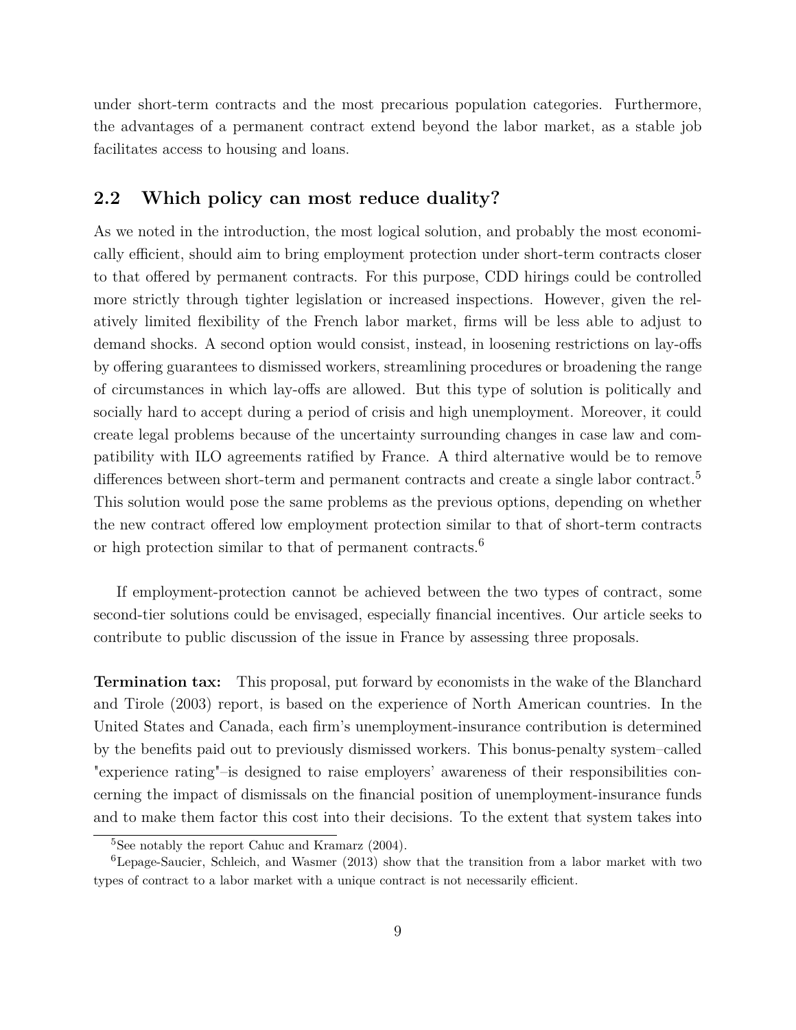under short-term contracts and the most precarious population categories. Furthermore, the advantages of a permanent contract extend beyond the labor market, as a stable job facilitates access to housing and loans.

## 2.2 Which policy can most reduce duality?

As we noted in the introduction, the most logical solution, and probably the most economically efficient, should aim to bring employment protection under short-term contracts closer to that offered by permanent contracts. For this purpose, CDD hirings could be controlled more strictly through tighter legislation or increased inspections. However, given the relatively limited flexibility of the French labor market, firms will be less able to adjust to demand shocks. A second option would consist, instead, in loosening restrictions on lay-offs by offering guarantees to dismissed workers, streamlining procedures or broadening the range of circumstances in which lay-offs are allowed. But this type of solution is politically and socially hard to accept during a period of crisis and high unemployment. Moreover, it could create legal problems because of the uncertainty surrounding changes in case law and compatibility with ILO agreements ratified by France. A third alternative would be to remove differences between short-term and permanent contracts and create a single labor contract.[5] This solution would pose the same problems as the previous options, depending on whether the new contract offered low employment protection similar to that of short-term contracts or high protection similar to that of permanent contracts.[6]

If employment-protection cannot be achieved between the two types of contract, some second-tier solutions could be envisaged, especially financial incentives. Our article seeks to contribute to public discussion of the issue in France by assessing three proposals.

**Termination tax:** This proposal, put forward by economists in the wake of the Blanchard and Tirole (2003) report, is based on the experience of North American countries. In the United States and Canada, each firm's unemployment-insurance contribution is determined by the benefits paid out to previously dismissed workers. This bonus-penalty system–called "experience rating"–is designed to raise employers' awareness of their responsibilities concerning the impact of dismissals on the financial position of unemployment-insurance funds and to make them factor this cost into their decisions. To the extent that system takes into

[5] See notably the report Cahuc and Kramarz (2004).

[6] Lepage-Saucier, Schleich, and Wasmer (2013) show that the transition from a labor market with two types of contract to a labor market with a unique contract is not necessarily efficient.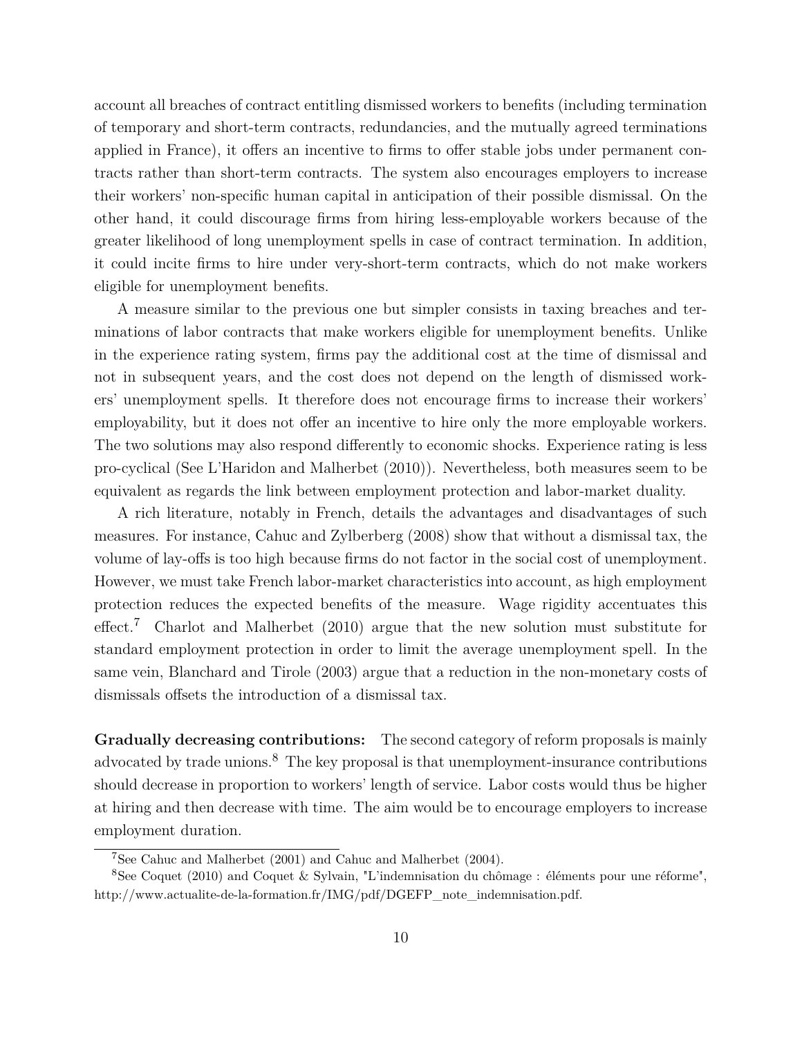account all breaches of contract entitling dismissed workers to benefits (including termination of temporary and short-term contracts, redundancies, and the mutually agreed terminations applied in France), it offers an incentive to firms to offer stable jobs under permanent contracts rather than short-term contracts. The system also encourages employers to increase their workers' non-specific human capital in anticipation of their possible dismissal. On the other hand, it could discourage firms from hiring less-employable workers because of the greater likelihood of long unemployment spells in case of contract termination. In addition, it could incite firms to hire under very-short-term contracts, which do not make workers eligible for unemployment benefits.

A measure similar to the previous one but simpler consists in taxing breaches and terminations of labor contracts that make workers eligible for unemployment benefits. Unlike in the experience rating system, firms pay the additional cost at the time of dismissal and not in subsequent years, and the cost does not depend on the length of dismissed workers' unemployment spells. It therefore does not encourage firms to increase their workers' employability, but it does not offer an incentive to hire only the more employable workers. The two solutions may also respond differently to economic shocks. Experience rating is less pro-cyclical (See L'Haridon and Malherbet (2010)). Nevertheless, both measures seem to be equivalent as regards the link between employment protection and labor-market duality.

A rich literature, notably in French, details the advantages and disadvantages of such measures. For instance, Cahuc and Zylberberg (2008) show that without a dismissal tax, the volume of lay-offs is too high because firms do not factor in the social cost of unemployment. However, we must take French labor-market characteristics into account, as high employment protection reduces the expected benefits of the measure. Wage rigidity accentuates this effect.[7] Charlot and Malherbet (2010) argue that the new solution must substitute for standard employment protection in order to limit the average unemployment spell. In the same vein, Blanchard and Tirole (2003) argue that a reduction in the non-monetary costs of dismissals offsets the introduction of a dismissal tax.

**Gradually decreasing contributions:** The second category of reform proposals is mainly advocated by trade unions.[8] The key proposal is that unemployment-insurance contributions should decrease in proportion to workers' length of service. Labor costs would thus be higher at hiring and then decrease with time. The aim would be to encourage employers to increase employment duration.

[7] See Cahuc and Malherbet (2001) and Cahuc and Malherbet (2004).

[8] See Coquet (2010) and Coquet & Sylvain, "L'indemnisation du chômage : éléments pour une réforme", http://www.actualite-de-la-formation.fr/IMG/pdf/DGEFP_note_indemnisation.pdf.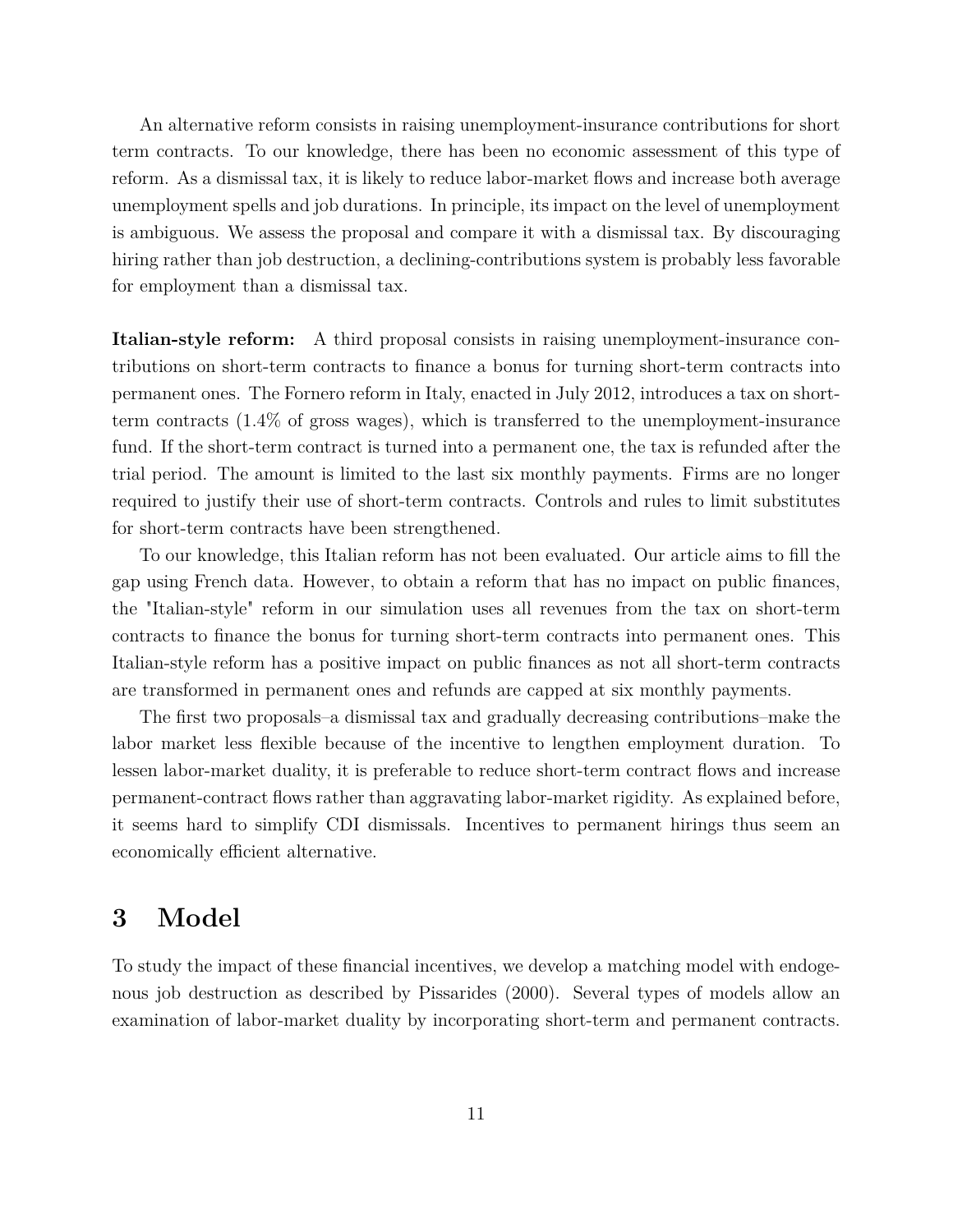An alternative reform consists in raising unemployment-insurance contributions for short term contracts. To our knowledge, there has been no economic assessment of this type of reform. As a dismissal tax, it is likely to reduce labor-market flows and increase both average unemployment spells and job durations. In principle, its impact on the level of unemployment is ambiguous. We assess the proposal and compare it with a dismissal tax. By discouraging hiring rather than job destruction, a declining-contributions system is probably less favorable for employment than a dismissal tax.

**Italian-style reform:** A third proposal consists in raising unemployment-insurance contributions on short-term contracts to finance a bonus for turning short-term contracts into permanent ones. The Fornero reform in Italy, enacted in July 2012, introduces a tax on short-term contracts (1.4% of gross wages), which is transferred to the unemployment-insurance fund. If the short-term contract is turned into a permanent one, the tax is refunded after the trial period. The amount is limited to the last six monthly payments. Firms are no longer required to justify their use of short-term contracts. Controls and rules to limit substitutes for short-term contracts have been strengthened.

To our knowledge, this Italian reform has not been evaluated. Our article aims to fill the gap using French data. However, to obtain a reform that has no impact on public finances, the "Italian-style" reform in our simulation uses all revenues from the tax on short-term contracts to finance the bonus for turning short-term contracts into permanent ones. This Italian-style reform has a positive impact on public finances as not all short-term contracts are transformed in permanent ones and refunds are capped at six monthly payments.

The first two proposals–a dismissal tax and gradually decreasing contributions–make the labor market less flexible because of the incentive to lengthen employment duration. To lessen labor-market duality, it is preferable to reduce short-term contract flows and increase permanent-contract flows rather than aggravating labor-market rigidity. As explained before, it seems hard to simplify CDI dismissals. Incentives to permanent hirings thus seem an economically efficient alternative.

# 3 Model

To study the impact of these financial incentives, we develop a matching model with endogenous job destruction as described by Pissarides (2000). Several types of models allow an examination of labor-market duality by incorporating short-term and permanent contracts.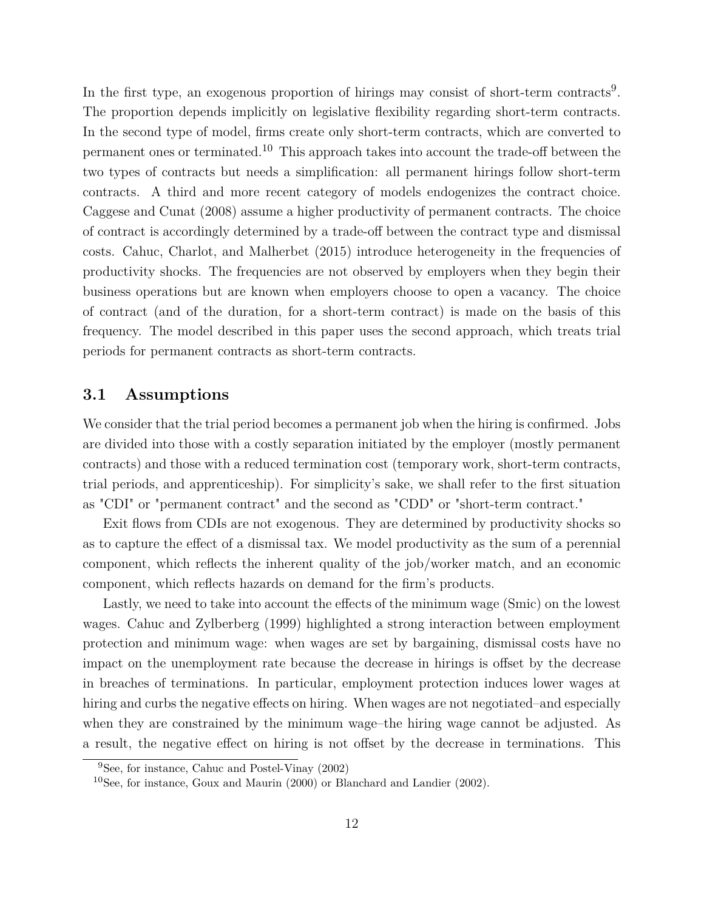In the first type, an exogenous proportion of hirings may consist of short-term contracts[9]. The proportion depends implicitly on legislative flexibility regarding short-term contracts. In the second type of model, firms create only short-term contracts, which are converted to permanent ones or terminated.[10] This approach takes into account the trade-off between the two types of contracts but needs a simplification: all permanent hirings follow short-term contracts. A third and more recent category of models endogenizes the contract choice. Caggese and Cunat (2008) assume a higher productivity of permanent contracts. The choice of contract is accordingly determined by a trade-off between the contract type and dismissal costs. Cahuc, Charlot, and Malherbet (2015) introduce heterogeneity in the frequencies of productivity shocks. The frequencies are not observed by employers when they begin their business operations but are known when employers choose to open a vacancy. The choice of contract (and of the duration, for a short-term contract) is made on the basis of this frequency. The model described in this paper uses the second approach, which treats trial periods for permanent contracts as short-term contracts.

### 3.1 Assumptions

We consider that the trial period becomes a permanent job when the hiring is confirmed. Jobs are divided into those with a costly separation initiated by the employer (mostly permanent contracts) and those with a reduced termination cost (temporary work, short-term contracts, trial periods, and apprenticeship). For simplicity's sake, we shall refer to the first situation as "CDI" or "permanent contract" and the second as "CDD" or "short-term contract."

Exit flows from CDIs are not exogenous. They are determined by productivity shocks so as to capture the effect of a dismissal tax. We model productivity as the sum of a perennial component, which reflects the inherent quality of the job/worker match, and an economic component, which reflects hazards on demand for the firm's products.

Lastly, we need to take into account the effects of the minimum wage (Smic) on the lowest wages. Cahuc and Zylberberg (1999) highlighted a strong interaction between employment protection and minimum wage: when wages are set by bargaining, dismissal costs have no impact on the unemployment rate because the decrease in hirings is offset by the decrease in breaches of terminations. In particular, employment protection induces lower wages at hiring and curbs the negative effects on hiring. When wages are not negotiated–and especially when they are constrained by the minimum wage–the hiring wage cannot be adjusted. As a result, the negative effect on hiring is not offset by the decrease in terminations. This

[9] See, for instance, Cahuc and Postel-Vinay (2002)

[10] See, for instance, Goux and Maurin (2000) or Blanchard and Landier (2002).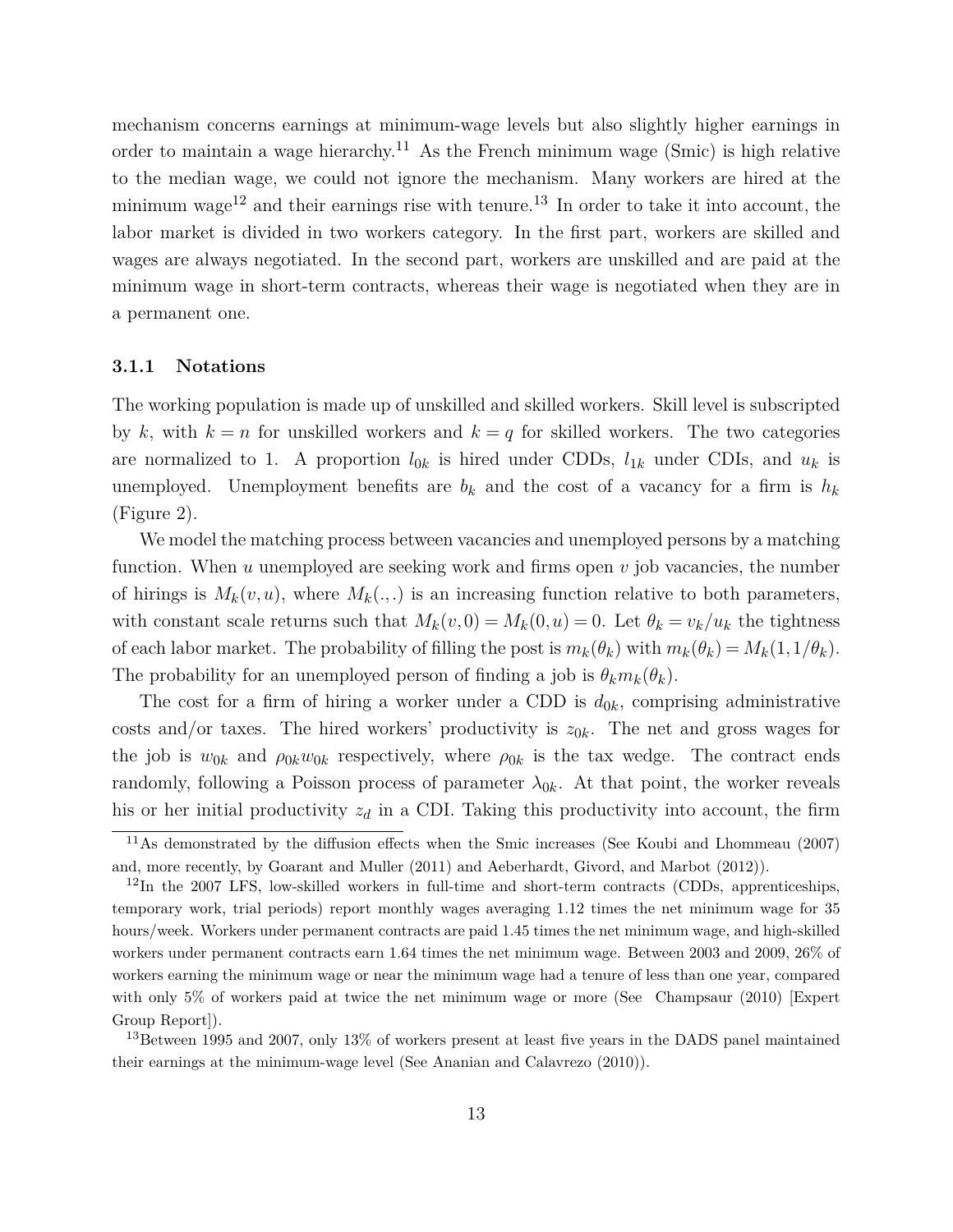mechanism concerns earnings at minimum-wage levels but also slightly higher earnings in order to maintain a wage hierarchy.[11] As the French minimum wage (Smic) is high relative to the median wage, we could not ignore the mechanism. Many workers are hired at the minimum wage[12] and their earnings rise with tenure.[13] In order to take it into account, the labor market is divided in two workers category. In the first part, workers are skilled and wages are always negotiated. In the second part, workers are unskilled and are paid at the minimum wage in short-term contracts, whereas their wage is negotiated when they are in a permanent one.

### 3.1.1 Notations

The working population is made up of unskilled and skilled workers. Skill level is subscripted by $k$, with $k = n$ for unskilled workers and $k = q$ for skilled workers. The two categories are normalized to 1. A proportion $l_{0k}$ is hired under CDDs, $l_{1k}$ under CDIs, and $u_k$ is unemployed. Unemployment benefits are $b_k$ and the cost of a vacancy for a firm is $h_k$ (Figure 2).

We model the matching process between vacancies and unemployed persons by a matching function. When $u$ unemployed are seeking work and firms open $v$ job vacancies, the number of hirings is $M_k(v, u)$, where $M_k(.,.)$ is an increasing function relative to both parameters, with constant scale returns such that $M_k(v, 0) = M_k(0, u) = 0$. Let $\theta_k = v_k/u_k$ the tightness of each labor market. The probability of filling the post is $m_k(\theta_k)$ with $m_k(\theta_k) = M_k(1, 1/\theta_k)$. The probability for an unemployed person of finding a job is $\theta_k m_k(\theta_k)$.

The cost for a firm of hiring a worker under a CDD is $d_{0k}$, comprising administrative costs and/or taxes. The hired workers' productivity is $z_{0k}$. The net and gross wages for the job is $w_{0k}$ and $\rho_{0k} w_{0k}$ respectively, where $\rho_{0k}$ is the tax wedge. The contract ends randomly, following a Poisson process of parameter $\lambda_{0k}$. At that point, the worker reveals his or her initial productivity $z_d$ in a CDI. Taking this productivity into account, the firm

[11] As demonstrated by the diffusion effects when the Smic increases (See Koubi and Lhommeau (2007) and, more recently, by Goarant and Muller (2011) and Aeberhardt, Givord, and Marbot (2012)).

[12] In the 2007 LFS, low-skilled workers in full-time and short-term contracts (CDDs, apprenticeships, temporary work, trial periods) report monthly wages averaging 1.12 times the net minimum wage for 35 hours/week. Workers under permanent contracts are paid 1.45 times the net minimum wage, and high-skilled workers under permanent contracts earn 1.64 times the net minimum wage. Between 2003 and 2009, 26% of workers earning the minimum wage or near the minimum wage had a tenure of less than one year, compared with only 5% of workers paid at twice the net minimum wage or more (See Champsaur (2010) [Expert Group Report]).

[13] Between 1995 and 2007, only 13% of workers present at least five years in the DADS panel maintained their earnings at the minimum-wage level (See Ananian and Calavrezo (2010)).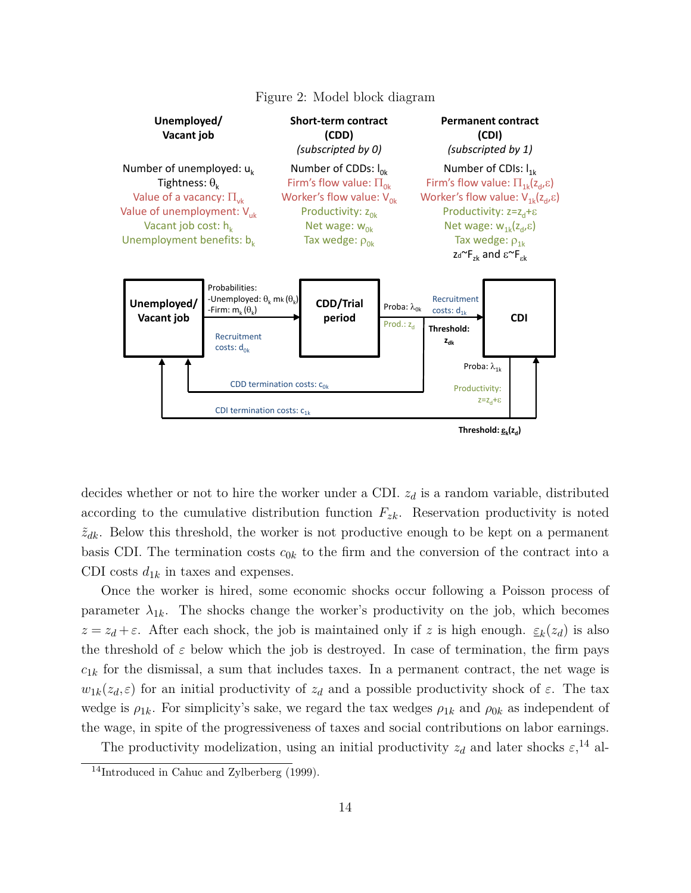Figure 2: Model block diagram

| Unemployed/ Vacant job | Short-term contract (CDD) *(subscripted by 0)* | Permanent contract (CDI) *(subscripted by 1)* |
|---|---|---|
| Number of unemployed: $u_k$ | Number of CDDs: $l_{0k}$ | Number of CDIs: $l_{1k}$ |
| Tightness: $\theta_k$ | Firm's flow value: $\Pi_{0k}$ | Firm's flow value: $\Pi_{1k}(z_d,\varepsilon)$ |
| Value of a vacancy: $\Pi_{vk}$ | Worker's flow value: $V_{0k}$ | Worker's flow value: $V_{1k}(z_d,\varepsilon)$ |
| Value of unemployment: $V_{uk}$ | Productivity: $z_{0k}$ | Productivity: $z=z_d+\varepsilon$ |
| Vacant job cost: $h_k$ | Net wage: $w_{0k}$ | Net wage: $w_{1k}(z_d,\varepsilon)$ |
| Unemployment benefits: $b_k$ | Tax wedge: $\rho_{0k}$ | Tax wedge: $\rho_{1k}$ |
| | | $z_d \sim F_{zk}$ and $\varepsilon \sim F_{\varepsilon k}$ |

decides whether or not to hire the worker under a CDI. $z_d$ is a random variable, distributed according to the cumulative distribution function $F_{zk}$. Reservation productivity is noted $\tilde{z}_{dk}$. Below this threshold, the worker is not productive enough to be kept on a permanent basis CDI. The termination costs $c_{0k}$ to the firm and the conversion of the contract into a CDI costs $d_{1k}$ in taxes and expenses.

Once the worker is hired, some economic shocks occur following a Poisson process of parameter $\lambda_{1k}$. The shocks change the worker's productivity on the job, which becomes $z = z_d + \varepsilon$. After each shock, the job is maintained only if $z$ is high enough. $\underline{\varepsilon}_k(z_d)$ is also the threshold of $\varepsilon$ below which the job is destroyed. In case of termination, the firm pays $c_{1k}$ for the dismissal, a sum that includes taxes. In a permanent contract, the net wage is $w_{1k}(z_d, \varepsilon)$ for an initial productivity of $z_d$ and a possible productivity shock of $\varepsilon$. The tax wedge is $\rho_{1k}$. For simplicity's sake, we regard the tax wedges $\rho_{1k}$ and $\rho_{0k}$ as independent of the wage, in spite of the progressiveness of taxes and social contributions on labor earnings.

The productivity modelization, using an initial productivity $z_d$ and later shocks $\varepsilon$,[14] al-

[14] Introduced in Cahuc and Zylberberg (1999).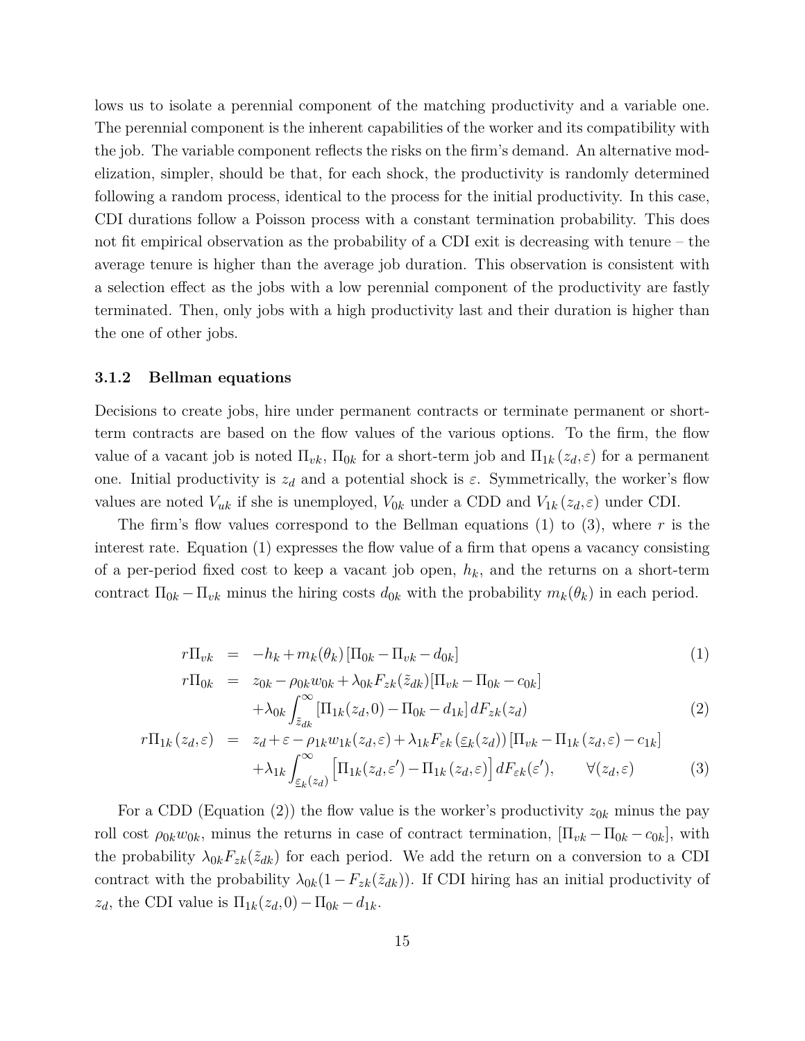lows us to isolate a perennial component of the matching productivity and a variable one. The perennial component is the inherent capabilities of the worker and its compatibility with the job. The variable component reflects the risks on the firm's demand. An alternative modelization, simpler, should be that, for each shock, the productivity is randomly determined following a random process, identical to the process for the initial productivity. In this case, CDI durations follow a Poisson process with a constant termination probability. This does not fit empirical observation as the probability of a CDI exit is decreasing with tenure – the average tenure is higher than the average job duration. This observation is consistent with a selection effect as the jobs with a low perennial component of the productivity are fastly terminated. Then, only jobs with a high productivity last and their duration is higher than the one of other jobs.

### 3.1.2 Bellman equations

Decisions to create jobs, hire under permanent contracts or terminate permanent or short-term contracts are based on the flow values of the various options. To the firm, the flow value of a vacant job is noted $\Pi_{vk}$, $\Pi_{0k}$ for a short-term job and $\Pi_{1k}(z_d, \varepsilon)$ for a permanent one. Initial productivity is $z_d$ and a potential shock is $\varepsilon$. Symmetrically, the worker's flow values are noted $V_{uk}$ if she is unemployed, $V_{0k}$ under a CDD and $V_{1k}(z_d, \varepsilon)$ under CDI.

The firm's flow values correspond to the Bellman equations (1) to (3), where $r$ is the interest rate. Equation (1) expresses the flow value of a firm that opens a vacancy consisting of a per-period fixed cost to keep a vacant job open, $h_k$, and the returns on a short-term contract $\Pi_{0k} - \Pi_{vk}$ minus the hiring costs $d_{0k}$ with the probability $m_k(\theta_k)$ in each period.

$$
\begin{aligned}
r\Pi_{vk} &= -h_k + m_k(\theta_k)\left[\Pi_{0k} - \Pi_{vk} - d_{0k}\right] && (1)\\
r\Pi_{0k} &= z_{0k} - \rho_{0k} w_{0k} + \lambda_{0k} F_{zk}(\tilde{z}_{dk})[\Pi_{vk} - \Pi_{0k} - c_{0k}] \\
&\quad + \lambda_{0k} \int_{\tilde{z}_{dk}}^{\infty} [\Pi_{1k}(z_d, 0) - \Pi_{0k} - d_{1k}]\, dF_{zk}(z_d) && (2)\\
r\Pi_{1k}(z_d, \varepsilon) &= z_d + \varepsilon - \rho_{1k} w_{1k}(z_d, \varepsilon) + \lambda_{1k} F_{\varepsilon k}\left(\underline{\varepsilon}_k(z_d)\right)\left[\Pi_{vk} - \Pi_{1k}(z_d, \varepsilon) - c_{1k}\right] \\
&\quad + \lambda_{1k} \int_{\underline{\varepsilon}_k(z_d)}^{\infty} \left[\Pi_{1k}(z_d, \varepsilon') - \Pi_{1k}(z_d, \varepsilon)\right] dF_{\varepsilon k}(\varepsilon'), \qquad \forall (z_d, \varepsilon) && (3)
\end{aligned}
$$

For a CDD (Equation (2)) the flow value is the worker's productivity $z_{0k}$ minus the pay roll cost $\rho_{0k} w_{0k}$, minus the returns in case of contract termination, $[\Pi_{vk} - \Pi_{0k} - c_{0k}]$, with the probability $\lambda_{0k} F_{zk}(\tilde{z}_{dk})$ for each period. We add the return on a conversion to a CDI contract with the probability $\lambda_{0k}(1 - F_{zk}(\tilde{z}_{dk}))$. If CDI hiring has an initial productivity of $z_d$, the CDI value is $\Pi_{1k}(z_d, 0) - \Pi_{0k} - d_{1k}$.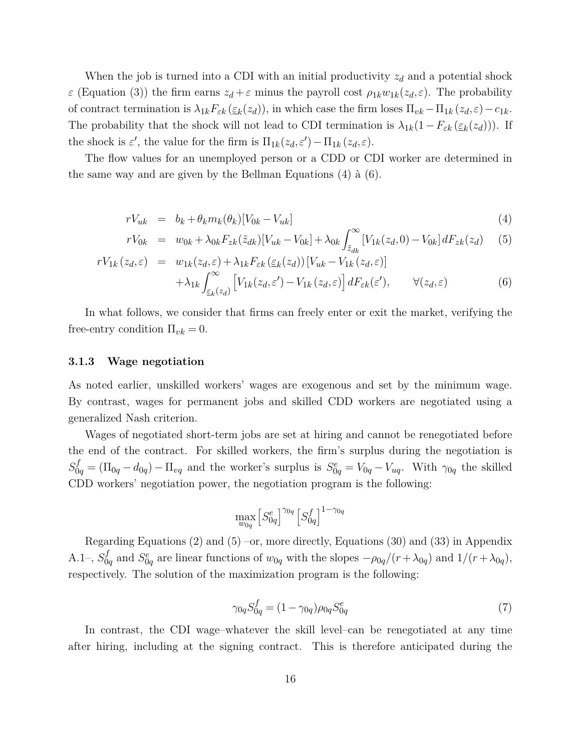When the job is turned into a CDI with an initial productivity $z_d$ and a potential shock $\varepsilon$ (Equation (3)) the firm earns $z_d + \varepsilon$ minus the payroll cost $\rho_{1k} w_{1k}(z_d, \varepsilon)$. The probability of contract termination is $\lambda_{1k} F_{\varepsilon k}(\underline{\varepsilon}_k(z_d))$, in which case the firm loses $\Pi_{vk} - \Pi_{1k}(z_d, \varepsilon) - c_{1k}$. The probability that the shock will not lead to CDI termination is $\lambda_{1k}(1 - F_{\varepsilon k}(\underline{\varepsilon}_k(z_d)))$. If the shock is $\varepsilon'$, the value for the firm is $\Pi_{1k}(z_d, \varepsilon') - \Pi_{1k}(z_d, \varepsilon)$.

The flow values for an unemployed person or a CDD or CDI worker are determined in the same way and are given by the Bellman Equations (4) à (6).

$$
\begin{aligned}
rV_{uk} &= b_k + \theta_k m_k(\theta_k)[V_{0k} - V_{uk}] && (4)\\
rV_{0k} &= w_{0k} + \lambda_{0k} F_{zk}(\tilde{z}_{dk})[V_{uk} - V_{0k}] + \lambda_{0k} \int_{\tilde{z}_{dk}}^{\infty} [V_{1k}(z_d, 0) - V_{0k}]\, dF_{zk}(z_d) && (5)\\
rV_{1k}(z_d, \varepsilon) &= w_{1k}(z_d, \varepsilon) + \lambda_{1k} F_{\varepsilon k}(\underline{\varepsilon}_k(z_d))[V_{uk} - V_{1k}(z_d, \varepsilon)] \\
&\quad + \lambda_{1k} \int_{\underline{\varepsilon}_k(z_d)}^{\infty} \left[V_{1k}(z_d, \varepsilon') - V_{1k}(z_d, \varepsilon)\right] dF_{\varepsilon k}(\varepsilon'), \qquad \forall (z_d, \varepsilon) && (6)
\end{aligned}
$$

In what follows, we consider that firms can freely enter or exit the market, verifying the free-entry condition $\Pi_{vk} = 0$.

### 3.1.3 Wage negotiation

As noted earlier, unskilled workers' wages are exogenous and set by the minimum wage. By contrast, wages for permanent jobs and skilled CDD workers are negotiated using a generalized Nash criterion.

Wages of negotiated short-term jobs are set at hiring and cannot be renegotiated before the end of the contract. For skilled workers, the firm's surplus during the negotiation is $S_{0q}^f = (\Pi_{0q} - d_{0q}) - \Pi_{vq}$ and the worker's surplus is $S_{0q}^e = V_{0q} - V_{uq}$. With $\gamma_{0q}$ the skilled CDD workers' negotiation power, the negotiation program is the following:

$$
\max_{w_{0q}} \left[S_{0q}^e\right]^{\gamma_{0q}} \left[S_{0q}^f\right]^{1-\gamma_{0q}}
$$

Regarding Equations (2) and (5) –or, more directly, Equations (30) and (33) in Appendix A.1–, $S_{0q}^f$ and $S_{0q}^e$ are linear functions of $w_{0q}$ with the slopes $-\rho_{0q}/(r + \lambda_{0q})$ and $1/(r + \lambda_{0q})$, respectively. The solution of the maximization program is the following:

$$
\gamma_{0q} S_{0q}^f = (1 - \gamma_{0q}) \rho_{0q} S_{0q}^e \tag{7}
$$

In contrast, the CDI wage–whatever the skill level–can be renegotiated at any time after hiring, including at the signing contract. This is therefore anticipated during the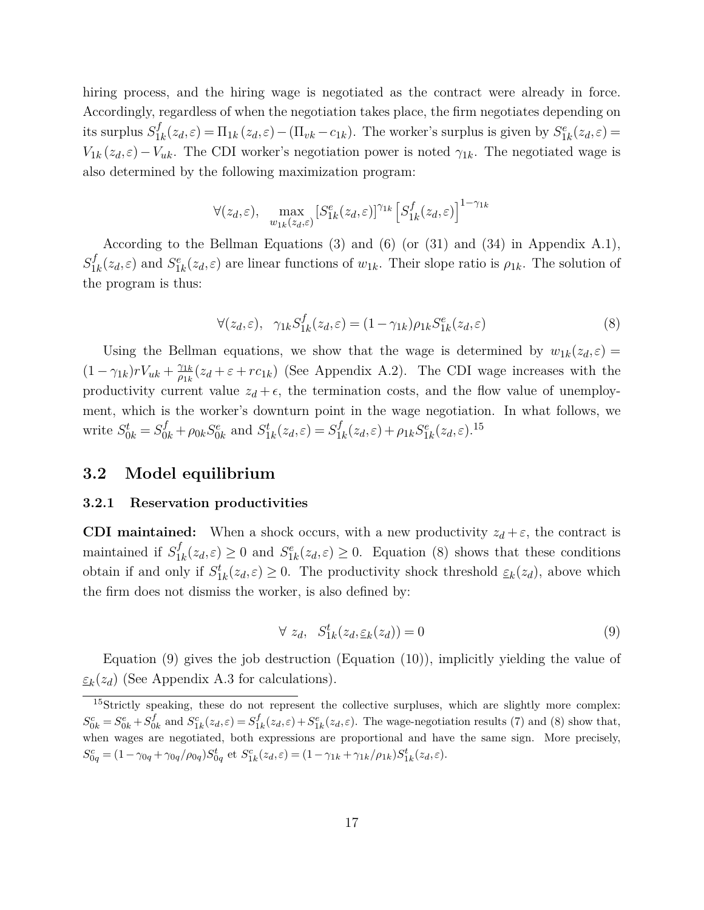hiring process, and the hiring wage is negotiated as the contract were already in force. Accordingly, regardless of when the negotiation takes place, the firm negotiates depending on its surplus $S^f_{1k}(z_d,\varepsilon) = \Pi_{1k}(z_d,\varepsilon) - (\Pi_{vk} - c_{1k})$. The worker's surplus is given by $S^e_{1k}(z_d,\varepsilon) = V_{1k}(z_d,\varepsilon) - V_{uk}$. The CDI worker's negotiation power is noted $\gamma_{1k}$. The negotiated wage is also determined by the following maximization program:

$$\forall (z_d,\varepsilon), \quad \max_{w_{1k}(z_d,\varepsilon)} \left[S^e_{1k}(z_d,\varepsilon)\right]^{\gamma_{1k}} \left[S^f_{1k}(z_d,\varepsilon)\right]^{1-\gamma_{1k}}$$

According to the Bellman Equations (3) and (6) (or (31) and (34) in Appendix A.1), $S^f_{1k}(z_d,\varepsilon)$ and $S^e_{1k}(z_d,\varepsilon)$ are linear functions of $w_{1k}$. Their slope ratio is $\rho_{1k}$. The solution of the program is thus:

$$\forall (z_d,\varepsilon), \quad \gamma_{1k} S^f_{1k}(z_d,\varepsilon) = (1-\gamma_{1k})\rho_{1k} S^e_{1k}(z_d,\varepsilon) \tag{8}$$

Using the Bellman equations, we show that the wage is determined by $w_{1k}(z_d,\varepsilon) = (1-\gamma_{1k}) r V_{uk} + \frac{\gamma_{1k}}{\rho_{1k}}(z_d + \varepsilon + r c_{1k})$ (See Appendix A.2). The CDI wage increases with the productivity current value $z_d + \epsilon$, the termination costs, and the flow value of unemployment, which is the worker's downturn point in the wage negotiation. In what follows, we write $S^t_{0k} = S^f_{0k} + \rho_{0k} S^e_{0k}$ and $S^t_{1k}(z_d,\varepsilon) = S^f_{1k}(z_d,\varepsilon) + \rho_{1k} S^e_{1k}(z_d,\varepsilon)$.[15]

## 3.2 Model equilibrium

### 3.2.1 Reservation productivities

**CDI maintained:** When a shock occurs, with a new productivity $z_d + \varepsilon$, the contract is maintained if $S^f_{1k}(z_d,\varepsilon) \geq 0$ and $S^e_{1k}(z_d,\varepsilon) \geq 0$. Equation (8) shows that these conditions obtain if and only if $S^t_{1k}(z_d,\varepsilon) \geq 0$. The productivity shock threshold $\underline{\varepsilon}_k(z_d)$, above which the firm does not dismiss the worker, is also defined by:

$$\forall \ z_d, \quad S^t_{1k}(z_d, \underline{\varepsilon}_k(z_d)) = 0 \tag{9}$$

Equation (9) gives the job destruction (Equation (10)), implicitly yielding the value of $\underline{\varepsilon}_k(z_d)$ (See Appendix A.3 for calculations).

[15] Strictly speaking, these do not represent the collective surpluses, which are slightly more complex: $S^c_{0k} = S^e_{0k} + S^f_{0k}$ and $S^c_{1k}(z_d,\varepsilon) = S^f_{1k}(z_d,\varepsilon) + S^e_{1k}(z_d,\varepsilon)$. The wage-negotiation results (7) and (8) show that, when wages are negotiated, both expressions are proportional and have the same sign. More precisely, $S^c_{0q} = (1-\gamma_{0q} + \gamma_{0q}/\rho_{0q}) S^t_{0q}$ et $S^c_{1k}(z_d,\varepsilon) = (1-\gamma_{1k} + \gamma_{1k}/\rho_{1k}) S^t_{1k}(z_d,\varepsilon)$.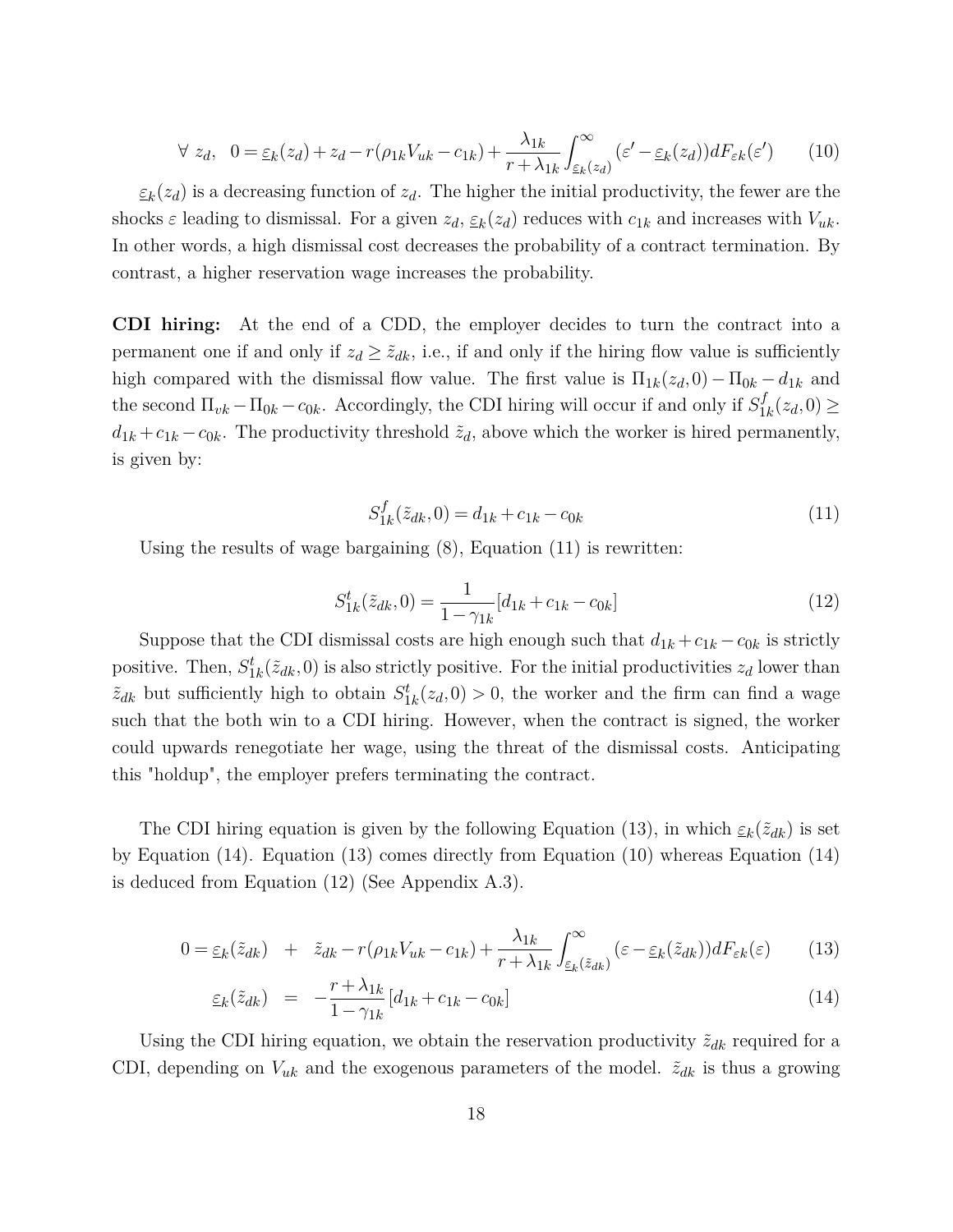$$\forall\ z_d,\quad 0 = \underline{\varepsilon}_k(z_d) + z_d - r(\rho_{1k}V_{uk} - c_{1k}) + \frac{\lambda_{1k}}{r+\lambda_{1k}}\int_{\underline{\varepsilon}_k(z_d)}^{\infty}(\varepsilon' - \underline{\varepsilon}_k(z_d))dF_{\varepsilon k}(\varepsilon') \qquad (10)$$

$\underline{\varepsilon}_k(z_d)$ is a decreasing function of $z_d$. The higher the initial productivity, the fewer are the shocks $\varepsilon$ leading to dismissal. For a given $z_d$, $\underline{\varepsilon}_k(z_d)$ reduces with $c_{1k}$ and increases with $V_{uk}$. In other words, a high dismissal cost decreases the probability of a contract termination. By contrast, a higher reservation wage increases the probability.

**CDI hiring:** At the end of a CDD, the employer decides to turn the contract into a permanent one if and only if $z_d \geq \tilde{z}_{dk}$, i.e., if and only if the hiring flow value is sufficiently high compared with the dismissal flow value. The first value is $\Pi_{1k}(z_d, 0) - \Pi_{0k} - d_{1k}$ and the second $\Pi_{vk} - \Pi_{0k} - c_{0k}$. Accordingly, the CDI hiring will occur if and only if $S^f_{1k}(z_d, 0) \geq d_{1k} + c_{1k} - c_{0k}$. The productivity threshold $\tilde{z}_d$, above which the worker is hired permanently, is given by:

$$S^f_{1k}(\tilde{z}_{dk}, 0) = d_{1k} + c_{1k} - c_{0k} \qquad (11)$$

Using the results of wage bargaining (8), Equation (11) is rewritten:

$$S^t_{1k}(\tilde{z}_{dk}, 0) = \frac{1}{1-\gamma_{1k}}[d_{1k} + c_{1k} - c_{0k}] \qquad (12)$$

Suppose that the CDI dismissal costs are high enough such that $d_{1k} + c_{1k} - c_{0k}$ is strictly positive. Then, $S^t_{1k}(\tilde{z}_{dk}, 0)$ is also strictly positive. For the initial productivities $z_d$ lower than $\tilde{z}_{dk}$ but sufficiently high to obtain $S^t_{1k}(z_d, 0) > 0$, the worker and the firm can find a wage such that the both win to a CDI hiring. However, when the contract is signed, the worker could upwards renegotiate her wage, using the threat of the dismissal costs. Anticipating this "holdup", the employer prefers terminating the contract.

The CDI hiring equation is given by the following Equation (13), in which $\underline{\varepsilon}_k(\tilde{z}_{dk})$ is set by Equation (14). Equation (13) comes directly from Equation (10) whereas Equation (14) is deduced from Equation (12) (See Appendix A.3).

$$0 = \underline{\varepsilon}_k(\tilde{z}_{dk}) \quad + \quad \tilde{z}_{dk} - r(\rho_{1k}V_{uk} - c_{1k}) + \frac{\lambda_{1k}}{r+\lambda_{1k}}\int_{\underline{\varepsilon}_k(\tilde{z}_{dk})}^{\infty}(\varepsilon - \underline{\varepsilon}_k(\tilde{z}_{dk}))dF_{\varepsilon k}(\varepsilon) \qquad (13)$$

$$\underline{\varepsilon}_k(\tilde{z}_{dk}) \quad = \quad -\frac{r+\lambda_{1k}}{1-\gamma_{1k}}[d_{1k} + c_{1k} - c_{0k}] \qquad (14)$$

Using the CDI hiring equation, we obtain the reservation productivity $\tilde{z}_{dk}$ required for a CDI, depending on $V_{uk}$ and the exogenous parameters of the model. $\tilde{z}_{dk}$ is thus a growing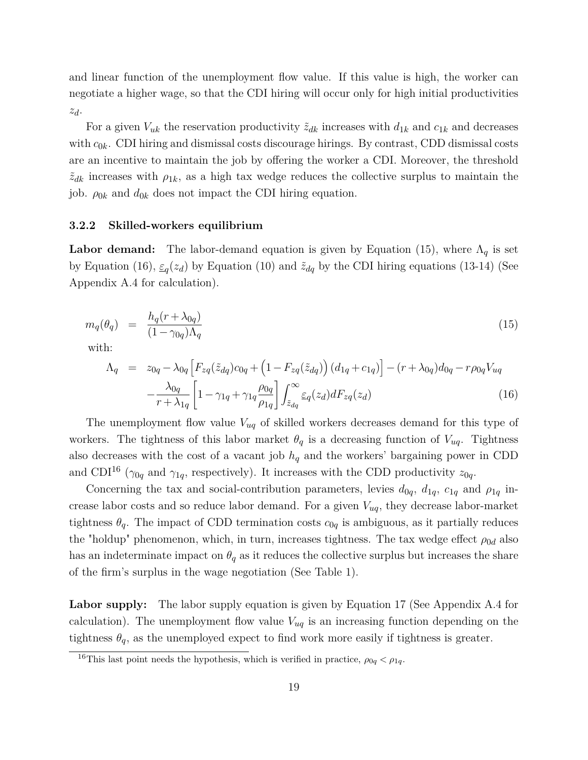and linear function of the unemployment flow value. If this value is high, the worker can negotiate a higher wage, so that the CDI hiring will occur only for high initial productivities $z_d$.

For a given $V_{uk}$ the reservation productivity $\tilde{z}_{dk}$ increases with $d_{1k}$ and $c_{1k}$ and decreases with $c_{0k}$. CDI hiring and dismissal costs discourage hirings. By contrast, CDD dismissal costs are an incentive to maintain the job by offering the worker a CDI. Moreover, the threshold $\tilde{z}_{dk}$ increases with $\rho_{1k}$, as a high tax wedge reduces the collective surplus to maintain the job. $\rho_{0k}$ and $d_{0k}$ does not impact the CDI hiring equation.

### 3.2.2 Skilled-workers equilibrium

**Labor demand:** The labor-demand equation is given by Equation (15), where $\Lambda_q$ is set by Equation (16), $\underline{\varepsilon}_q(z_d)$ by Equation (10) and $\tilde{z}_{dq}$ by the CDI hiring equations (13-14) (See Appendix A.4 for calculation).

$$m_q(\theta_q) = \frac{h_q(r+\lambda_{0q})}{(1-\gamma_{0q})\Lambda_q} \tag{15}$$

with:

$$\begin{aligned}\Lambda_q = \; & z_{0q} - \lambda_{0q}\left[F_{zq}(\tilde{z}_{dq})c_{0q} + \left(1-F_{zq}(\tilde{z}_{dq})\right)(d_{1q}+c_{1q})\right] - (r+\lambda_{0q})d_{0q} - r\rho_{0q}V_{uq} \\ & -\frac{\lambda_{0q}}{r+\lambda_{1q}}\left[1-\gamma_{1q}+\gamma_{1q}\frac{\rho_{0q}}{\rho_{1q}}\right]\int_{\tilde{z}_{dq}}^{\infty}\underline{\varepsilon}_q(z_d)dF_{zq}(z_d)\end{aligned} \tag{16}$$

The unemployment flow value $V_{uq}$ of skilled workers decreases demand for this type of workers. The tightness of this labor market $\theta_q$ is a decreasing function of $V_{uq}$. Tightness also decreases with the cost of a vacant job $h_q$ and the workers' bargaining power in CDD and CDI[16] ($\gamma_{0q}$ and $\gamma_{1q}$, respectively). It increases with the CDD productivity $z_{0q}$.

Concerning the tax and social-contribution parameters, levies $d_{0q}$, $d_{1q}$, $c_{1q}$ and $\rho_{1q}$ increase labor costs and so reduce labor demand. For a given $V_{uq}$, they decrease labor-market tightness $\theta_q$. The impact of CDD termination costs $c_{0q}$ is ambiguous, as it partially reduces the "holdup" phenomenon, which, in turn, increases tightness. The tax wedge effect $\rho_{0d}$ also has an indeterminate impact on $\theta_q$ as it reduces the collective surplus but increases the share of the firm's surplus in the wage negotiation (See Table 1).

**Labor supply:** The labor supply equation is given by Equation 17 (See Appendix A.4 for calculation). The unemployment flow value $V_{uq}$ is an increasing function depending on the tightness $\theta_q$, as the unemployed expect to find work more easily if tightness is greater.

[16] This last point needs the hypothesis, which is verified in practice, $\rho_{0q} < \rho_{1q}$.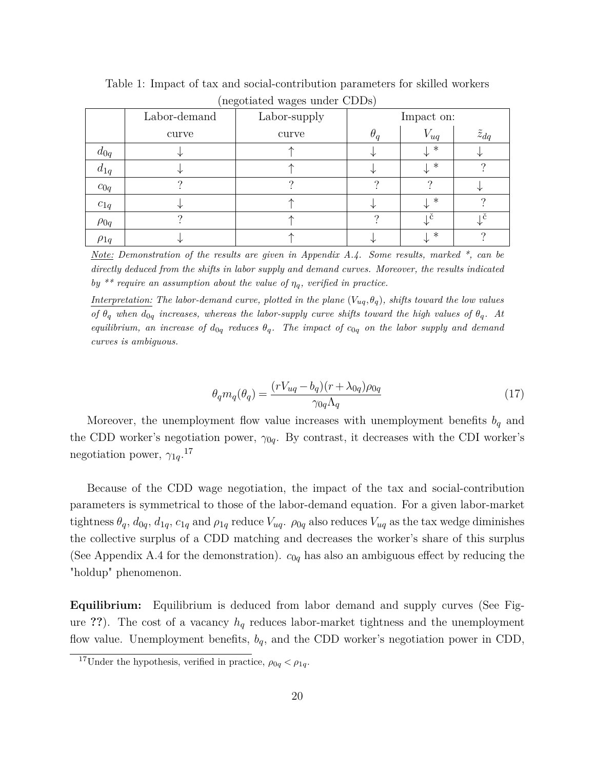Table 1: Impact of tax and social-contribution parameters for skilled workers (negotiated wages under CDDs)

| | Labor-demand curve | Labor-supply curve | Impact on: $\theta_q$ | $V_{uq}$ | $\tilde{z}_{dq}$ |
|---|---|---|---|---|---|
| $d_{0q}$ | ↓ | ↑ | ↓ | ↓ * | ↓ |
| $d_{1q}$ | ↓ | ↑ | ↓ | ↓ * | ? |
| $c_{0q}$ | ? | ? | ? | ? | ↓ |
| $c_{1q}$ | ↓ | ↑ | ↓ | ↓ * | ? |
| $\rho_{0q}$ | ? | ↑ | ? | ↓ˇ | ↓ˇ |
| $\rho_{1q}$ | ↓ | ↑ | ↓ | ↓ * | ? |

*Note:* *Demonstration of the results are given in Appendix A.4. Some results, marked \*, can be directly deduced from the shifts in labor supply and demand curves. Moreover, the results indicated by \*\* require an assumption about the value of $\eta_q$, verified in practice.*

*Interpretation:* *The labor-demand curve, plotted in the plane $(V_{uq},\theta_q)$, shifts toward the low values of $\theta_q$ when $d_{0q}$ increases, whereas the labor-supply curve shifts toward the high values of $\theta_q$. At equilibrium, an increase of $d_{0q}$ reduces $\theta_q$. The impact of $c_{0q}$ on the labor supply and demand curves is ambiguous.*

$$\theta_q m_q(\theta_q) = \frac{(rV_{uq} - b_q)(r+\lambda_{0q})\rho_{0q}}{\gamma_{0q}\Lambda_q} \tag{17}$$

Moreover, the unemployment flow value increases with unemployment benefits $b_q$ and the CDD worker's negotiation power, $\gamma_{0q}$. By contrast, it decreases with the CDI worker's negotiation power, $\gamma_{1q}$.[17]

Because of the CDD wage negotiation, the impact of the tax and social-contribution parameters is symmetrical to those of the labor-demand equation. For a given labor-market tightness $\theta_q$, $d_{0q}$, $d_{1q}$, $c_{1q}$ and $\rho_{1q}$ reduce $V_{uq}$. $\rho_{0q}$ also reduces $V_{uq}$ as the tax wedge diminishes the collective surplus of a CDD matching and decreases the worker's share of this surplus (See Appendix A.4 for the demonstration). $c_{0q}$ has also an ambiguous effect by reducing the "holdup" phenomenon.

**Equilibrium:** Equilibrium is deduced from labor demand and supply curves (See Figure **??**). The cost of a vacancy $h_q$ reduces labor-market tightness and the unemployment flow value. Unemployment benefits, $b_q$, and the CDD worker's negotiation power in CDD,

[17] Under the hypothesis, verified in practice, $\rho_{0q} < \rho_{1q}$.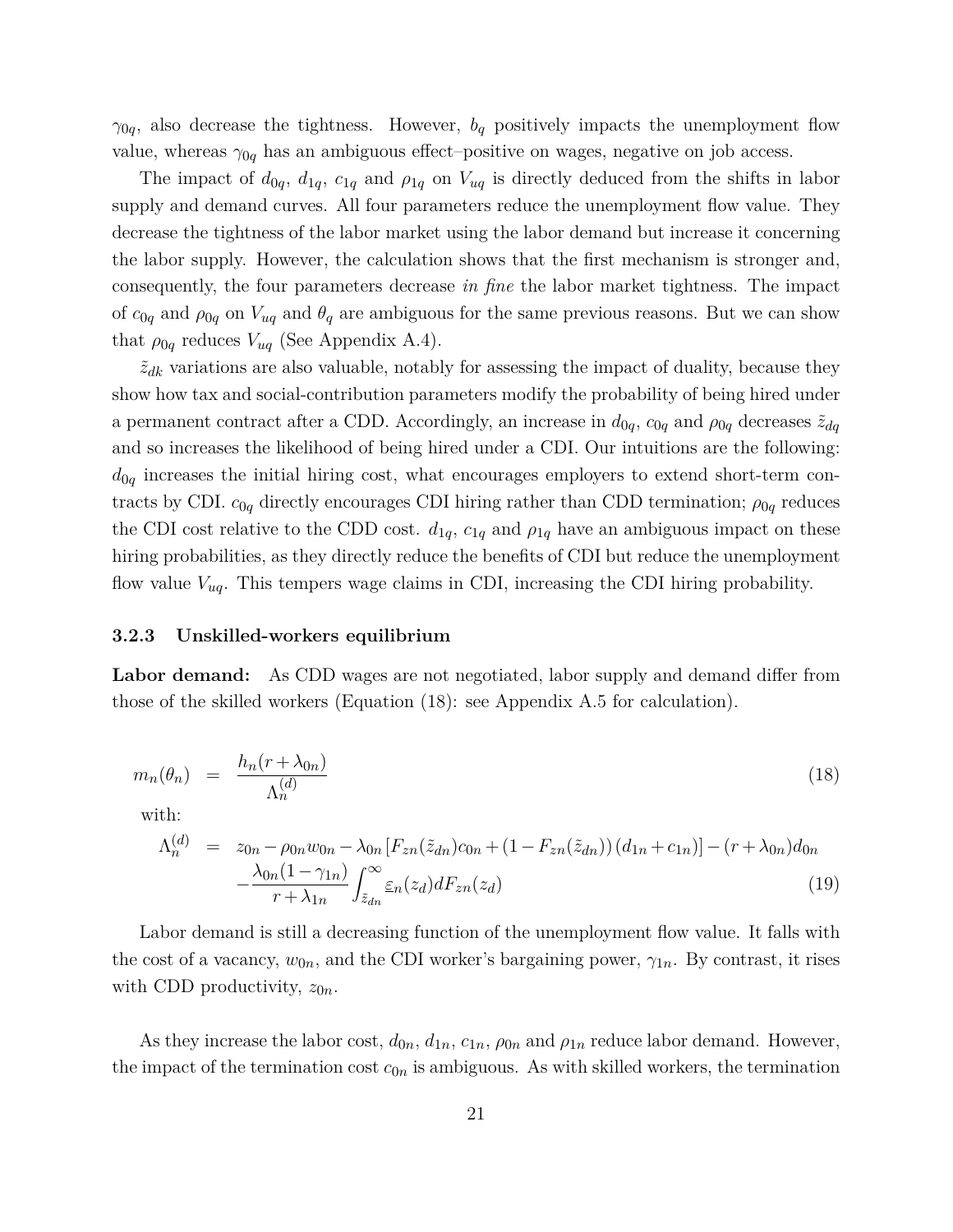$\gamma_{0q}$, also decrease the tightness. However, $b_q$ positively impacts the unemployment flow value, whereas $\gamma_{0q}$ has an ambiguous effect–positive on wages, negative on job access.

The impact of $d_{0q}$, $d_{1q}$, $c_{1q}$ and $\rho_{1q}$ on $V_{uq}$ is directly deduced from the shifts in labor supply and demand curves. All four parameters reduce the unemployment flow value. They decrease the tightness of the labor market using the labor demand but increase it concerning the labor supply. However, the calculation shows that the first mechanism is stronger and, consequently, the four parameters decrease *in fine* the labor market tightness. The impact of $c_{0q}$ and $\rho_{0q}$ on $V_{uq}$ and $\theta_q$ are ambiguous for the same previous reasons. But we can show that $\rho_{0q}$ reduces $V_{uq}$ (See Appendix A.4).

$\tilde{z}_{dk}$ variations are also valuable, notably for assessing the impact of duality, because they show how tax and social-contribution parameters modify the probability of being hired under a permanent contract after a CDD. Accordingly, an increase in $d_{0q}$, $c_{0q}$ and $\rho_{0q}$ decreases $\tilde{z}_{dq}$ and so increases the likelihood of being hired under a CDI. Our intuitions are the following: $d_{0q}$ increases the initial hiring cost, what encourages employers to extend short-term contracts by CDI. $c_{0q}$ directly encourages CDI hiring rather than CDD termination; $\rho_{0q}$ reduces the CDI cost relative to the CDD cost. $d_{1q}$, $c_{1q}$ and $\rho_{1q}$ have an ambiguous impact on these hiring probabilities, as they directly reduce the benefits of CDI but reduce the unemployment flow value $V_{uq}$. This tempers wage claims in CDI, increasing the CDI hiring probability.

### 3.2.3 Unskilled-workers equilibrium

**Labor demand:** As CDD wages are not negotiated, labor supply and demand differ from those of the skilled workers (Equation (18): see Appendix A.5 for calculation).

$$m_n(\theta_n) = \frac{h_n(r+\lambda_{0n})}{\Lambda_n^{(d)}} \tag{18}$$

with:

$$\Lambda_n^{(d)} = z_{0n} - \rho_{0n}w_{0n} - \lambda_{0n}\left[F_{zn}(\tilde{z}_{dn})c_{0n} + (1-F_{zn}(\tilde{z}_{dn}))(d_{1n}+c_{1n})\right] - (r+\lambda_{0n})d_{0n} - \frac{\lambda_{0n}(1-\gamma_{1n})}{r+\lambda_{1n}}\int_{\tilde{z}_{dn}}^{\infty}\varepsilon_n(z_d)dF_{zn}(z_d) \tag{19}$$

Labor demand is still a decreasing function of the unemployment flow value. It falls with the cost of a vacancy, $w_{0n}$, and the CDI worker's bargaining power, $\gamma_{1n}$. By contrast, it rises with CDD productivity, $z_{0n}$.

As they increase the labor cost, $d_{0n}$, $d_{1n}$, $c_{1n}$, $\rho_{0n}$ and $\rho_{1n}$ reduce labor demand. However, the impact of the termination cost $c_{0n}$ is ambiguous. As with skilled workers, the termination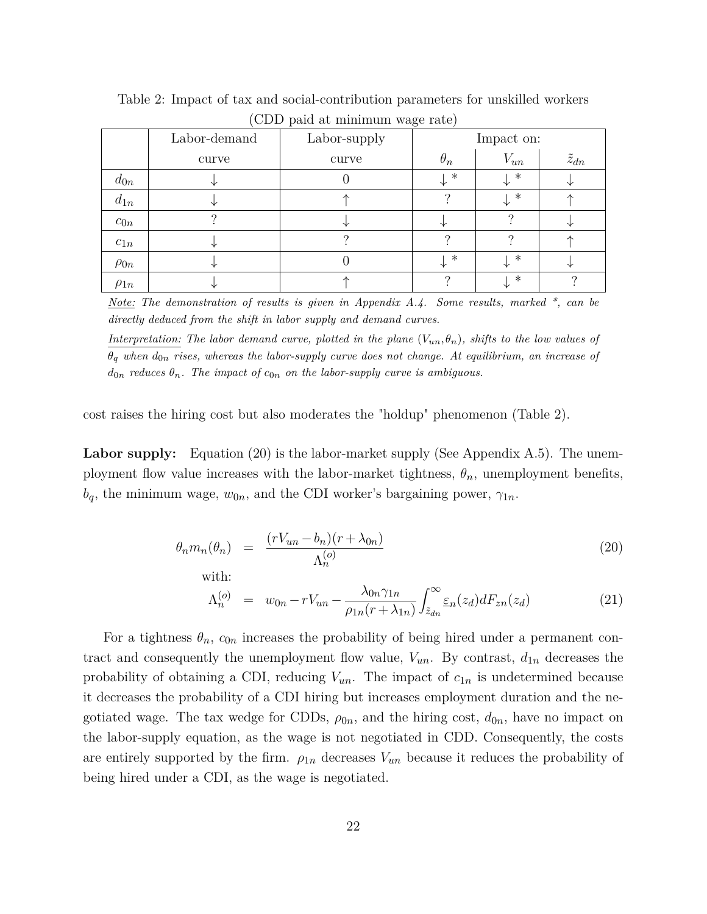Table 2: Impact of tax and social-contribution parameters for unskilled workers (CDD paid at minimum wage rate)

| | Labor-demand curve | Labor-supply curve | Impact on: $\theta_n$ | $V_{un}$ | $\tilde{z}_{dn}$ |
|---|---|---|---|---|---|
| $d_{0n}$ | $\downarrow$ | 0 | $\downarrow$ * | $\downarrow$ * | $\downarrow$ |
| $d_{1n}$ | $\downarrow$ | $\uparrow$ | ? | $\downarrow$ * | $\uparrow$ |
| $c_{0n}$ | ? | $\downarrow$ | $\downarrow$ | ? | $\downarrow$ |
| $c_{1n}$ | $\downarrow$ | ? | ? | ? | $\uparrow$ |
| $\rho_{0n}$ | $\downarrow$ | 0 | $\downarrow$ * | $\downarrow$ * | $\downarrow$ |
| $\rho_{1n}$ | $\downarrow$ | $\uparrow$ | ? | $\downarrow$ * | ? |

*Note:* *The demonstration of results is given in Appendix A.4. Some results, marked *, can be directly deduced from the shift in labor supply and demand curves.*

*Interpretation:* *The labor demand curve, plotted in the plane ($V_{un}$,$\theta_n$), shifts to the low values of $\theta_q$ when $d_{0n}$ rises, whereas the labor-supply curve does not change. At equilibrium, an increase of $d_{0n}$ reduces $\theta_n$. The impact of $c_{0n}$ on the labor-supply curve is ambiguous.*

cost raises the hiring cost but also moderates the "holdup" phenomenon (Table 2).

**Labor supply:** Equation (20) is the labor-market supply (See Appendix A.5). The unemployment flow value increases with the labor-market tightness, $\theta_n$, unemployment benefits, $b_q$, the minimum wage, $w_{0n}$, and the CDI worker's bargaining power, $\gamma_{1n}$.

$$\theta_n m_n(\theta_n) = \frac{(rV_{un} - b_n)(r + \lambda_{0n})}{\Lambda_n^{(o)}} \tag{20}$$

with:

$$\Lambda_n^{(o)} = w_{0n} - rV_{un} - \frac{\lambda_{0n}\gamma_{1n}}{\rho_{1n}(r + \lambda_{1n})} \int_{\tilde{z}_{dn}}^{\infty} \underline{\varepsilon}_n(z_d) dF_{zn}(z_d) \tag{21}$$

For a tightness $\theta_n$, $c_{0n}$ increases the probability of being hired under a permanent contract and consequently the unemployment flow value, $V_{un}$. By contrast, $d_{1n}$ decreases the probability of obtaining a CDI, reducing $V_{un}$. The impact of $c_{1n}$ is undetermined because it decreases the probability of a CDI hiring but increases employment duration and the negotiated wage. The tax wedge for CDDs, $\rho_{0n}$, and the hiring cost, $d_{0n}$, have no impact on the labor-supply equation, as the wage is not negotiated in CDD. Consequently, the costs are entirely supported by the firm. $\rho_{1n}$ decreases $V_{un}$ because it reduces the probability of being hired under a CDI, as the wage is negotiated.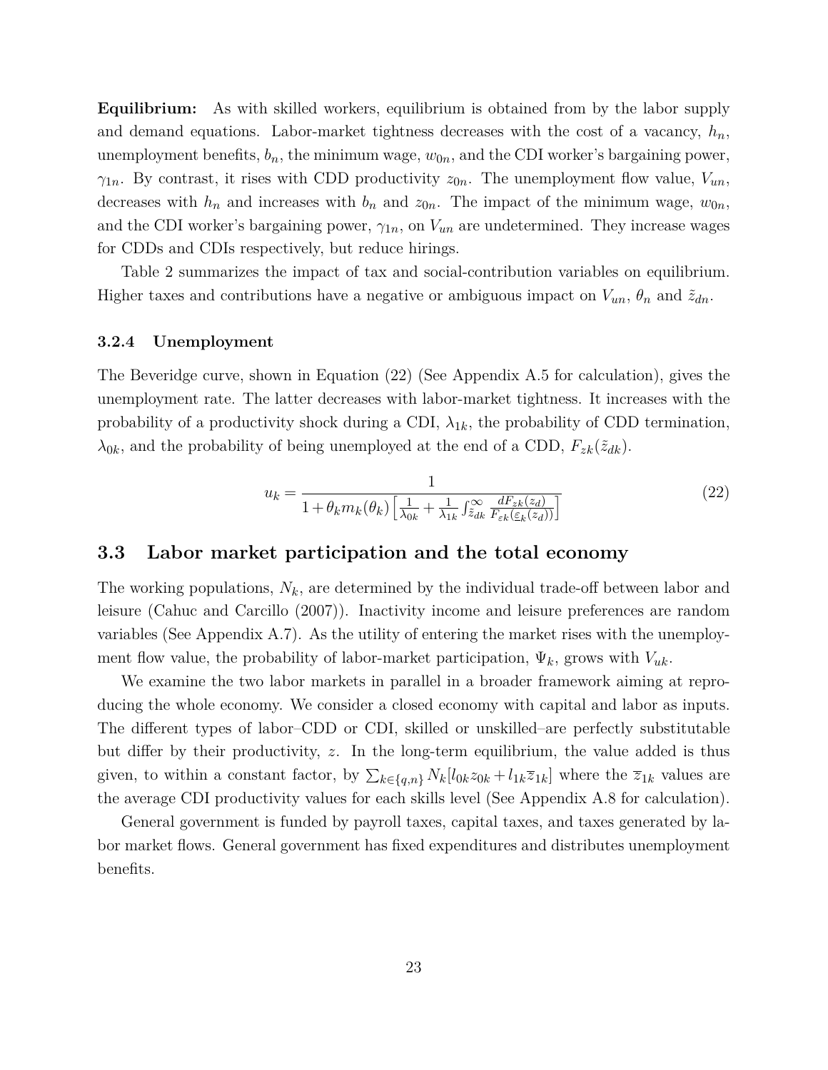**Equilibrium:** As with skilled workers, equilibrium is obtained from by the labor supply and demand equations. Labor-market tightness decreases with the cost of a vacancy, $h_n$, unemployment benefits, $b_n$, the minimum wage, $w_{0n}$, and the CDI worker's bargaining power, $\gamma_{1n}$. By contrast, it rises with CDD productivity $z_{0n}$. The unemployment flow value, $V_{un}$, decreases with $h_n$ and increases with $b_n$ and $z_{0n}$. The impact of the minimum wage, $w_{0n}$, and the CDI worker's bargaining power, $\gamma_{1n}$, on $V_{un}$ are undetermined. They increase wages for CDDs and CDIs respectively, but reduce hirings.

Table 2 summarizes the impact of tax and social-contribution variables on equilibrium. Higher taxes and contributions have a negative or ambiguous impact on $V_{un}$, $\theta_n$ and $\tilde{z}_{dn}$.

### 3.2.4 Unemployment

The Beveridge curve, shown in Equation (22) (See Appendix A.5 for calculation), gives the unemployment rate. The latter decreases with labor-market tightness. It increases with the probability of a productivity shock during a CDI, $\lambda_{1k}$, the probability of CDD termination, $\lambda_{0k}$, and the probability of being unemployed at the end of a CDD, $F_{zk}(\tilde{z}_{dk})$.

$$u_k = \frac{1}{1+\theta_k m_k(\theta_k)\left[\frac{1}{\lambda_{0k}} + \frac{1}{\lambda_{1k}}\int_{\tilde{z}_{dk}}^{\infty} \frac{dF_{zk}(z_d)}{F_{\varepsilon k}(\underline{\varepsilon}_k(z_d))}\right]} \tag{22}$$

## 3.3 Labor market participation and the total economy

The working populations, $N_k$, are determined by the individual trade-off between labor and leisure (Cahuc and Carcillo (2007)). Inactivity income and leisure preferences are random variables (See Appendix A.7). As the utility of entering the market rises with the unemployment flow value, the probability of labor-market participation, $\Psi_k$, grows with $V_{uk}$.

We examine the two labor markets in parallel in a broader framework aiming at reproducing the whole economy. We consider a closed economy with capital and labor as inputs. The different types of labor–CDD or CDI, skilled or unskilled–are perfectly substitutable but differ by their productivity, $z$. In the long-term equilibrium, the value added is thus given, to within a constant factor, by $\sum_{k\in\{q,n\}} N_k[l_{0k}z_{0k} + l_{1k}\overline{z}_{1k}]$ where the $\overline{z}_{1k}$ values are the average CDI productivity values for each skills level (See Appendix A.8 for calculation).

General government is funded by payroll taxes, capital taxes, and taxes generated by labor market flows. General government has fixed expenditures and distributes unemployment benefits.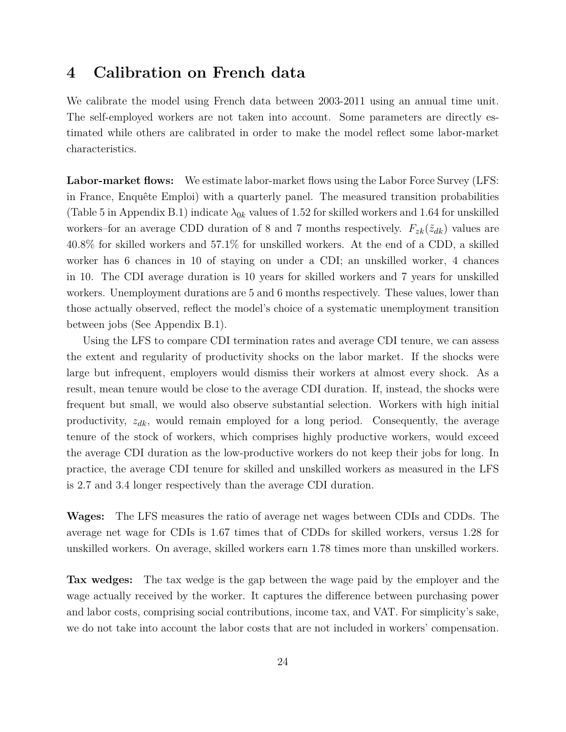# 4 Calibration on French data

We calibrate the model using French data between 2003-2011 using an annual time unit. The self-employed workers are not taken into account. Some parameters are directly estimated while others are calibrated in order to make the model reflect some labor-market characteristics.

**Labor-market flows:** We estimate labor-market flows using the Labor Force Survey (LFS: in France, Enquête Emploi) with a quarterly panel. The measured transition probabilities (Table 5 in Appendix B.1) indicate $\lambda_{0k}$ values of 1.52 for skilled workers and 1.64 for unskilled workers–for an average CDD duration of 8 and 7 months respectively. $F_{zk}(\tilde{z}_{dk})$ values are 40.8% for skilled workers and 57.1% for unskilled workers. At the end of a CDD, a skilled worker has 6 chances in 10 of staying on under a CDI; an unskilled worker, 4 chances in 10. The CDI average duration is 10 years for skilled workers and 7 years for unskilled workers. Unemployment durations are 5 and 6 months respectively. These values, lower than those actually observed, reflect the model's choice of a systematic unemployment transition between jobs (See Appendix B.1).

Using the LFS to compare CDI termination rates and average CDI tenure, we can assess the extent and regularity of productivity shocks on the labor market. If the shocks were large but infrequent, employers would dismiss their workers at almost every shock. As a result, mean tenure would be close to the average CDI duration. If, instead, the shocks were frequent but small, we would also observe substantial selection. Workers with high initial productivity, $z_{dk}$, would remain employed for a long period. Consequently, the average tenure of the stock of workers, which comprises highly productive workers, would exceed the average CDI duration as the low-productive workers do not keep their jobs for long. In practice, the average CDI tenure for skilled and unskilled workers as measured in the LFS is 2.7 and 3.4 longer respectively than the average CDI duration.

**Wages:** The LFS measures the ratio of average net wages between CDIs and CDDs. The average net wage for CDIs is 1.67 times that of CDDs for skilled workers, versus 1.28 for unskilled workers. On average, skilled workers earn 1.78 times more than unskilled workers.

**Tax wedges:** The tax wedge is the gap between the wage paid by the employer and the wage actually received by the worker. It captures the difference between purchasing power and labor costs, comprising social contributions, income tax, and VAT. For simplicity's sake, we do not take into account the labor costs that are not included in workers' compensation.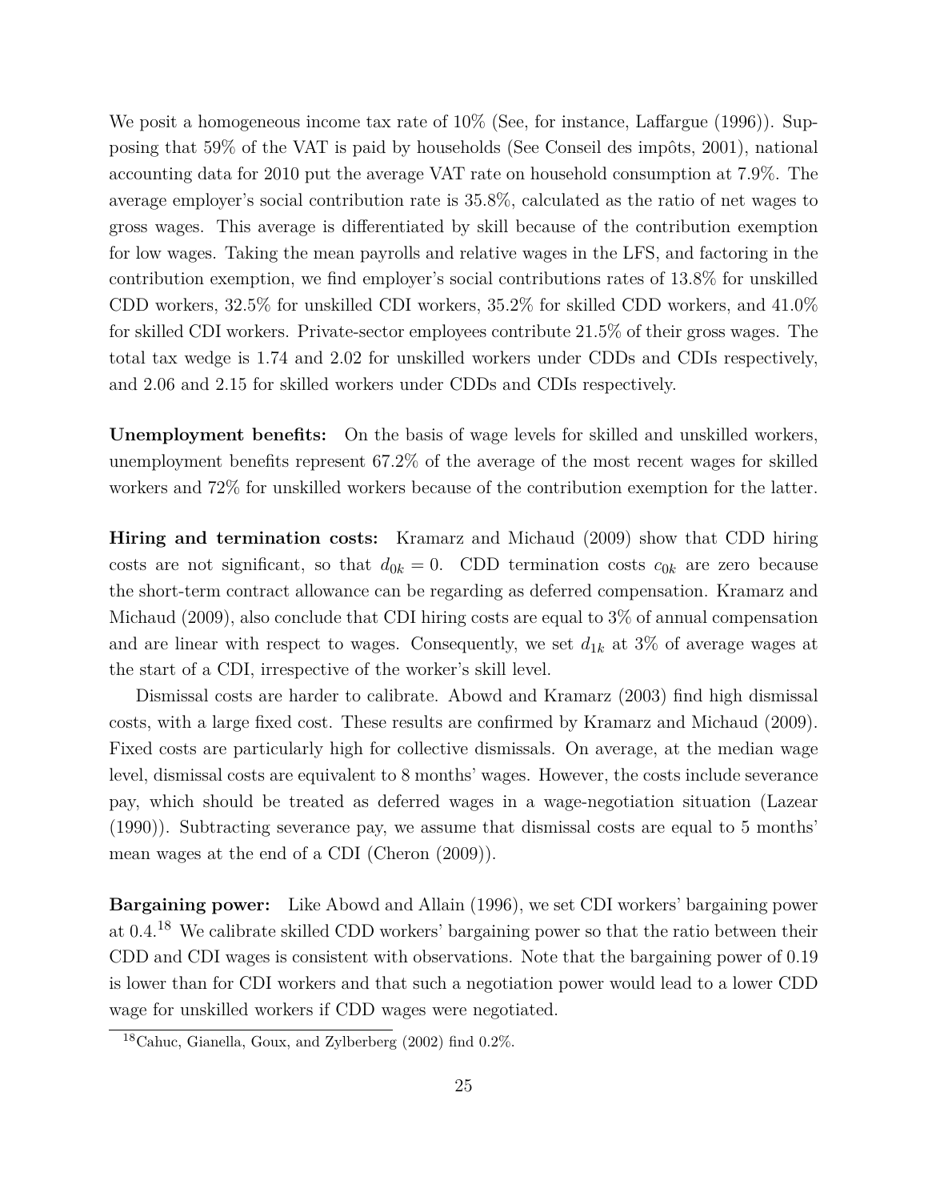We posit a homogeneous income tax rate of 10% (See, for instance, Laffargue (1996)). Supposing that 59% of the VAT is paid by households (See Conseil des impôts, 2001), national accounting data for 2010 put the average VAT rate on household consumption at 7.9%. The average employer's social contribution rate is 35.8%, calculated as the ratio of net wages to gross wages. This average is differentiated by skill because of the contribution exemption for low wages. Taking the mean payrolls and relative wages in the LFS, and factoring in the contribution exemption, we find employer's social contributions rates of 13.8% for unskilled CDD workers, 32.5% for unskilled CDI workers, 35.2% for skilled CDD workers, and 41.0% for skilled CDI workers. Private-sector employees contribute 21.5% of their gross wages. The total tax wedge is 1.74 and 2.02 for unskilled workers under CDDs and CDIs respectively, and 2.06 and 2.15 for skilled workers under CDDs and CDIs respectively.

**Unemployment benefits:** On the basis of wage levels for skilled and unskilled workers, unemployment benefits represent 67.2% of the average of the most recent wages for skilled workers and 72% for unskilled workers because of the contribution exemption for the latter.

**Hiring and termination costs:** Kramarz and Michaud (2009) show that CDD hiring costs are not significant, so that $d_{0k} = 0$. CDD termination costs $c_{0k}$ are zero because the short-term contract allowance can be regarding as deferred compensation. Kramarz and Michaud (2009), also conclude that CDI hiring costs are equal to 3% of annual compensation and are linear with respect to wages. Consequently, we set $d_{1k}$ at 3% of average wages at the start of a CDI, irrespective of the worker's skill level.

Dismissal costs are harder to calibrate. Abowd and Kramarz (2003) find high dismissal costs, with a large fixed cost. These results are confirmed by Kramarz and Michaud (2009). Fixed costs are particularly high for collective dismissals. On average, at the median wage level, dismissal costs are equivalent to 8 months' wages. However, the costs include severance pay, which should be treated as deferred wages in a wage-negotiation situation (Lazear (1990)). Subtracting severance pay, we assume that dismissal costs are equal to 5 months' mean wages at the end of a CDI (Cheron (2009)).

**Bargaining power:** Like Abowd and Allain (1996), we set CDI workers' bargaining power at 0.4.[18] We calibrate skilled CDD workers' bargaining power so that the ratio between their CDD and CDI wages is consistent with observations. Note that the bargaining power of 0.19 is lower than for CDI workers and that such a negotiation power would lead to a lower CDD wage for unskilled workers if CDD wages were negotiated.

[18] Cahuc, Gianella, Goux, and Zylberberg (2002) find 0.2%.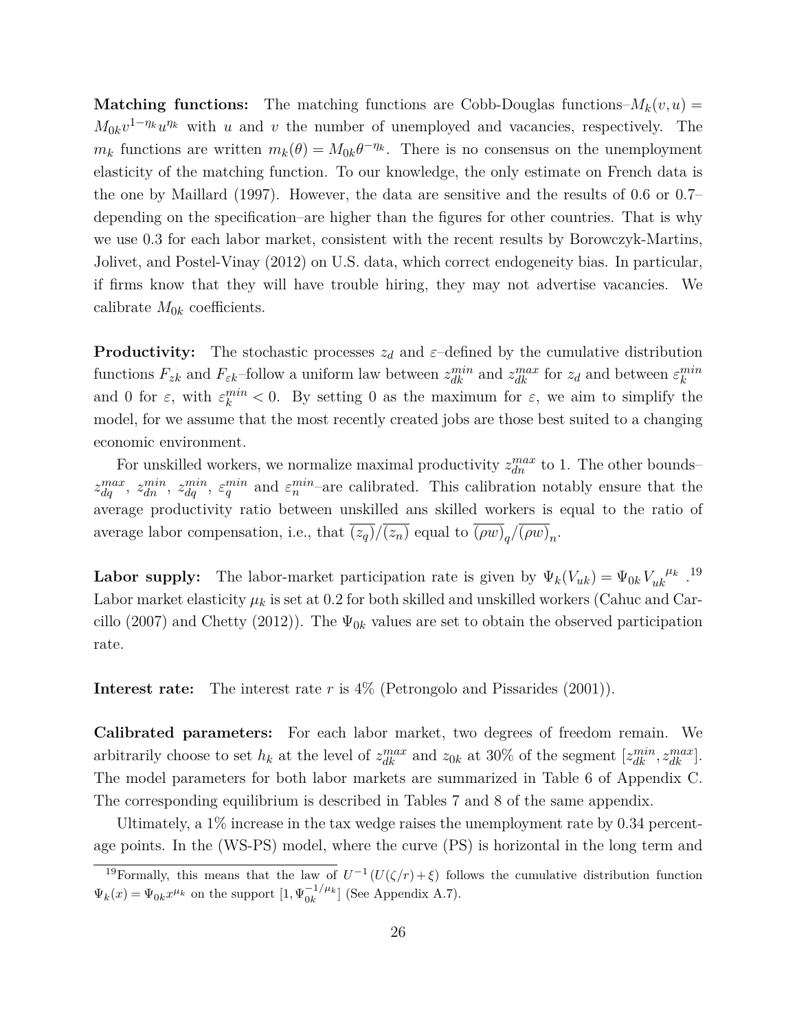**Matching functions:** The matching functions are Cobb-Douglas functions–$M_k(v,u) = M_{0k}v^{1-\eta_k}u^{\eta_k}$ with $u$ and $v$ the number of unemployed and vacancies, respectively. The $m_k$ functions are written $m_k(\theta) = M_{0k}\theta^{-\eta_k}$. There is no consensus on the unemployment elasticity of the matching function. To our knowledge, the only estimate on French data is the one by Maillard (1997). However, the data are sensitive and the results of 0.6 or 0.7–depending on the specification–are higher than the figures for other countries. That is why we use 0.3 for each labor market, consistent with the recent results by Borowczyk-Martins, Jolivet, and Postel-Vinay (2012) on U.S. data, which correct endogeneity bias. In particular, if firms know that they will have trouble hiring, they may not advertise vacancies. We calibrate $M_{0k}$ coefficients.

**Productivity:** The stochastic processes $z_d$ and $\varepsilon$–defined by the cumulative distribution functions $F_{zk}$ and $F_{\varepsilon k}$–follow a uniform law between $z_{dk}^{min}$ and $z_{dk}^{max}$ for $z_d$ and between $\varepsilon_k^{min}$ and 0 for $\varepsilon$, with $\varepsilon_k^{min} < 0$. By setting 0 as the maximum for $\varepsilon$, we aim to simplify the model, for we assume that the most recently created jobs are those best suited to a changing economic environment.

For unskilled workers, we normalize maximal productivity $z_{dn}^{max}$ to 1. The other bounds–$z_{dq}^{max}$, $z_{dn}^{min}$, $z_{dq}^{min}$, $\varepsilon_q^{min}$ and $\varepsilon_n^{min}$–are calibrated. This calibration notably ensure that the average productivity ratio between unskilled ans skilled workers is equal to the ratio of average labor compensation, i.e., that $\overline{(z_q)}/\overline{(z_n)}$ equal to $\overline{(\rho w)}_q/\overline{(\rho w)}_n$.

**Labor supply:** The labor-market participation rate is given by $\Psi_k(V_{uk}) = \Psi_{0k}V_{uk}^{\ \mu_k}$.[19] Labor market elasticity $\mu_k$ is set at 0.2 for both skilled and unskilled workers (Cahuc and Carcillo (2007) and Chetty (2012)). The $\Psi_{0k}$ values are set to obtain the observed participation rate.

**Interest rate:** The interest rate $r$ is 4% (Petrongolo and Pissarides (2001)).

**Calibrated parameters:** For each labor market, two degrees of freedom remain. We arbitrarily choose to set $h_k$ at the level of $z_{dk}^{max}$ and $z_{0k}$ at 30% of the segment $[z_{dk}^{min}, z_{dk}^{max}]$. The model parameters for both labor markets are summarized in Table 6 of Appendix C. The corresponding equilibrium is described in Tables 7 and 8 of the same appendix.

Ultimately, a 1% increase in the tax wedge raises the unemployment rate by 0.34 percentage points. In the (WS-PS) model, where the curve (PS) is horizontal in the long term and

[19] Formally, this means that the law of $U^{-1}(U(\zeta/r)+\xi)$ follows the cumulative distribution function $\Psi_k(x) = \Psi_{0k}x^{\mu_k}$ on the support $[1, \Psi_{0k}^{-1/\mu_k}]$ (See Appendix A.7).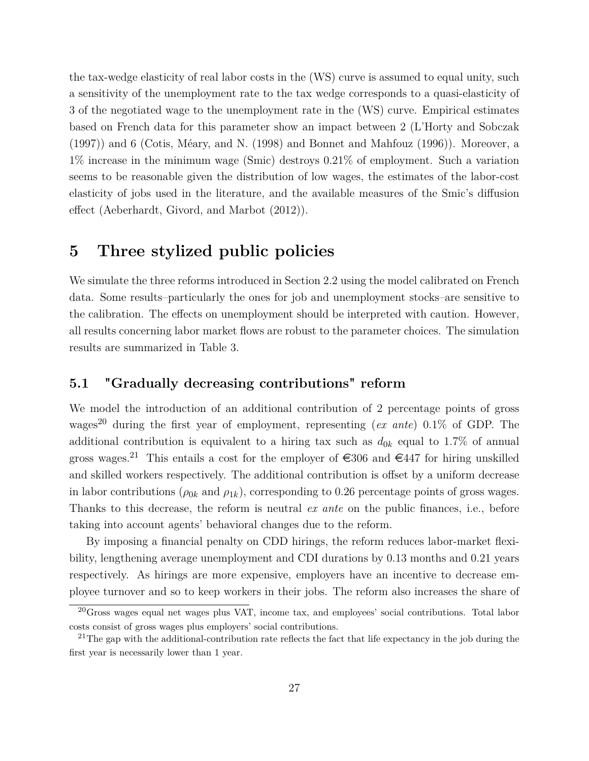the tax-wedge elasticity of real labor costs in the (WS) curve is assumed to equal unity, such a sensitivity of the unemployment rate to the tax wedge corresponds to a quasi-elasticity of 3 of the negotiated wage to the unemployment rate in the (WS) curve. Empirical estimates based on French data for this parameter show an impact between 2 (L'Horty and Sobczak (1997)) and 6 (Cotis, Méary, and N. (1998) and Bonnet and Mahfouz (1996)). Moreover, a 1% increase in the minimum wage (Smic) destroys 0.21% of employment. Such a variation seems to be reasonable given the distribution of low wages, the estimates of the labor-cost elasticity of jobs used in the literature, and the available measures of the Smic's diffusion effect (Aeberhardt, Givord, and Marbot (2012)).

# 5 Three stylized public policies

We simulate the three reforms introduced in Section 2.2 using the model calibrated on French data. Some results–particularly the ones for job and unemployment stocks–are sensitive to the calibration. The effects on unemployment should be interpreted with caution. However, all results concerning labor market flows are robust to the parameter choices. The simulation results are summarized in Table 3.

## 5.1 "Gradually decreasing contributions" reform

We model the introduction of an additional contribution of 2 percentage points of gross wages[20] during the first year of employment, representing (*ex ante*) 0.1% of GDP. The additional contribution is equivalent to a hiring tax such as $d_{0k}$ equal to 1.7% of annual gross wages.[21] This entails a cost for the employer of €306 and €447 for hiring unskilled and skilled workers respectively. The additional contribution is offset by a uniform decrease in labor contributions ($\rho_{0k}$ and $\rho_{1k}$), corresponding to 0.26 percentage points of gross wages. Thanks to this decrease, the reform is neutral *ex ante* on the public finances, i.e., before taking into account agents' behavioral changes due to the reform.

By imposing a financial penalty on CDD hirings, the reform reduces labor-market flexibility, lengthening average unemployment and CDI durations by 0.13 months and 0.21 years respectively. As hirings are more expensive, employers have an incentive to decrease employee turnover and so to keep workers in their jobs. The reform also increases the share of

[20] Gross wages equal net wages plus VAT, income tax, and employees' social contributions. Total labor costs consist of gross wages plus employers' social contributions.

[21] The gap with the additional-contribution rate reflects the fact that life expectancy in the job during the first year is necessarily lower than 1 year.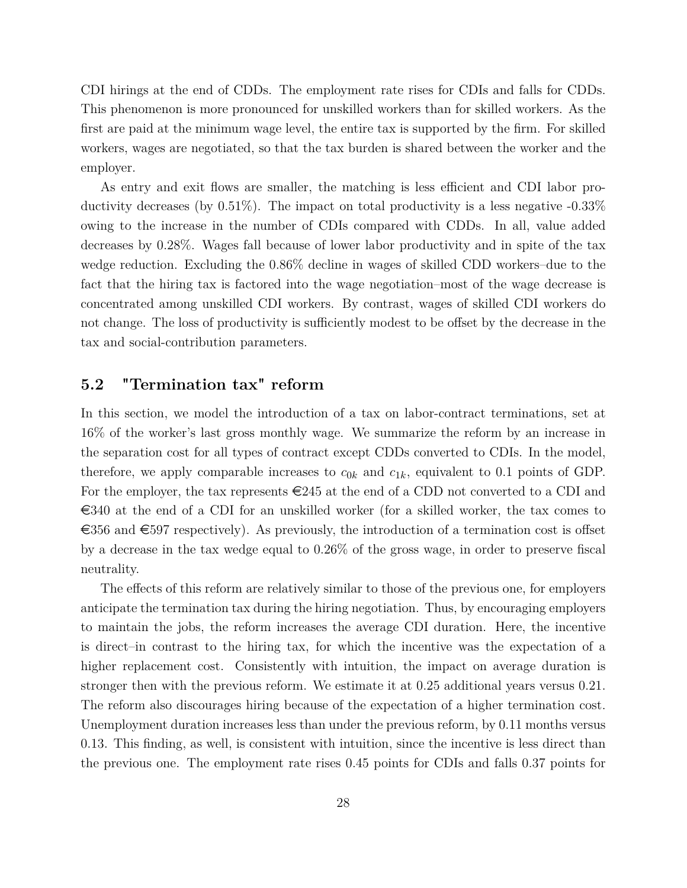CDI hirings at the end of CDDs. The employment rate rises for CDIs and falls for CDDs. This phenomenon is more pronounced for unskilled workers than for skilled workers. As the first are paid at the minimum wage level, the entire tax is supported by the firm. For skilled workers, wages are negotiated, so that the tax burden is shared between the worker and the employer.

As entry and exit flows are smaller, the matching is less efficient and CDI labor productivity decreases (by 0.51%). The impact on total productivity is a less negative -0.33% owing to the increase in the number of CDIs compared with CDDs. In all, value added decreases by 0.28%. Wages fall because of lower labor productivity and in spite of the tax wedge reduction. Excluding the 0.86% decline in wages of skilled CDD workers–due to the fact that the hiring tax is factored into the wage negotiation–most of the wage decrease is concentrated among unskilled CDI workers. By contrast, wages of skilled CDI workers do not change. The loss of productivity is sufficiently modest to be offset by the decrease in the tax and social-contribution parameters.

## 5.2 "Termination tax" reform

In this section, we model the introduction of a tax on labor-contract terminations, set at 16% of the worker's last gross monthly wage. We summarize the reform by an increase in the separation cost for all types of contract except CDDs converted to CDIs. In the model, therefore, we apply comparable increases to $c_{0k}$ and $c_{1k}$, equivalent to 0.1 points of GDP. For the employer, the tax represents €245 at the end of a CDD not converted to a CDI and €340 at the end of a CDI for an unskilled worker (for a skilled worker, the tax comes to €356 and €597 respectively). As previously, the introduction of a termination cost is offset by a decrease in the tax wedge equal to 0.26% of the gross wage, in order to preserve fiscal neutrality.

The effects of this reform are relatively similar to those of the previous one, for employers anticipate the termination tax during the hiring negotiation. Thus, by encouraging employers to maintain the jobs, the reform increases the average CDI duration. Here, the incentive is direct–in contrast to the hiring tax, for which the incentive was the expectation of a higher replacement cost. Consistently with intuition, the impact on average duration is stronger then with the previous reform. We estimate it at 0.25 additional years versus 0.21. The reform also discourages hiring because of the expectation of a higher termination cost. Unemployment duration increases less than under the previous reform, by 0.11 months versus 0.13. This finding, as well, is consistent with intuition, since the incentive is less direct than the previous one. The employment rate rises 0.45 points for CDIs and falls 0.37 points for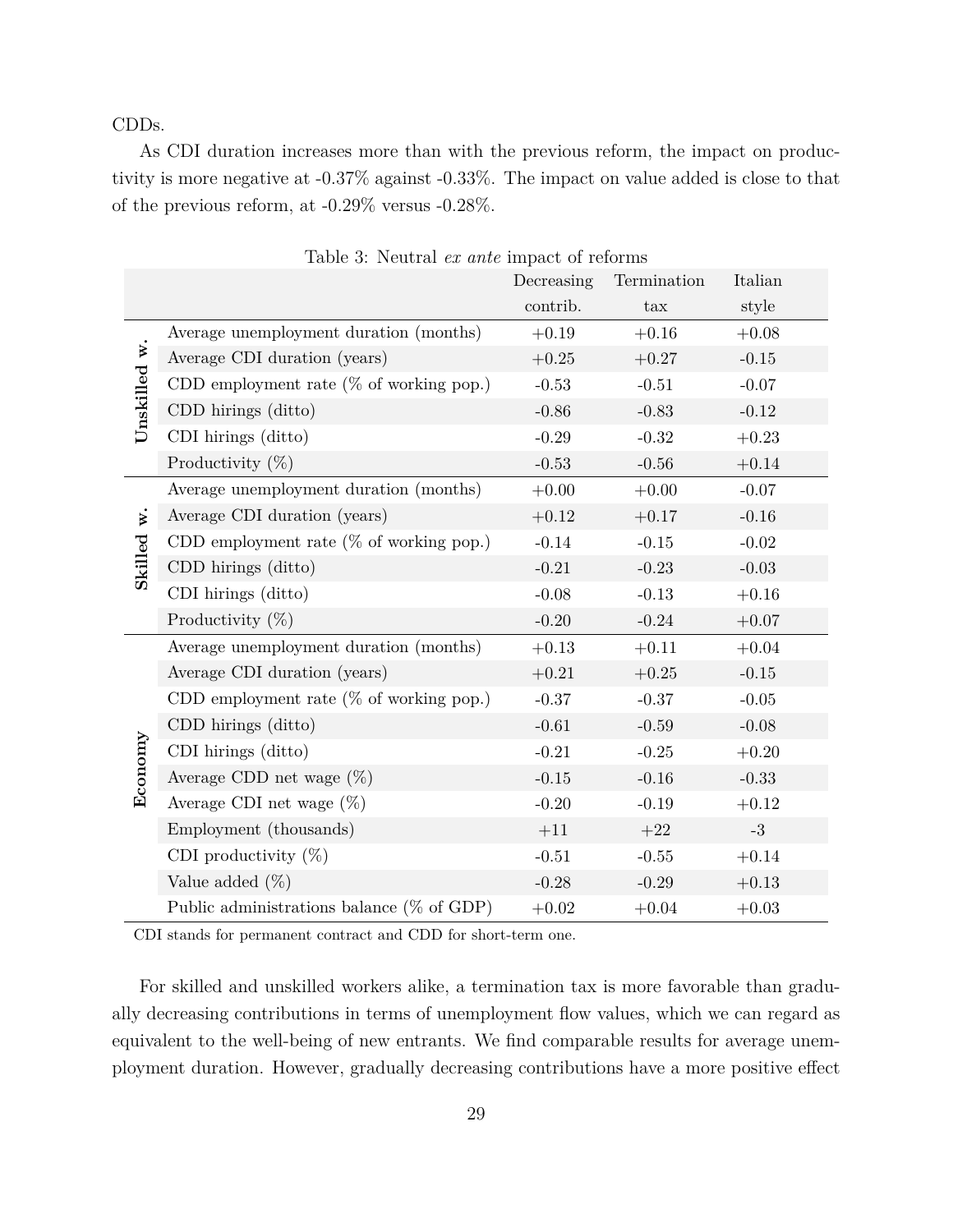CDDs.

As CDI duration increases more than with the previous reform, the impact on productivity is more negative at -0.37% against -0.33%. The impact on value added is close to that of the previous reform, at -0.29% versus -0.28%.

Table 3: Neutral *ex ante* impact of reforms

| | | Decreasing contrib. | Termination tax | Italian style |
|---|---|---|---|---|
| **Unskilled w.** | Average unemployment duration (months) | +0.19 | +0.16 | +0.08 |
| | Average CDI duration (years) | +0.25 | +0.27 | -0.15 |
| | CDD employment rate (% of working pop.) | -0.53 | -0.51 | -0.07 |
| | CDD hirings (ditto) | -0.86 | -0.83 | -0.12 |
| | CDI hirings (ditto) | -0.29 | -0.32 | +0.23 |
| | Productivity (%) | -0.53 | -0.56 | +0.14 |
| **Skilled w.** | Average unemployment duration (months) | +0.00 | +0.00 | -0.07 |
| | Average CDI duration (years) | +0.12 | +0.17 | -0.16 |
| | CDD employment rate (% of working pop.) | -0.14 | -0.15 | -0.02 |
| | CDD hirings (ditto) | -0.21 | -0.23 | -0.03 |
| | CDI hirings (ditto) | -0.08 | -0.13 | +0.16 |
| | Productivity (%) | -0.20 | -0.24 | +0.07 |
| **Economy** | Average unemployment duration (months) | +0.13 | +0.11 | +0.04 |
| | Average CDI duration (years) | +0.21 | +0.25 | -0.15 |
| | CDD employment rate (% of working pop.) | -0.37 | -0.37 | -0.05 |
| | CDD hirings (ditto) | -0.61 | -0.59 | -0.08 |
| | CDI hirings (ditto) | -0.21 | -0.25 | +0.20 |
| | Average CDD net wage (%) | -0.15 | -0.16 | -0.33 |
| | Average CDI net wage (%) | -0.20 | -0.19 | +0.12 |
| | Employment (thousands) | +11 | +22 | -3 |
| | CDI productivity (%) | -0.51 | -0.55 | +0.14 |
| | Value added (%) | -0.28 | -0.29 | +0.13 |
| | Public administrations balance (% of GDP) | +0.02 | +0.04 | +0.03 |

CDI stands for permanent contract and CDD for short-term one.

For skilled and unskilled workers alike, a termination tax is more favorable than gradually decreasing contributions in terms of unemployment flow values, which we can regard as equivalent to the well-being of new entrants. We find comparable results for average unemployment duration. However, gradually decreasing contributions have a more positive effect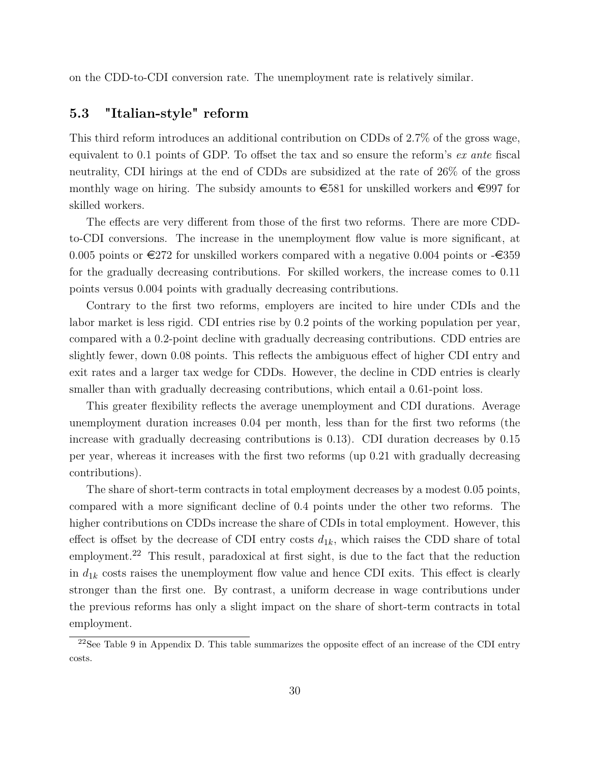on the CDD-to-CDI conversion rate. The unemployment rate is relatively similar.

### 5.3 "Italian-style" reform

This third reform introduces an additional contribution on CDDs of 2.7% of the gross wage, equivalent to 0.1 points of GDP. To offset the tax and so ensure the reform's *ex ante* fiscal neutrality, CDI hirings at the end of CDDs are subsidized at the rate of 26% of the gross monthly wage on hiring. The subsidy amounts to €581 for unskilled workers and €997 for skilled workers.

The effects are very different from those of the first two reforms. There are more CDD-to-CDI conversions. The increase in the unemployment flow value is more significant, at 0.005 points or €272 for unskilled workers compared with a negative 0.004 points or -€359 for the gradually decreasing contributions. For skilled workers, the increase comes to 0.11 points versus 0.004 points with gradually decreasing contributions.

Contrary to the first two reforms, employers are incited to hire under CDIs and the labor market is less rigid. CDI entries rise by 0.2 points of the working population per year, compared with a 0.2-point decline with gradually decreasing contributions. CDD entries are slightly fewer, down 0.08 points. This reflects the ambiguous effect of higher CDI entry and exit rates and a larger tax wedge for CDDs. However, the decline in CDD entries is clearly smaller than with gradually decreasing contributions, which entail a 0.61-point loss.

This greater flexibility reflects the average unemployment and CDI durations. Average unemployment duration increases 0.04 per month, less than for the first two reforms (the increase with gradually decreasing contributions is 0.13). CDI duration decreases by 0.15 per year, whereas it increases with the first two reforms (up 0.21 with gradually decreasing contributions).

The share of short-term contracts in total employment decreases by a modest 0.05 points, compared with a more significant decline of 0.4 points under the other two reforms. The higher contributions on CDDs increase the share of CDIs in total employment. However, this effect is offset by the decrease of CDI entry costs $d_{1k}$, which raises the CDD share of total employment.[22] This result, paradoxical at first sight, is due to the fact that the reduction in $d_{1k}$ costs raises the unemployment flow value and hence CDI exits. This effect is clearly stronger than the first one. By contrast, a uniform decrease in wage contributions under the previous reforms has only a slight impact on the share of short-term contracts in total employment.

[22] See Table 9 in Appendix D. This table summarizes the opposite effect of an increase of the CDI entry costs.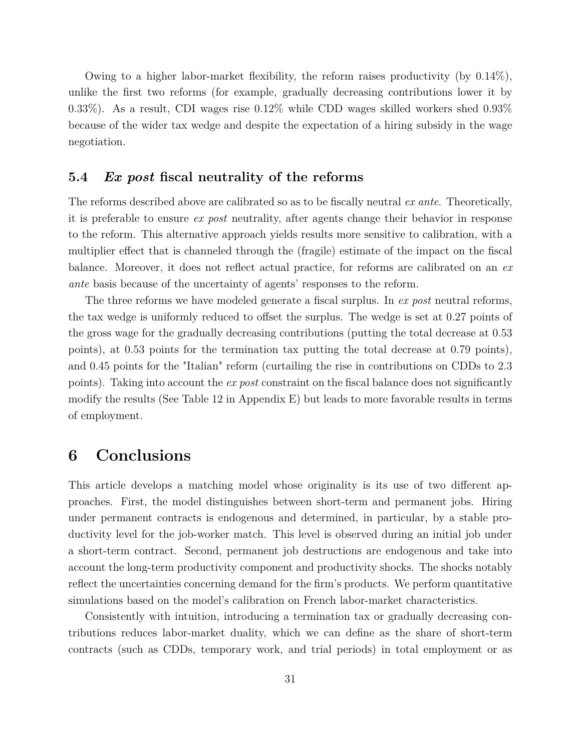Owing to a higher labor-market flexibility, the reform raises productivity (by 0.14%), unlike the first two reforms (for example, gradually decreasing contributions lower it by 0.33%). As a result, CDI wages rise 0.12% while CDD wages skilled workers shed 0.93% because of the wider tax wedge and despite the expectation of a hiring subsidy in the wage negotiation.

### 5.4 *Ex post* fiscal neutrality of the reforms

The reforms described above are calibrated so as to be fiscally neutral *ex ante*. Theoretically, it is preferable to ensure *ex post* neutrality, after agents change their behavior in response to the reform. This alternative approach yields results more sensitive to calibration, with a multiplier effect that is channeled through the (fragile) estimate of the impact on the fiscal balance. Moreover, it does not reflect actual practice, for reforms are calibrated on an *ex ante* basis because of the uncertainty of agents' responses to the reform.

The three reforms we have modeled generate a fiscal surplus. In *ex post* neutral reforms, the tax wedge is uniformly reduced to offset the surplus. The wedge is set at 0.27 points of the gross wage for the gradually decreasing contributions (putting the total decrease at 0.53 points), at 0.53 points for the termination tax putting the total decrease at 0.79 points), and 0.45 points for the "Italian" reform (curtailing the rise in contributions on CDDs to 2.3 points). Taking into account the *ex post* constraint on the fiscal balance does not significantly modify the results (See Table 12 in Appendix E) but leads to more favorable results in terms of employment.

## 6 Conclusions

This article develops a matching model whose originality is its use of two different approaches. First, the model distinguishes between short-term and permanent jobs. Hiring under permanent contracts is endogenous and determined, in particular, by a stable productivity level for the job-worker match. This level is observed during an initial job under a short-term contract. Second, permanent job destructions are endogenous and take into account the long-term productivity component and productivity shocks. The shocks notably reflect the uncertainties concerning demand for the firm's products. We perform quantitative simulations based on the model's calibration on French labor-market characteristics.

Consistently with intuition, introducing a termination tax or gradually decreasing contributions reduces labor-market duality, which we can define as the share of short-term contracts (such as CDDs, temporary work, and trial periods) in total employment or as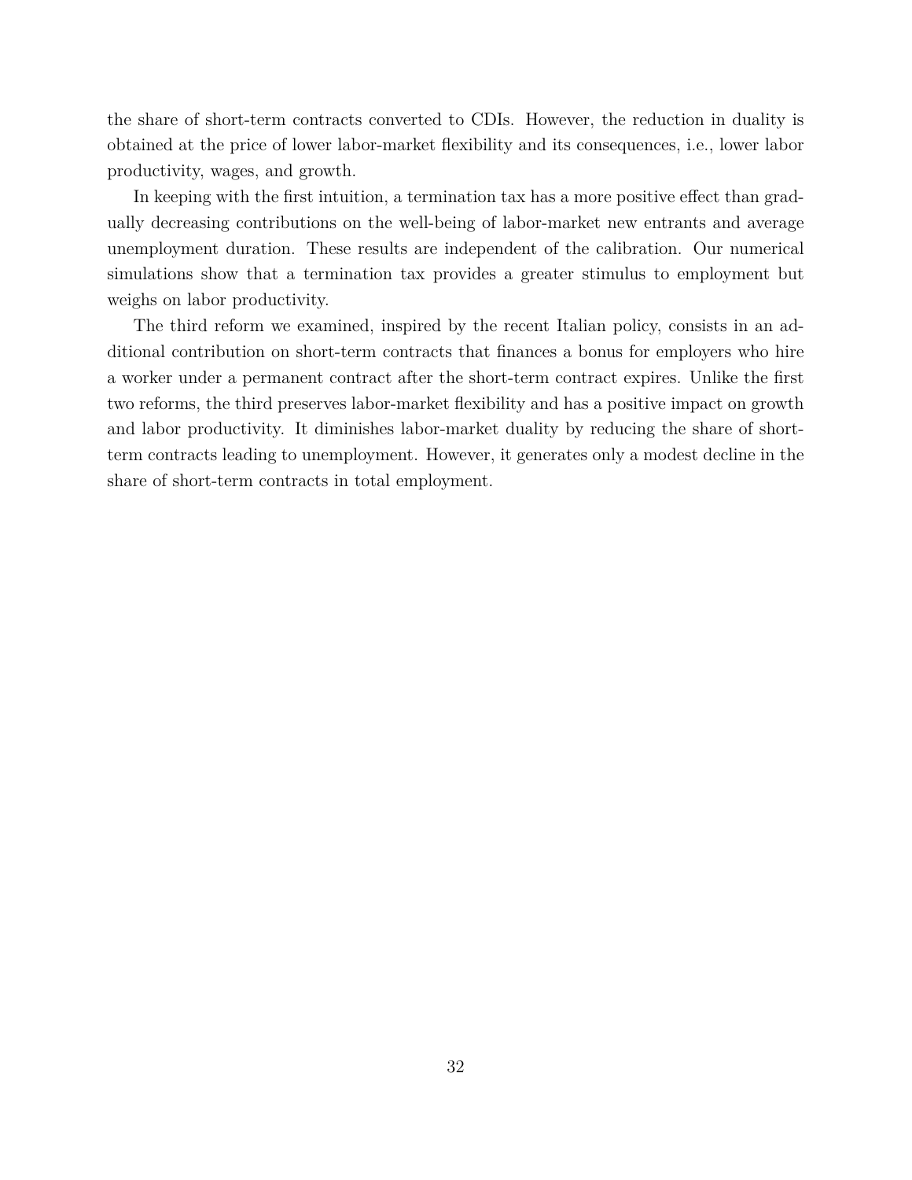the share of short-term contracts converted to CDIs. However, the reduction in duality is obtained at the price of lower labor-market flexibility and its consequences, i.e., lower labor productivity, wages, and growth.

In keeping with the first intuition, a termination tax has a more positive effect than gradually decreasing contributions on the well-being of labor-market new entrants and average unemployment duration. These results are independent of the calibration. Our numerical simulations show that a termination tax provides a greater stimulus to employment but weighs on labor productivity.

The third reform we examined, inspired by the recent Italian policy, consists in an additional contribution on short-term contracts that finances a bonus for employers who hire a worker under a permanent contract after the short-term contract expires. Unlike the first two reforms, the third preserves labor-market flexibility and has a positive impact on growth and labor productivity. It diminishes labor-market duality by reducing the share of short-term contracts leading to unemployment. However, it generates only a modest decline in the share of short-term contracts in total employment.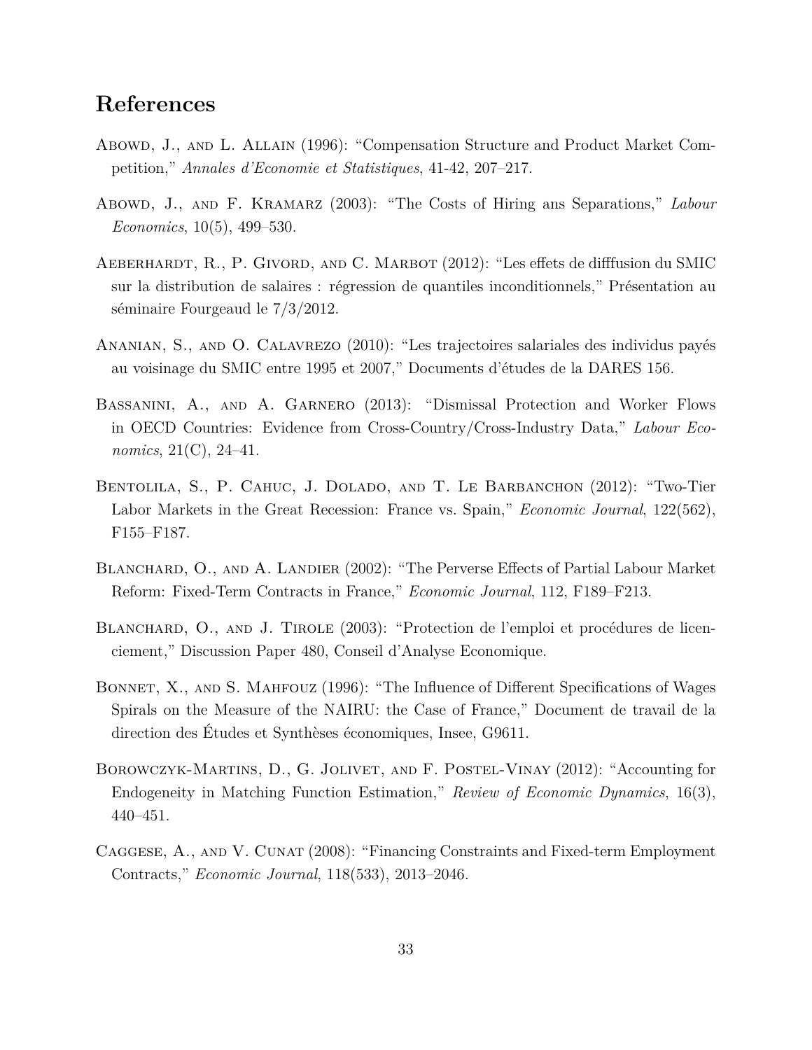## References

Abowd, J., and L. Allain (1996): "Compensation Structure and Product Market Competition," *Annales d'Economie et Statistiques*, 41-42, 207–217.

Abowd, J., and F. Kramarz (2003): "The Costs of Hiring ans Separations," *Labour Economics*, 10(5), 499–530.

Aeberhardt, R., P. Givord, and C. Marbot (2012): "Les effets de difffusion du SMIC sur la distribution de salaires : régression de quantiles inconditionnels," Présentation au séminaire Fourgeaud le 7/3/2012.

Ananian, S., and O. Calavrezo (2010): "Les trajectoires salariales des individus payés au voisinage du SMIC entre 1995 et 2007," Documents d'études de la DARES 156.

Bassanini, A., and A. Garnero (2013): "Dismissal Protection and Worker Flows in OECD Countries: Evidence from Cross-Country/Cross-Industry Data," *Labour Economics*, 21(C), 24–41.

Bentolila, S., P. Cahuc, J. Dolado, and T. Le Barbanchon (2012): "Two-Tier Labor Markets in the Great Recession: France vs. Spain," *Economic Journal*, 122(562), F155–F187.

Blanchard, O., and A. Landier (2002): "The Perverse Effects of Partial Labour Market Reform: Fixed-Term Contracts in France," *Economic Journal*, 112, F189–F213.

Blanchard, O., and J. Tirole (2003): "Protection de l'emploi et procédures de licenciement," Discussion Paper 480, Conseil d'Analyse Economique.

Bonnet, X., and S. Mahfouz (1996): "The Influence of Different Specifications of Wages Spirals on the Measure of the NAIRU: the Case of France," Document de travail de la direction des Études et Synthèses économiques, Insee, G9611.

Borowczyk-Martins, D., G. Jolivet, and F. Postel-Vinay (2012): "Accounting for Endogeneity in Matching Function Estimation," *Review of Economic Dynamics*, 16(3), 440–451.

Caggese, A., and V. Cunat (2008): "Financing Constraints and Fixed-term Employment Contracts," *Economic Journal*, 118(533), 2013–2046.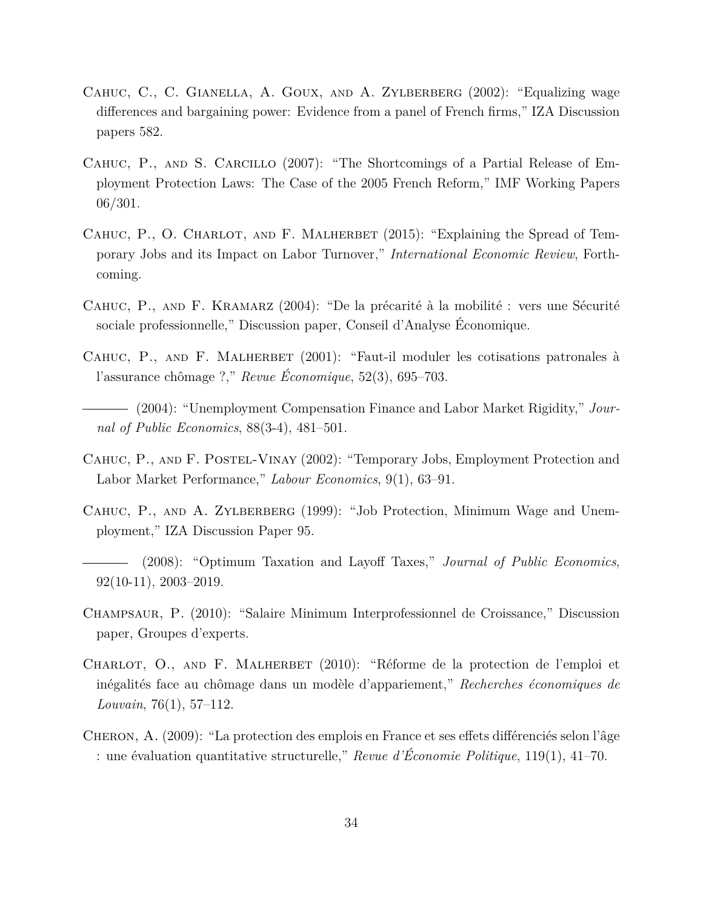Cahuc, C., C. Gianella, A. Goux, and A. Zylberberg (2002): "Equalizing wage differences and bargaining power: Evidence from a panel of French firms," IZA Discussion papers 582.

Cahuc, P., and S. Carcillo (2007): "The Shortcomings of a Partial Release of Employment Protection Laws: The Case of the 2005 French Reform," IMF Working Papers 06/301.

Cahuc, P., O. Charlot, and F. Malherbet (2015): "Explaining the Spread of Temporary Jobs and its Impact on Labor Turnover," *International Economic Review*, Forthcoming.

Cahuc, P., and F. Kramarz (2004): "De la précarité à la mobilité : vers une Sécurité sociale professionnelle," Discussion paper, Conseil d'Analyse Économique.

Cahuc, P., and F. Malherbet (2001): "Faut-il moduler les cotisations patronales à l'assurance chômage ?," *Revue Économique*, 52(3), 695–703.

——— (2004): "Unemployment Compensation Finance and Labor Market Rigidity," *Journal of Public Economics*, 88(3-4), 481–501.

Cahuc, P., and F. Postel-Vinay (2002): "Temporary Jobs, Employment Protection and Labor Market Performance," *Labour Economics*, 9(1), 63–91.

Cahuc, P., and A. Zylberberg (1999): "Job Protection, Minimum Wage and Unemployment," IZA Discussion Paper 95.

——— (2008): "Optimum Taxation and Layoff Taxes," *Journal of Public Economics*, 92(10-11), 2003–2019.

Champsaur, P. (2010): "Salaire Minimum Interprofessionnel de Croissance," Discussion paper, Groupes d'experts.

Charlot, O., and F. Malherbet (2010): "Réforme de la protection de l'emploi et inégalités face au chômage dans un modèle d'appariement," *Recherches économiques de Louvain*, 76(1), 57–112.

Cheron, A. (2009): "La protection des emplois en France et ses effets différenciés selon l'âge : une évaluation quantitative structurelle," *Revue d'Économie Politique*, 119(1), 41–70.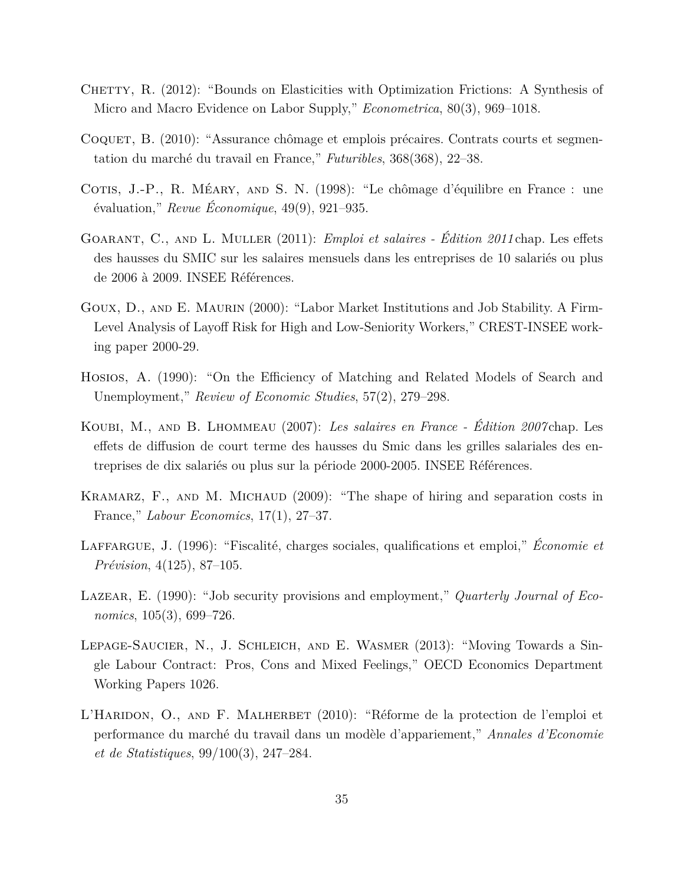Chetty, R. (2012): "Bounds on Elasticities with Optimization Frictions: A Synthesis of Micro and Macro Evidence on Labor Supply," *Econometrica*, 80(3), 969–1018.

Coquet, B. (2010): "Assurance chômage et emplois précaires. Contrats courts et segmentation du marché du travail en France," *Futuribles*, 368(368), 22–38.

Cotis, J.-P., R. Méary, and S. N. (1998): "Le chômage d'équilibre en France : une évaluation," *Revue Économique*, 49(9), 921–935.

Goarant, C., and L. Muller (2011): *Emploi et salaires - Édition 2011* chap. Les effets des hausses du SMIC sur les salaires mensuels dans les entreprises de 10 salariés ou plus de 2006 à 2009. INSEE Références.

Goux, D., and E. Maurin (2000): "Labor Market Institutions and Job Stability. A Firm-Level Analysis of Layoff Risk for High and Low-Seniority Workers," CREST-INSEE working paper 2000-29.

Hosios, A. (1990): "On the Efficiency of Matching and Related Models of Search and Unemployment," *Review of Economic Studies*, 57(2), 279–298.

Koubi, M., and B. Lhommeau (2007): *Les salaires en France - Édition 2007* chap. Les effets de diffusion de court terme des hausses du Smic dans les grilles salariales des entreprises de dix salariés ou plus sur la période 2000-2005. INSEE Références.

Kramarz, F., and M. Michaud (2009): "The shape of hiring and separation costs in France," *Labour Economics*, 17(1), 27–37.

Laffargue, J. (1996): "Fiscalité, charges sociales, qualifications et emploi," *Économie et Prévision*, 4(125), 87–105.

Lazear, E. (1990): "Job security provisions and employment," *Quarterly Journal of Economics*, 105(3), 699–726.

Lepage-Saucier, N., J. Schleich, and E. Wasmer (2013): "Moving Towards a Single Labour Contract: Pros, Cons and Mixed Feelings," OECD Economics Department Working Papers 1026.

L'Haridon, O., and F. Malherbet (2010): "Réforme de la protection de l'emploi et performance du marché du travail dans un modèle d'appariement," *Annales d'Economie et de Statistiques*, 99/100(3), 247–284.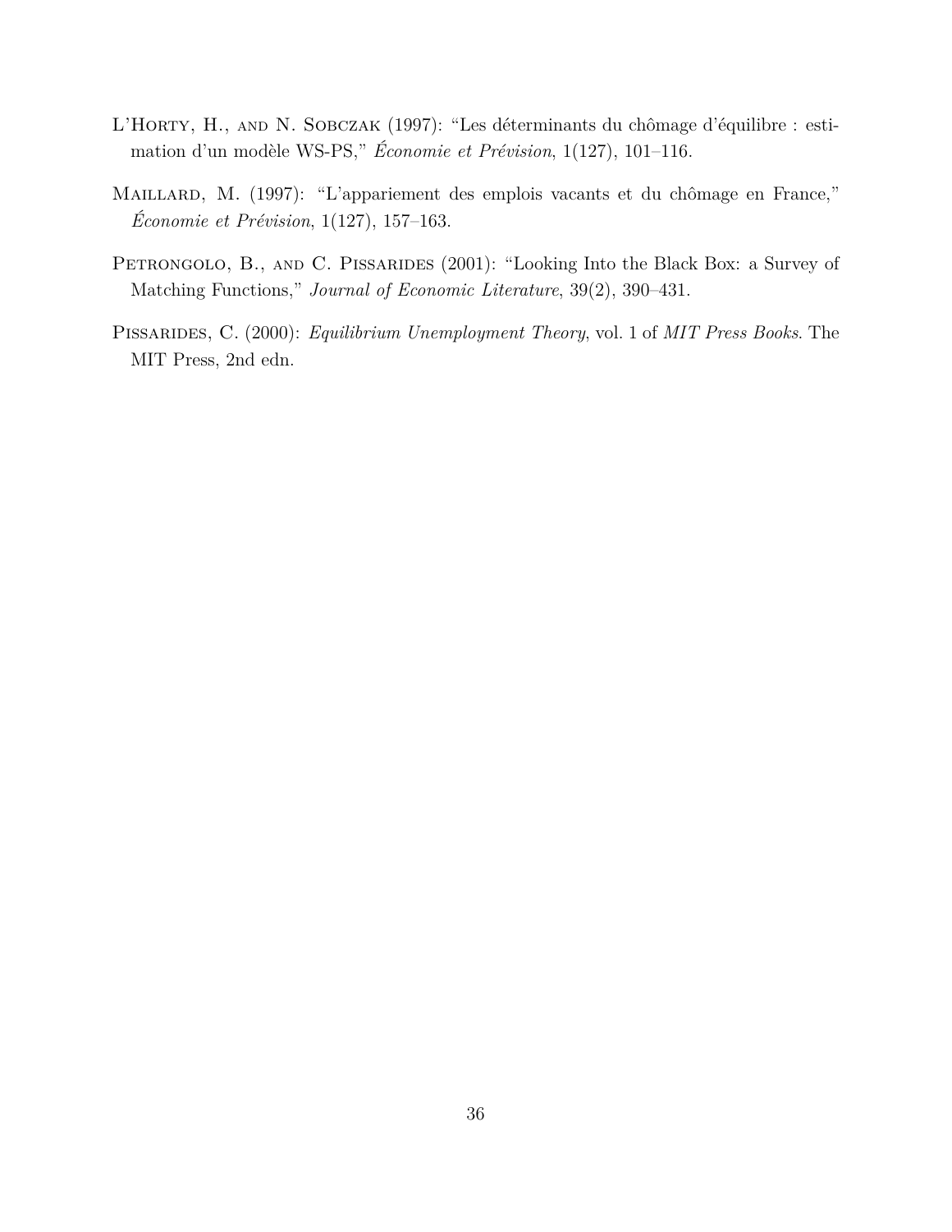L'Horty, H., and N. Sobczak (1997): "Les déterminants du chômage d'équilibre : estimation d'un modèle WS-PS," *Économie et Prévision*, 1(127), 101–116.

Maillard, M. (1997): "L'appariement des emplois vacants et du chômage en France," *Économie et Prévision*, 1(127), 157–163.

Petrongolo, B., and C. Pissarides (2001): "Looking Into the Black Box: a Survey of Matching Functions," *Journal of Economic Literature*, 39(2), 390–431.

Pissarides, C. (2000): *Equilibrium Unemployment Theory*, vol. 1 of *MIT Press Books*. The MIT Press, 2nd edn.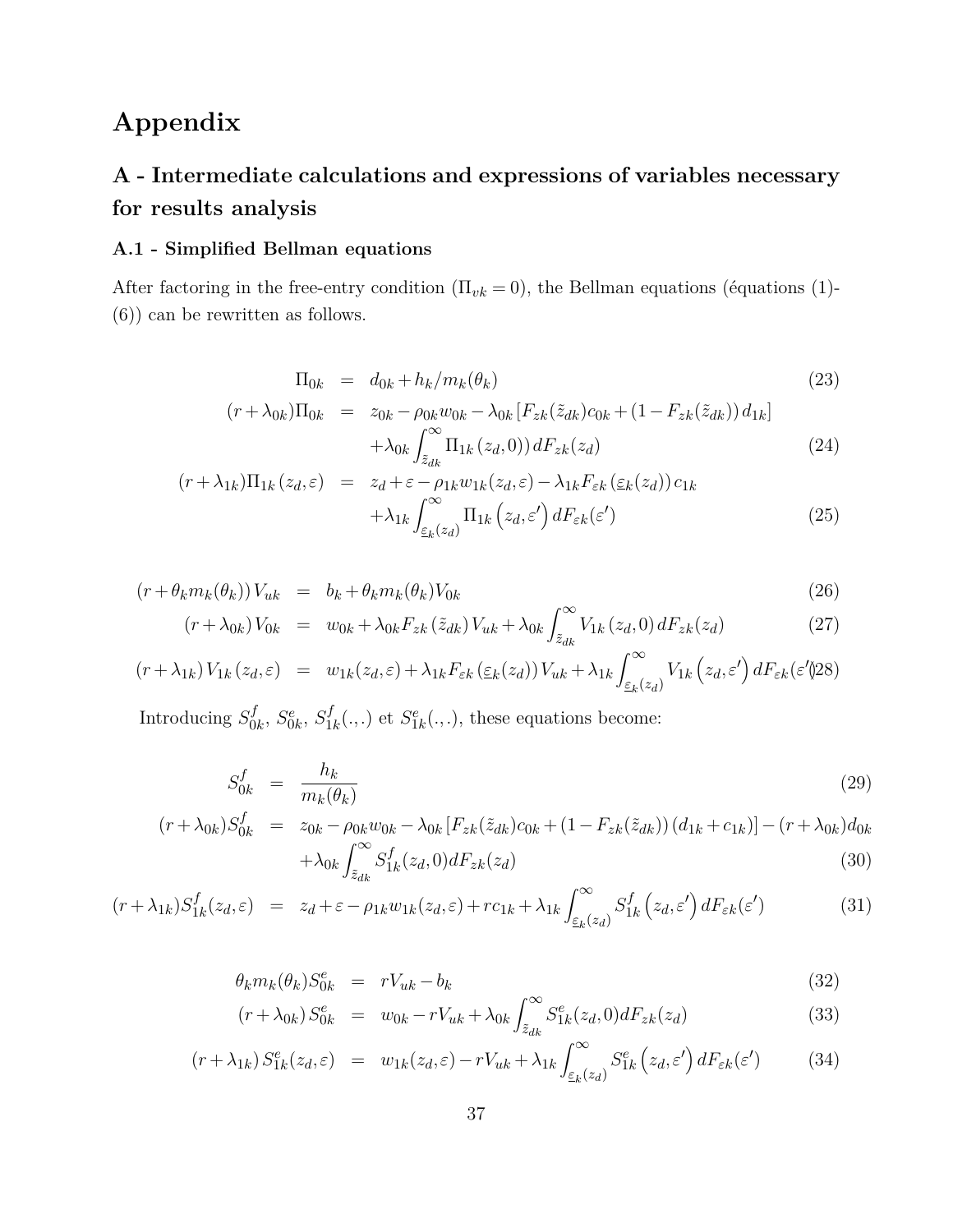# Appendix

## A - Intermediate calculations and expressions of variables necessary for results analysis

### A.1 - Simplified Bellman equations

After factoring in the free-entry condition ($\Pi_{vk} = 0$), the Bellman equations (équations (1)-(6)) can be rewritten as follows.

$$
\begin{aligned}
\Pi_{0k} &= d_{0k} + h_k / m_k(\theta_k) && (23)\\
(r+\lambda_{0k})\Pi_{0k} &= z_{0k} - \rho_{0k} w_{0k} - \lambda_{0k}\left[F_{zk}(\tilde{z}_{dk}) c_{0k} + (1 - F_{zk}(\tilde{z}_{dk}))\, d_{1k}\right] \\
&\quad + \lambda_{0k} \int_{\tilde{z}_{dk}}^{\infty} \Pi_{1k}(z_d, 0))\, dF_{zk}(z_d) && (24)\\
(r+\lambda_{1k})\Pi_{1k}(z_d,\varepsilon) &= z_d + \varepsilon - \rho_{1k} w_{1k}(z_d,\varepsilon) - \lambda_{1k} F_{\varepsilon k}(\underline{\varepsilon}_k(z_d))\, c_{1k} \\
&\quad + \lambda_{1k} \int_{\underline{\varepsilon}_k(z_d)}^{\infty} \Pi_{1k}\left(z_d, \varepsilon'\right) dF_{\varepsilon k}(\varepsilon') && (25)
\end{aligned}
$$

$$
\begin{aligned}
(r + \theta_k m_k(\theta_k))\, V_{uk} &= b_k + \theta_k m_k(\theta_k) V_{0k} && (26)\\
(r+\lambda_{0k})\, V_{0k} &= w_{0k} + \lambda_{0k} F_{zk}(\tilde{z}_{dk})\, V_{uk} + \lambda_{0k} \int_{\tilde{z}_{dk}}^{\infty} V_{1k}(z_d, 0)\, dF_{zk}(z_d) && (27)\\
(r+\lambda_{1k})\, V_{1k}(z_d,\varepsilon) &= w_{1k}(z_d,\varepsilon) + \lambda_{1k} F_{\varepsilon k}(\underline{\varepsilon}_k(z_d))\, V_{uk} + \lambda_{1k} \int_{\underline{\varepsilon}_k(z_d)}^{\infty} V_{1k}\left(z_d, \varepsilon'\right) dF_{\varepsilon k}(\varepsilon') && (28)
\end{aligned}
$$

Introducing $S^f_{0k}$, $S^e_{0k}$, $S^f_{1k}(.,.)$ et $S^e_{1k}(.,.)$, these equations become:

$$
\begin{aligned}
S^f_{0k} &= \frac{h_k}{m_k(\theta_k)} && (29)\\
(r+\lambda_{0k}) S^f_{0k} &= z_{0k} - \rho_{0k} w_{0k} - \lambda_{0k}\left[F_{zk}(\tilde{z}_{dk}) c_{0k} + (1 - F_{zk}(\tilde{z}_{dk}))\,(d_{1k} + c_{1k})\right] - (r+\lambda_{0k}) d_{0k} \\
&\quad + \lambda_{0k} \int_{\tilde{z}_{dk}}^{\infty} S^f_{1k}(z_d, 0) dF_{zk}(z_d) && (30)\\
(r+\lambda_{1k}) S^f_{1k}(z_d,\varepsilon) &= z_d + \varepsilon - \rho_{1k} w_{1k}(z_d,\varepsilon) + r c_{1k} + \lambda_{1k} \int_{\underline{\varepsilon}_k(z_d)}^{\infty} S^f_{1k}\left(z_d, \varepsilon'\right) dF_{\varepsilon k}(\varepsilon') && (31)
\end{aligned}
$$

$$
\begin{aligned}
\theta_k m_k(\theta_k) S^e_{0k} &= r V_{uk} - b_k && (32)\\
(r+\lambda_{0k})\, S^e_{0k} &= w_{0k} - r V_{uk} + \lambda_{0k} \int_{\tilde{z}_{dk}}^{\infty} S^e_{1k}(z_d, 0) dF_{zk}(z_d) && (33)\\
(r+\lambda_{1k})\, S^e_{1k}(z_d,\varepsilon) &= w_{1k}(z_d,\varepsilon) - r V_{uk} + \lambda_{1k} \int_{\underline{\varepsilon}_k(z_d)}^{\infty} S^e_{1k}\left(z_d, \varepsilon'\right) dF_{\varepsilon k}(\varepsilon') && (34)
\end{aligned}
$$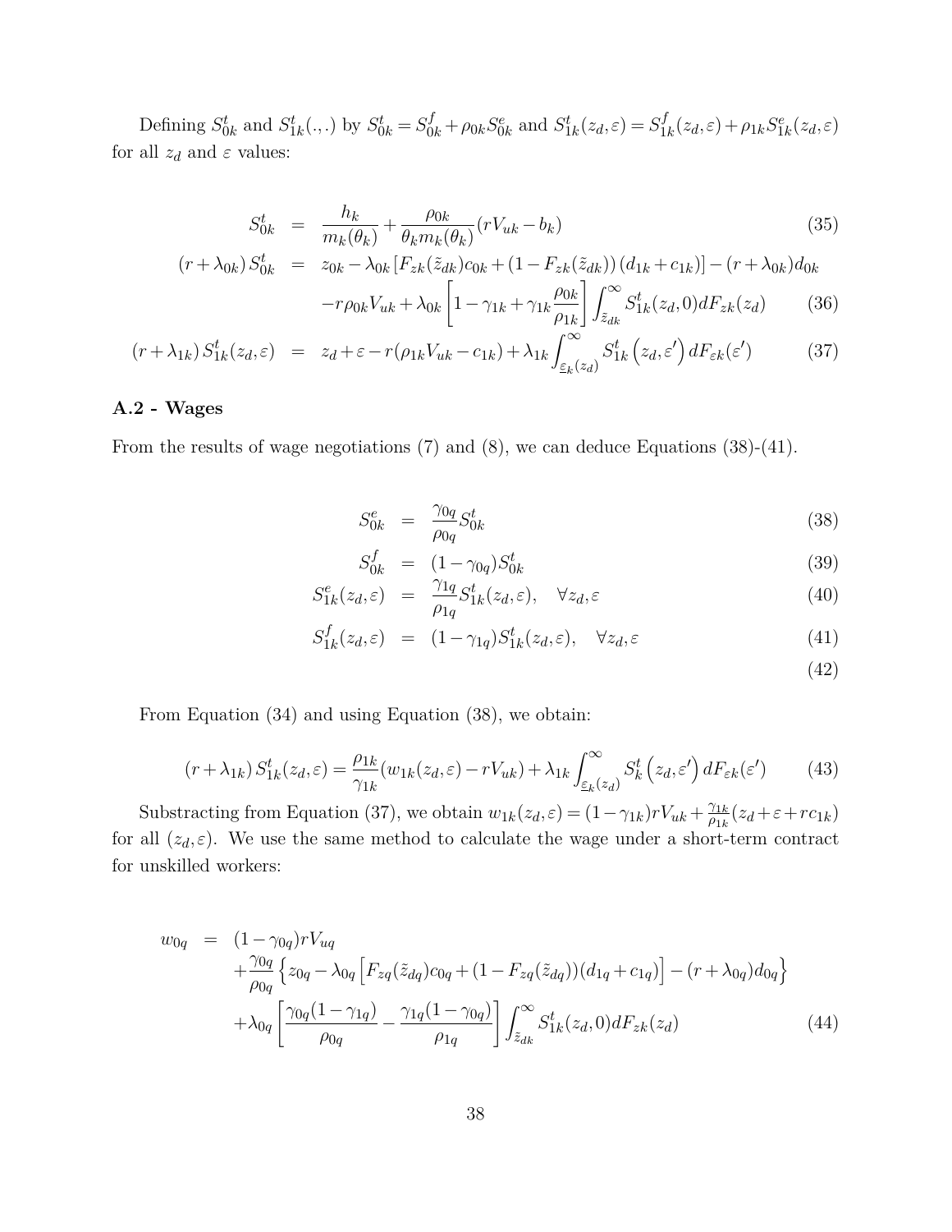Defining $S_{0k}^t$ and $S_{1k}^t(.,.)$ by $S_{0k}^t = S_{0k}^f + \rho_{0k} S_{0k}^e$ and $S_{1k}^t(z_d,\varepsilon) = S_{1k}^f(z_d,\varepsilon) + \rho_{1k} S_{1k}^e(z_d,\varepsilon)$ for all $z_d$ and $\varepsilon$ values:

$$
\begin{aligned}
S_{0k}^t &= \frac{h_k}{m_k(\theta_k)} + \frac{\rho_{0k}}{\theta_k m_k(\theta_k)}(rV_{uk} - b_k) && (35)\\
(r+\lambda_{0k}) S_{0k}^t &= z_{0k} - \lambda_{0k}\left[F_{zk}(\tilde{z}_{dk})c_{0k} + (1-F_{zk}(\tilde{z}_{dk}))(d_{1k}+c_{1k})\right] - (r+\lambda_{0k})d_{0k} \\
&\quad - r\rho_{0k}V_{uk} + \lambda_{0k}\left[1 - \gamma_{1k} + \gamma_{1k}\frac{\rho_{0k}}{\rho_{1k}}\right]\int_{\tilde{z}_{dk}}^{\infty} S_{1k}^t(z_d,0)dF_{zk}(z_d) && (36)\\
(r+\lambda_{1k}) S_{1k}^t(z_d,\varepsilon) &= z_d + \varepsilon - r(\rho_{1k}V_{uk} - c_{1k}) + \lambda_{1k}\int_{\underline{\varepsilon}_k(z_d)}^{\infty} S_{1k}^t\left(z_d,\varepsilon'\right)dF_{\varepsilon k}(\varepsilon') && (37)
\end{aligned}
$$

### A.2 - Wages

From the results of wage negotiations (7) and (8), we can deduce Equations (38)-(41).

$$
\begin{aligned}
S_{0k}^e &= \frac{\gamma_{0q}}{\rho_{0q}} S_{0k}^t && (38)\\
S_{0k}^f &= (1-\gamma_{0q}) S_{0k}^t && (39)\\
S_{1k}^e(z_d,\varepsilon) &= \frac{\gamma_{1q}}{\rho_{1q}} S_{1k}^t(z_d,\varepsilon), \quad \forall z_d,\varepsilon && (40)\\
S_{1k}^f(z_d,\varepsilon) &= (1-\gamma_{1q}) S_{1k}^t(z_d,\varepsilon), \quad \forall z_d,\varepsilon && (41)\\
& && (42)
\end{aligned}
$$

From Equation (34) and using Equation (38), we obtain:

$$
(r+\lambda_{1k}) S_{1k}^t(z_d,\varepsilon) = \frac{\rho_{1k}}{\gamma_{1k}}(w_{1k}(z_d,\varepsilon) - rV_{uk}) + \lambda_{1k}\int_{\underline{\varepsilon}_k(z_d)}^{\infty} S_k^t\left(z_d,\varepsilon'\right)dF_{\varepsilon k}(\varepsilon') \qquad (43)
$$

Substracting from Equation (37), we obtain $w_{1k}(z_d,\varepsilon) = (1-\gamma_{1k})rV_{uk} + \frac{\gamma_{1k}}{\rho_{1k}}(z_d + \varepsilon + rc_{1k})$ for all $(z_d,\varepsilon)$. We use the same method to calculate the wage under a short-term contract for unskilled workers:

$$
\begin{aligned}
w_{0q} &= (1-\gamma_{0q})rV_{uq} \\
&\quad + \frac{\gamma_{0q}}{\rho_{0q}}\left\{z_{0q} - \lambda_{0q}\left[F_{zq}(\tilde{z}_{dq})c_{0q} + (1-F_{zq}(\tilde{z}_{dq}))(d_{1q}+c_{1q})\right] - (r+\lambda_{0q})d_{0q}\right\} \\
&\quad + \lambda_{0q}\left[\frac{\gamma_{0q}(1-\gamma_{1q})}{\rho_{0q}} - \frac{\gamma_{1q}(1-\gamma_{0q})}{\rho_{1q}}\right]\int_{\tilde{z}_{dk}}^{\infty} S_{1k}^t(z_d,0)dF_{zk}(z_d) && (44)
\end{aligned}
$$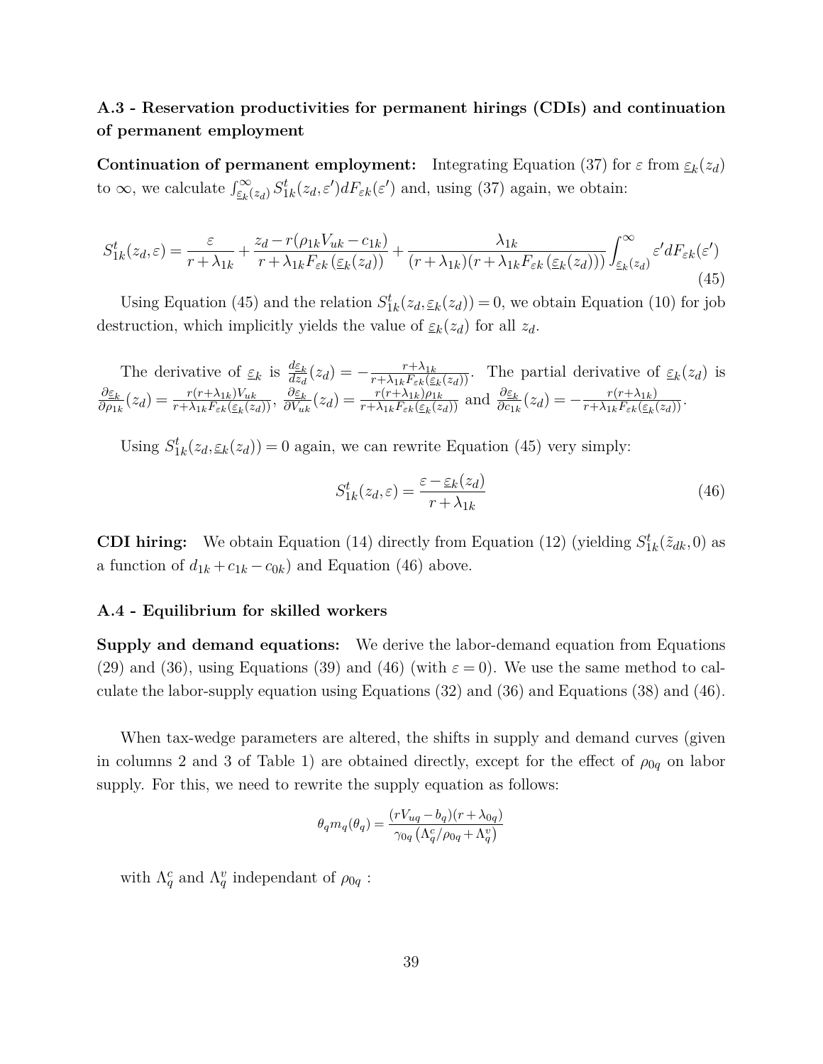### A.3 - Reservation productivities for permanent hirings (CDIs) and continuation of permanent employment

**Continuation of permanent employment:** Integrating Equation (37) for $\varepsilon$ from $\underline{\varepsilon}_k(z_d)$ to $\infty$, we calculate $\int_{\underline{\varepsilon}_k(z_d)}^{\infty} S_{1k}^t(z_d,\varepsilon')dF_{\varepsilon k}(\varepsilon')$ and, using (37) again, we obtain:

$$S_{1k}^t(z_d,\varepsilon) = \frac{\varepsilon}{r+\lambda_{1k}} + \frac{z_d - r(\rho_{1k}V_{uk} - c_{1k})}{r+\lambda_{1k}F_{\varepsilon k}\left(\underline{\varepsilon}_k(z_d)\right)} + \frac{\lambda_{1k}}{(r+\lambda_{1k})(r+\lambda_{1k}F_{\varepsilon k}\left(\underline{\varepsilon}_k(z_d)\right))}\int_{\underline{\varepsilon}_k(z_d)}^{\infty}\varepsilon' dF_{\varepsilon k}(\varepsilon') \tag{45}$$

Using Equation (45) and the relation $S_{1k}^t(z_d,\underline{\varepsilon}_k(z_d)) = 0$, we obtain Equation (10) for job destruction, which implicitly yields the value of $\underline{\varepsilon}_k(z_d)$ for all $z_d$.

The derivative of $\underline{\varepsilon}_k$ is $\frac{d\underline{\varepsilon}_k}{dz_d}(z_d) = -\frac{r+\lambda_{1k}}{r+\lambda_{1k}F_{\varepsilon k}(\underline{\varepsilon}_k(z_d))}$. The partial derivative of $\underline{\varepsilon}_k(z_d)$ is $\frac{\partial\underline{\varepsilon}_k}{\partial\rho_{1k}}(z_d) = \frac{r(r+\lambda_{1k})V_{uk}}{r+\lambda_{1k}F_{\varepsilon k}(\underline{\varepsilon}_k(z_d))}$, $\frac{\partial\underline{\varepsilon}_k}{\partial V_{uk}}(z_d) = \frac{r(r+\lambda_{1k})\rho_{1k}}{r+\lambda_{1k}F_{\varepsilon k}(\underline{\varepsilon}_k(z_d))}$ and $\frac{\partial\underline{\varepsilon}_k}{\partial c_{1k}}(z_d) = -\frac{r(r+\lambda_{1k})}{r+\lambda_{1k}F_{\varepsilon k}(\underline{\varepsilon}_k(z_d))}$.

Using $S_{1k}^t(z_d,\underline{\varepsilon}_k(z_d)) = 0$ again, we can rewrite Equation (45) very simply:

$$S_{1k}^t(z_d,\varepsilon) = \frac{\varepsilon - \underline{\varepsilon}_k(z_d)}{r+\lambda_{1k}} \tag{46}$$

**CDI hiring:** We obtain Equation (14) directly from Equation (12) (yielding $S_{1k}^t(\tilde{z}_{dk},0)$ as a function of $d_{1k}+c_{1k}-c_{0k}$) and Equation (46) above.

### A.4 - Equilibrium for skilled workers

**Supply and demand equations:** We derive the labor-demand equation from Equations (29) and (36), using Equations (39) and (46) (with $\varepsilon = 0$). We use the same method to calculate the labor-supply equation using Equations (32) and (36) and Equations (38) and (46).

When tax-wedge parameters are altered, the shifts in supply and demand curves (given in columns 2 and 3 of Table 1) are obtained directly, except for the effect of $\rho_{0q}$ on labor supply. For this, we need to rewrite the supply equation as follows:

$$\theta_q m_q(\theta_q) = \frac{(rV_{uq} - b_q)(r+\lambda_{0q})}{\gamma_{0q}\left(\Lambda_q^c/\rho_{0q} + \Lambda_q^v\right)}$$

with $\Lambda_q^c$ and $\Lambda_q^v$ independant of $\rho_{0q}$ :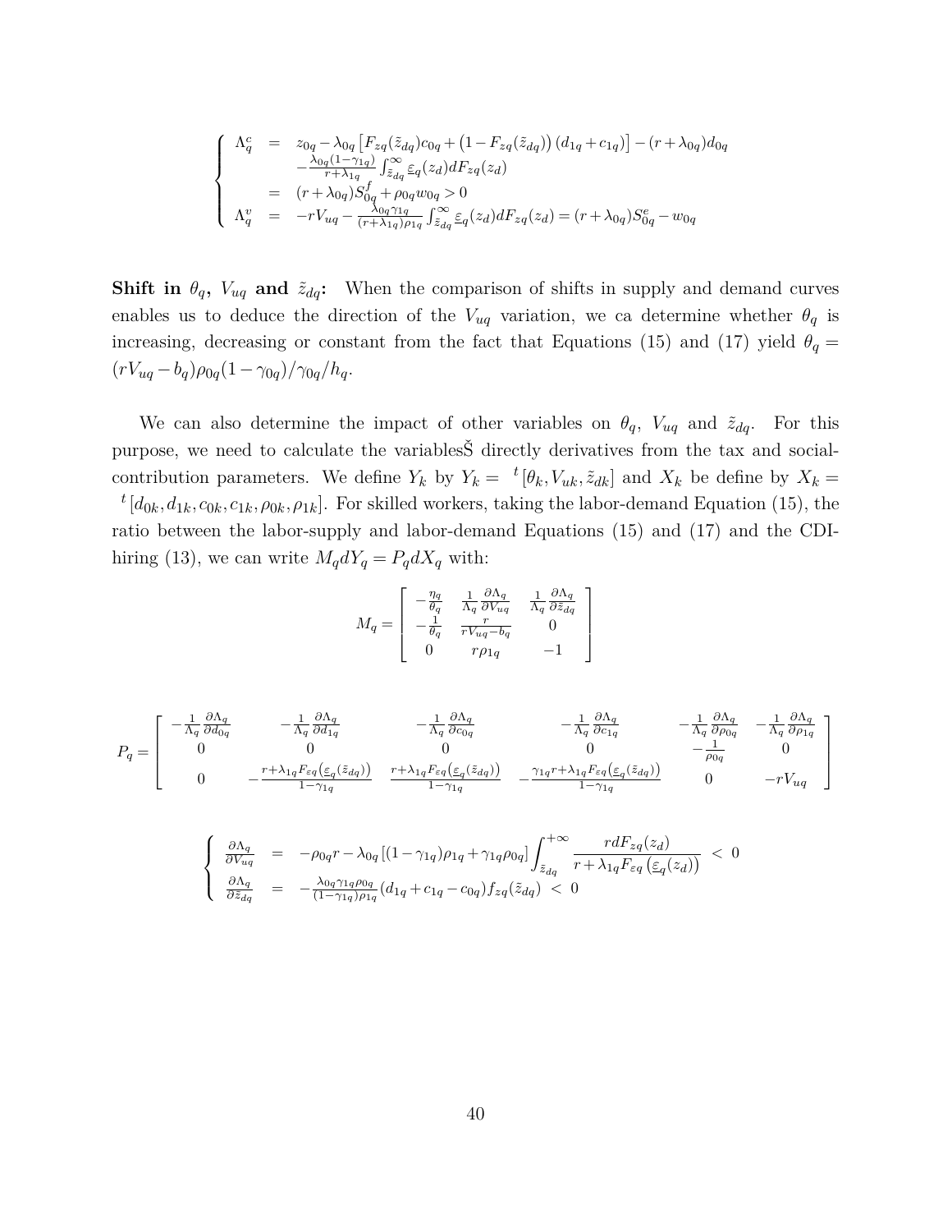$$
\left\{
\begin{array}{lcl}
\Lambda_q^c & = & z_{0q} - \lambda_{0q}\left[F_{zq}(\tilde{z}_{dq})c_{0q} + \left(1 - F_{zq}(\tilde{z}_{dq})\right)(d_{1q} + c_{1q})\right] - (r + \lambda_{0q})d_{0q} \\
 & & -\frac{\lambda_{0q}(1-\gamma_{1q})}{r+\lambda_{1q}}\int_{\tilde{z}_{dq}}^{\infty} \underline{\varepsilon}_q(z_d)dF_{zq}(z_d) \\
 & = & (r+\lambda_{0q})S_{0q}^f + \rho_{0q}w_{0q} > 0 \\
\Lambda_q^v & = & -rV_{uq} - \frac{\lambda_{0q}\gamma_{1q}}{(r+\lambda_{1q})\rho_{1q}}\int_{\tilde{z}_{dq}}^{\infty} \underline{\varepsilon}_q(z_d)dF_{zq}(z_d) = (r+\lambda_{0q})S_{0q}^e - w_{0q}
\end{array}
\right.
$$

**Shift in $\theta_q$, $V_{uq}$ and $\tilde{z}_{dq}$:** When the comparison of shifts in supply and demand curves enables us to deduce the direction of the $V_{uq}$ variation, we ca determine whether $\theta_q$ is increasing, decreasing or constant from the fact that Equations (15) and (17) yield $\theta_q = (rV_{uq} - b_q)\rho_{0q}(1-\gamma_{0q})/\gamma_{0q}/h_q$.

We can also determine the impact of other variables on $\theta_q$, $V_{uq}$ and $\tilde{z}_{dq}$. For this purpose, we need to calculate the variablesŠ directly derivatives from the tax and social-contribution parameters. We define $Y_k$ by $Y_k = {}^t[\theta_k, V_{uk}, \tilde{z}_{dk}]$ and $X_k$ be define by $X_k = {}^t[d_{0k}, d_{1k}, c_{0k}, c_{1k}, \rho_{0k}, \rho_{1k}]$. For skilled workers, taking the labor-demand Equation (15), the ratio between the labor-supply and labor-demand Equations (15) and (17) and the CDI-hiring (13), we can write $M_q dY_q = P_q dX_q$ with:

$$
M_q = \begin{bmatrix}
-\frac{\eta_q}{\theta_q} & \frac{1}{\Lambda_q}\frac{\partial \Lambda_q}{\partial V_{uq}} & \frac{1}{\Lambda_q}\frac{\partial \Lambda_q}{\partial \tilde{z}_{dq}} \\
-\frac{1}{\theta_q} & \frac{r}{rV_{uq}-b_q} & 0 \\
0 & r\rho_{1q} & -1
\end{bmatrix}
$$

$$
P_q = \begin{bmatrix}
-\frac{1}{\Lambda_q}\frac{\partial \Lambda_q}{\partial d_{0q}} & -\frac{1}{\Lambda_q}\frac{\partial \Lambda_q}{\partial d_{1q}} & -\frac{1}{\Lambda_q}\frac{\partial \Lambda_q}{\partial c_{0q}} & -\frac{1}{\Lambda_q}\frac{\partial \Lambda_q}{\partial c_{1q}} & -\frac{1}{\Lambda_q}\frac{\partial \Lambda_q}{\partial \rho_{0q}} & -\frac{1}{\Lambda_q}\frac{\partial \Lambda_q}{\partial \rho_{1q}} \\
0 & 0 & 0 & 0 & -\frac{1}{\rho_{0q}} & 0 \\
0 & -\frac{r+\lambda_{1q}F_{\varepsilon q}\left(\underline{\varepsilon}_q(\tilde{z}_{dq})\right)}{1-\gamma_{1q}} & \frac{r+\lambda_{1q}F_{\varepsilon q}\left(\underline{\varepsilon}_q(\tilde{z}_{dq})\right)}{1-\gamma_{1q}} & -\frac{\gamma_{1q}r+\lambda_{1q}F_{\varepsilon q}\left(\underline{\varepsilon}_q(\tilde{z}_{dq})\right)}{1-\gamma_{1q}} & 0 & -rV_{uq}
\end{bmatrix}
$$

$$
\left\{
\begin{array}{lcl}
\frac{\partial \Lambda_q}{\partial V_{uq}} & = & -\rho_{0q}r - \lambda_{0q}\left[(1-\gamma_{1q})\rho_{1q} + \gamma_{1q}\rho_{0q}\right]\displaystyle\int_{\tilde{z}_{dq}}^{+\infty} \frac{rdF_{zq}(z_d)}{r+\lambda_{1q}F_{\varepsilon q}\left(\underline{\varepsilon}_q(z_d)\right)} \; < \; 0 \\
\frac{\partial \Lambda_q}{\partial \tilde{z}_{dq}} & = & -\frac{\lambda_{0q}\gamma_{1q}\rho_{0q}}{(1-\gamma_{1q})\rho_{1q}}(d_{1q}+c_{1q}-c_{0q})f_{zq}(\tilde{z}_{dq}) \; < \; 0
\end{array}
\right.
$$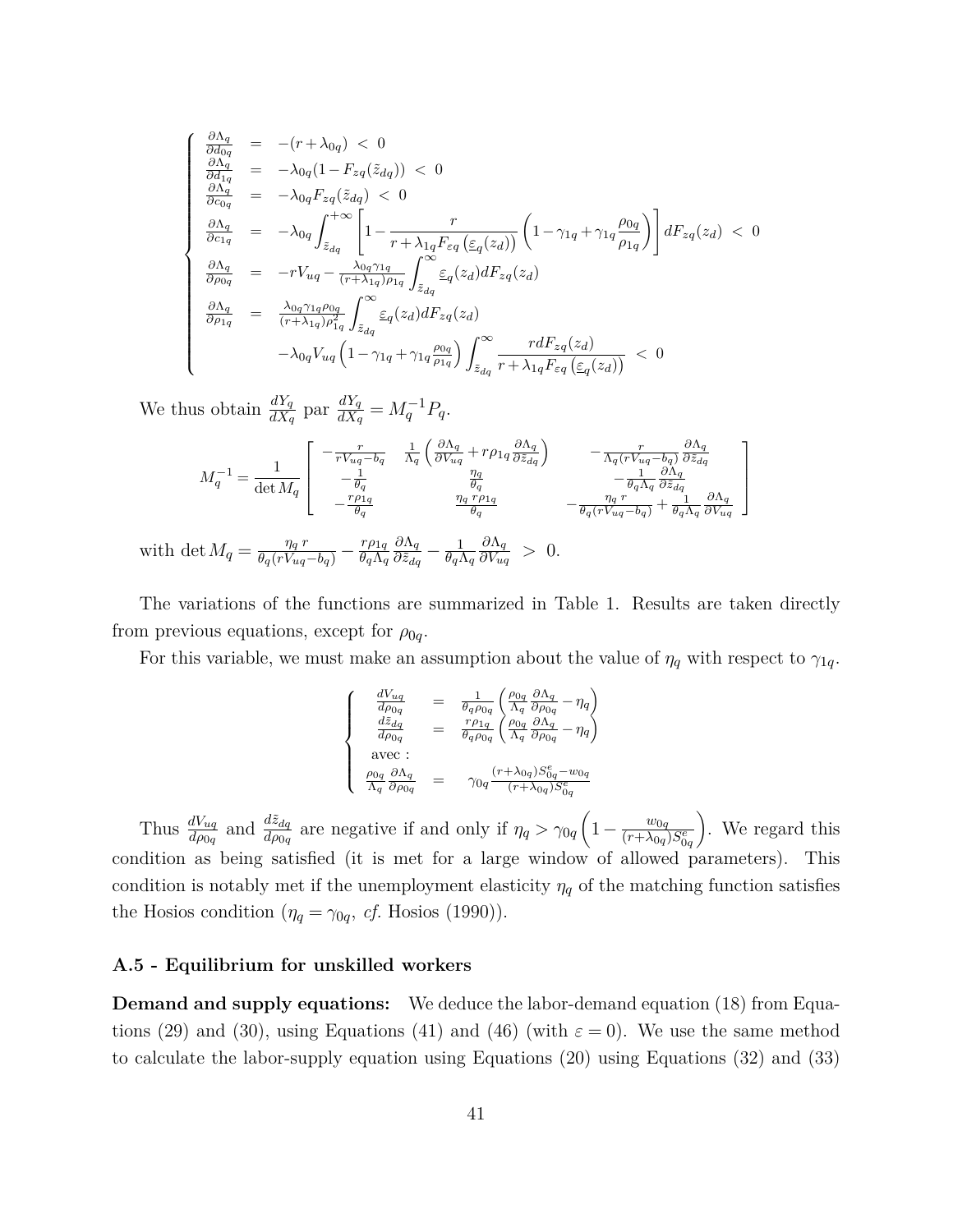$$
\begin{cases}
\frac{\partial \Lambda_q}{\partial d_{0q}} &= -(r+\lambda_{0q}) \;<\; 0 \\
\frac{\partial \Lambda_q}{\partial d_{1q}} &= -\lambda_{0q}(1-F_{zq}(\tilde{z}_{dq})) \;<\; 0 \\
\frac{\partial \Lambda_q}{\partial c_{0q}} &= -\lambda_{0q}F_{zq}(\tilde{z}_{dq}) \;<\; 0 \\
\frac{\partial \Lambda_q}{\partial c_{1q}} &= -\lambda_{0q}\int_{\tilde{z}_{dq}}^{+\infty}\left[1-\frac{r}{r+\lambda_{1q}F_{\varepsilon q}\left(\underline{\varepsilon}_q(z_d)\right)}\left(1-\gamma_{1q}+\gamma_{1q}\frac{\rho_{0q}}{\rho_{1q}}\right)\right]dF_{zq}(z_d) \;<\; 0 \\
\frac{\partial \Lambda_q}{\partial \rho_{0q}} &= -rV_{uq}-\frac{\lambda_{0q}\gamma_{1q}}{(r+\lambda_{1q})\rho_{1q}}\int_{\tilde{z}_{dq}}^{\infty}\underline{\varepsilon}_q(z_d)dF_{zq}(z_d) \\
\frac{\partial \Lambda_q}{\partial \rho_{1q}} &= \frac{\lambda_{0q}\gamma_{1q}\rho_{0q}}{(r+\lambda_{1q})\rho_{1q}^2}\int_{\tilde{z}_{dq}}^{\infty}\underline{\varepsilon}_q(z_d)dF_{zq}(z_d) \\
& \quad -\lambda_{0q}V_{uq}\left(1-\gamma_{1q}+\gamma_{1q}\frac{\rho_{0q}}{\rho_{1q}}\right)\int_{\tilde{z}_{dq}}^{\infty}\frac{r dF_{zq}(z_d)}{r+\lambda_{1q}F_{\varepsilon q}\left(\underline{\varepsilon}_q(z_d)\right)} \;<\; 0
\end{cases}
$$

We thus obtain $\frac{dY_q}{dX_q}$ par $\frac{dY_q}{dX_q} = M_q^{-1}P_q$.

$$
M_q^{-1} = \frac{1}{\det M_q}\begin{bmatrix}
-\frac{r}{rV_{uq}-b_q} & \frac{1}{\Lambda_q}\left(\frac{\partial \Lambda_q}{\partial V_{uq}}+r\rho_{1q}\frac{\partial \Lambda_q}{\partial \tilde{z}_{dq}}\right) & -\frac{r}{\Lambda_q(rV_{uq}-b_q)}\frac{\partial \Lambda_q}{\partial \tilde{z}_{dq}} \\
-\frac{1}{\theta_q} & \frac{\eta_q}{\theta_q} & -\frac{1}{\theta_q\Lambda_q}\frac{\partial \Lambda_q}{\partial \tilde{z}_{dq}} \\
-\frac{r\rho_{1q}}{\theta_q} & \frac{\eta_q\, r\rho_{1q}}{\theta_q} & -\frac{\eta_q\, r}{\theta_q(rV_{uq}-b_q)}+\frac{1}{\theta_q\Lambda_q}\frac{\partial \Lambda_q}{\partial V_{uq}}
\end{bmatrix}
$$

with $\det M_q = \frac{\eta_q\, r}{\theta_q(rV_{uq}-b_q)} - \frac{r\rho_{1q}}{\theta_q\Lambda_q}\frac{\partial \Lambda_q}{\partial \tilde{z}_{dq}} - \frac{1}{\theta_q\Lambda_q}\frac{\partial \Lambda_q}{\partial V_{uq}} \;>\; 0.$

The variations of the functions are summarized in Table 1. Results are taken directly from previous equations, except for $\rho_{0q}$.

For this variable, we must make an assumption about the value of $\eta_q$ with respect to $\gamma_{1q}$.

$$
\begin{cases}
\frac{dV_{uq}}{d\rho_{0q}} &= \frac{1}{\theta_q\rho_{0q}}\left(\frac{\rho_{0q}}{\Lambda_q}\frac{\partial \Lambda_q}{\partial \rho_{0q}}-\eta_q\right) \\
\frac{d\tilde{z}_{dq}}{d\rho_{0q}} &= \frac{r\rho_{1q}}{\theta_q\rho_{0q}}\left(\frac{\rho_{0q}}{\Lambda_q}\frac{\partial \Lambda_q}{\partial \rho_{0q}}-\eta_q\right) \\
\text{avec :} & \\
\frac{\rho_{0q}}{\Lambda_q}\frac{\partial \Lambda_q}{\partial \rho_{0q}} &= \gamma_{0q}\frac{(r+\lambda_{0q})S_{0q}^e-w_{0q}}{(r+\lambda_{0q})S_{0q}^e}
\end{cases}
$$

Thus $\frac{dV_{uq}}{d\rho_{0q}}$ and $\frac{d\tilde{z}_{dq}}{d\rho_{0q}}$ are negative if and only if $\eta_q > \gamma_{0q}\left(1-\frac{w_{0q}}{(r+\lambda_{0q})S_{0q}^e}\right)$. We regard this condition as being satisfied (it is met for a large window of allowed parameters). This condition is notably met if the unemployment elasticity $\eta_q$ of the matching function satisfies the Hosios condition ($\eta_q = \gamma_{0q}$, *cf.* Hosios (1990)).

### A.5 - Equilibrium for unskilled workers

**Demand and supply equations:** We deduce the labor-demand equation (18) from Equations (29) and (30), using Equations (41) and (46) (with $\varepsilon = 0$). We use the same method to calculate the labor-supply equation using Equations (20) using Equations (32) and (33)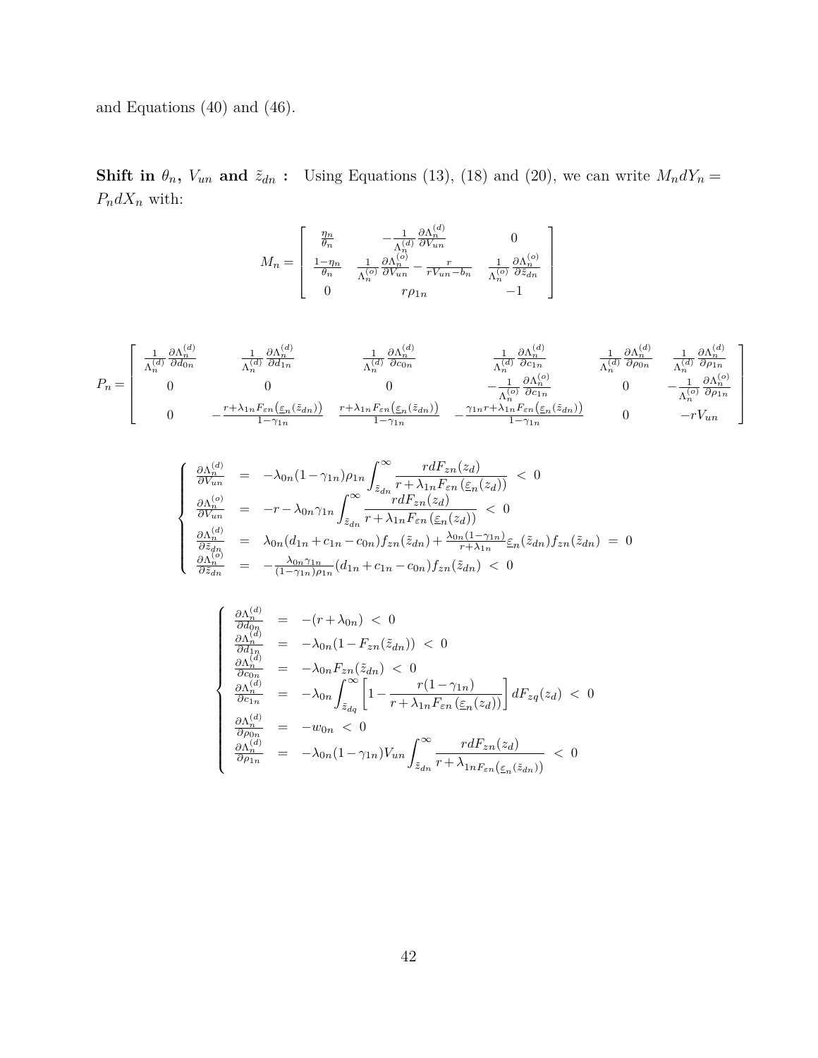and Equations (40) and (46).

**Shift in $\theta_n$, $V_{un}$ and $\tilde{z}_{dn}$ :** Using Equations (13), (18) and (20), we can write $M_n dY_n = P_n dX_n$ with:

$$M_n = \begin{bmatrix} \frac{\eta_n}{\theta_n} & -\frac{1}{\Lambda_n^{(d)}}\frac{\partial \Lambda_n^{(d)}}{\partial V_{un}} & 0 \\ \frac{1-\eta_n}{\theta_n} & \frac{1}{\Lambda_n^{(o)}}\frac{\partial \Lambda_n^{(o)}}{\partial V_{un}} - \frac{r}{rV_{un}-b_n} & \frac{1}{\Lambda_n^{(o)}}\frac{\partial \Lambda_n^{(o)}}{\partial \tilde{z}_{dn}} \\ 0 & r\rho_{1n} & -1 \end{bmatrix}$$

$$P_n = \begin{bmatrix} \frac{1}{\Lambda_n^{(d)}}\frac{\partial \Lambda_n^{(d)}}{\partial d_{0n}} & \frac{1}{\Lambda_n^{(d)}}\frac{\partial \Lambda_n^{(d)}}{\partial d_{1n}} & \frac{1}{\Lambda_n^{(d)}}\frac{\partial \Lambda_n^{(d)}}{\partial c_{0n}} & \frac{1}{\Lambda_n^{(d)}}\frac{\partial \Lambda_n^{(d)}}{\partial c_{1n}} & \frac{1}{\Lambda_n^{(d)}}\frac{\partial \Lambda_n^{(d)}}{\partial \rho_{0n}} & \frac{1}{\Lambda_n^{(d)}}\frac{\partial \Lambda_n^{(d)}}{\partial \rho_{1n}} \\ 0 & 0 & 0 & -\frac{1}{\Lambda_n^{(o)}}\frac{\partial \Lambda_n^{(o)}}{\partial c_{1n}} & 0 & -\frac{1}{\Lambda_n^{(o)}}\frac{\partial \Lambda_n^{(o)}}{\partial \rho_{1n}} \\ 0 & -\frac{r+\lambda_{1n}F_{\varepsilon n}(\underline{\varepsilon}_n(\tilde{z}_{dn}))}{1-\gamma_{1n}} & \frac{r+\lambda_{1n}F_{\varepsilon n}(\underline{\varepsilon}_n(\tilde{z}_{dn}))}{1-\gamma_{1n}} & -\frac{\gamma_{1n}r+\lambda_{1n}F_{\varepsilon n}(\underline{\varepsilon}_n(\tilde{z}_{dn}))}{1-\gamma_{1n}} & 0 & -rV_{un} \end{bmatrix}$$

$$\begin{cases} \frac{\partial \Lambda_n^{(d)}}{\partial V_{un}} &= -\lambda_{0n}(1-\gamma_{1n})\rho_{1n}\displaystyle\int_{\tilde{z}_{dn}}^{\infty} \frac{r dF_{zn}(z_d)}{r+\lambda_{1n}F_{\varepsilon n}(\underline{\varepsilon}_n(z_d))} \ < \ 0 \\ \frac{\partial \Lambda_n^{(o)}}{\partial V_{un}} &= -r - \lambda_{0n}\gamma_{1n}\displaystyle\int_{\tilde{z}_{dn}}^{\infty} \frac{r dF_{zn}(z_d)}{r+\lambda_{1n}F_{\varepsilon n}(\underline{\varepsilon}_n(z_d))} \ < \ 0 \\ \frac{\partial \Lambda_n^{(d)}}{\partial \tilde{z}_{dn}} &= \lambda_{0n}(d_{1n}+c_{1n}-c_{0n})f_{zn}(\tilde{z}_{dn}) + \frac{\lambda_{0n}(1-\gamma_{1n})}{r+\lambda_{1n}}\underline{\varepsilon}_n(\tilde{z}_{dn})f_{zn}(\tilde{z}_{dn}) \ = \ 0 \\ \frac{\partial \Lambda_n^{(o)}}{\partial \tilde{z}_{dn}} &= -\frac{\lambda_{0n}\gamma_{1n}}{(1-\gamma_{1n})\rho_{1n}}(d_{1n}+c_{1n}-c_{0n})f_{zn}(\tilde{z}_{dn}) \ < \ 0 \end{cases}$$

$$\begin{cases} \frac{\partial \Lambda_n^{(d)}}{\partial d_{0n}} &= -(r+\lambda_{0n}) \ < \ 0 \\ \frac{\partial \Lambda_n^{(d)}}{\partial d_{1n}} &= -\lambda_{0n}(1-F_{zn}(\tilde{z}_{dn})) \ < \ 0 \\ \frac{\partial \Lambda_n^{(d)}}{\partial c_{0n}} &= -\lambda_{0n}F_{zn}(\tilde{z}_{dn}) \ < \ 0 \\ \frac{\partial \Lambda_n^{(d)}}{\partial c_{1n}} &= -\lambda_{0n}\displaystyle\int_{\tilde{z}_{dq}}^{\infty}\left[1 - \frac{r(1-\gamma_{1n})}{r+\lambda_{1n}F_{\varepsilon n}(\underline{\varepsilon}_n(z_d))}\right]dF_{zq}(z_d) \ < \ 0 \\ \frac{\partial \Lambda_n^{(d)}}{\partial \rho_{0n}} &= -w_{0n} \ < \ 0 \\ \frac{\partial \Lambda_n^{(d)}}{\partial \rho_{1n}} &= -\lambda_{0n}(1-\gamma_{1n})V_{un}\displaystyle\int_{\tilde{z}_{dn}}^{\infty} \frac{r dF_{zn}(z_d)}{r+\lambda_{1nF_{\varepsilon n}(\underline{\varepsilon}_n(\tilde{z}_{dn}))}} \ < \ 0 \end{cases}$$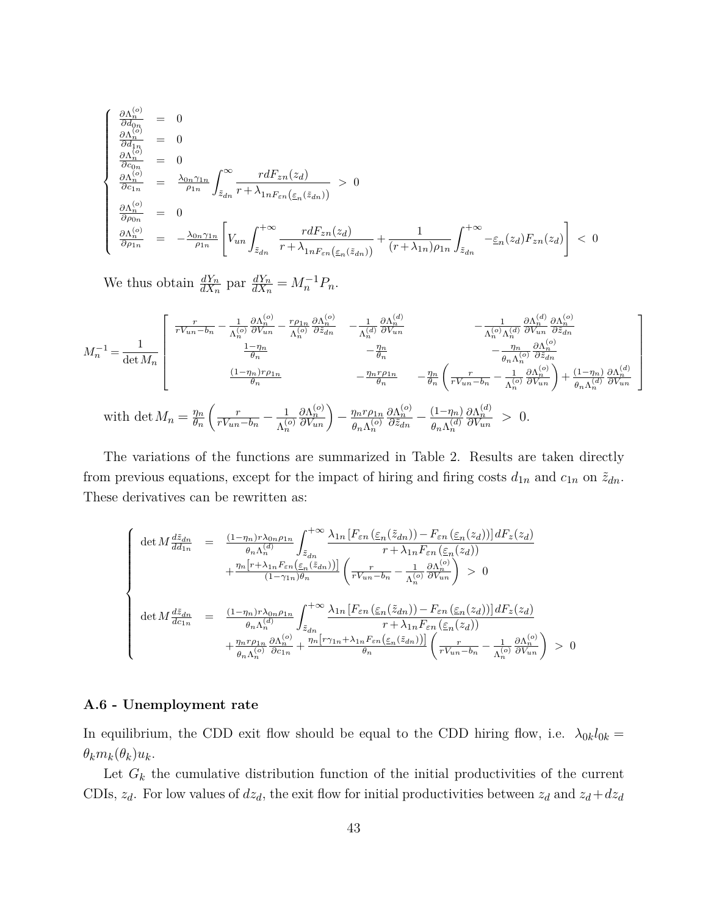$$
\left\{
\begin{array}{lcl}
\frac{\partial \Lambda_n^{(o)}}{\partial d_{0n}} & = & 0 \\
\frac{\partial \Lambda_n^{(o)}}{\partial d_{1n}} & = & 0 \\
\frac{\partial \Lambda_n^{(o)}}{\partial c_{0n}} & = & 0 \\
\frac{\partial \Lambda_n^{(o)}}{\partial c_{1n}} & = & \frac{\lambda_{0n}\gamma_{1n}}{\rho_{1n}} \displaystyle\int_{\tilde{z}_{dn}}^{\infty} \frac{r dF_{zn}(z_d)}{r+\lambda_{1n F_{\varepsilon n}\left(\underline{\varepsilon}_n(\tilde{z}_{dn})\right)}} \ > \ 0 \\
\frac{\partial \Lambda_n^{(o)}}{\partial \rho_{0n}} & = & 0 \\
\frac{\partial \Lambda_n^{(o)}}{\partial \rho_{1n}} & = & -\frac{\lambda_{0n}\gamma_{1n}}{\rho_{1n}} \left[ V_{un} \displaystyle\int_{\tilde{z}_{dn}}^{+\infty} \frac{r dF_{zn}(z_d)}{r+\lambda_{1n F_{\varepsilon n}\left(\underline{\varepsilon}_n(\tilde{z}_{dn})\right)}} + \frac{1}{(r+\lambda_{1n})\rho_{1n}} \displaystyle\int_{\tilde{z}_{dn}}^{+\infty} -\underline{\varepsilon}_n(z_d) F_{zn}(z_d) \right] \ < \ 0
\end{array}
\right.
$$

We thus obtain $\frac{dY_n}{dX_n}$ par $\frac{dY_n}{dX_n} = M_n^{-1} P_n$.

$$
M_n^{-1} = \frac{1}{\det M_n} \left[ \begin{array}{ccc}
\frac{r}{rV_{un}-b_n} - \frac{1}{\Lambda_n^{(o)}} \frac{\partial \Lambda_n^{(o)}}{\partial V_{un}} - \frac{r\rho_{1n}}{\Lambda_n^{(o)}} \frac{\partial \Lambda_n^{(o)}}{\partial \tilde{z}_{dn}} & -\frac{1}{\Lambda_n^{(d)}} \frac{\partial \Lambda_n^{(d)}}{\partial V_{un}} & -\frac{1}{\Lambda_n^{(o)} \Lambda_n^{(d)}} \frac{\partial \Lambda_n^{(d)}}{\partial V_{un}} \frac{\partial \Lambda_n^{(o)}}{\partial \tilde{z}_{dn}} \\
\frac{1-\eta_n}{\theta_n} & -\frac{\eta_n}{\theta_n} & -\frac{\eta_n}{\theta_n \Lambda_n^{(o)}} \frac{\partial \Lambda_n^{(o)}}{\partial \tilde{z}_{dn}} \\
\frac{(1-\eta_n) r \rho_{1n}}{\theta_n} & -\frac{\eta_n r \rho_{1n}}{\theta_n} & -\frac{\eta_n}{\theta_n} \left( \frac{r}{rV_{un}-b_n} - \frac{1}{\Lambda_n^{(o)}} \frac{\partial \Lambda_n^{(o)}}{\partial V_{un}} \right) + \frac{(1-\eta_n)}{\theta_n \Lambda_n^{(d)}} \frac{\partial \Lambda_n^{(d)}}{\partial V_{un}}
\end{array} \right]
$$

with $\det M_n = \frac{\eta_n}{\theta_n} \left( \frac{r}{rV_{un}-b_n} - \frac{1}{\Lambda_n^{(o)}} \frac{\partial \Lambda_n^{(o)}}{\partial V_{un}} \right) - \frac{\eta_n r \rho_{1n}}{\theta_n \Lambda_n^{(o)}} \frac{\partial \Lambda_n^{(o)}}{\partial \tilde{z}_{dn}} - \frac{(1-\eta_n)}{\theta_n \Lambda_n^{(d)}} \frac{\partial \Lambda_n^{(d)}}{\partial V_{un}} \ > \ 0.$

The variations of the functions are summarized in Table 2. Results are taken directly from previous equations, except for the impact of hiring and firing costs $d_{1n}$ and $c_{1n}$ on $\tilde{z}_{dn}$. These derivatives can be rewritten as:

$$
\left\{
\begin{array}{lcl}
\det M \frac{d\tilde{z}_{dn}}{dd_{1n}} & = & \frac{(1-\eta_n) r \lambda_{0n} \rho_{1n}}{\theta_n \Lambda_n^{(d)}} \displaystyle\int_{\tilde{z}_{dn}}^{+\infty} \frac{\lambda_{1n} \left[ F_{\varepsilon n}\left(\underline{\varepsilon}_n(\tilde{z}_{dn})\right) - F_{\varepsilon n}\left(\underline{\varepsilon}_n(z_d)\right) \right] dF_z(z_d)}{r+\lambda_{1n} F_{\varepsilon n}\left(\underline{\varepsilon}_n(z_d)\right)} \\
& & + \frac{\eta_n \left[ r+\lambda_{1n} F_{\varepsilon n}\left(\underline{\varepsilon}_n(\tilde{z}_{dn})\right) \right]}{(1-\gamma_{1n})\theta_n} \left( \frac{r}{rV_{un}-b_n} - \frac{1}{\Lambda_n^{(o)}} \frac{\partial \Lambda_n^{(o)}}{\partial V_{un}} \right) \ > \ 0 \\
& & \\
\det M \frac{d\tilde{z}_{dn}}{dc_{1n}} & = & \frac{(1-\eta_n) r \lambda_{0n} \rho_{1n}}{\theta_n \Lambda_n^{(d)}} \displaystyle\int_{\tilde{z}_{dn}}^{+\infty} \frac{\lambda_{1n} \left[ F_{\varepsilon n}\left(\underline{\varepsilon}_n(\tilde{z}_{dn})\right) - F_{\varepsilon n}\left(\underline{\varepsilon}_n(z_d)\right) \right] dF_z(z_d)}{r+\lambda_{1n} F_{\varepsilon n}\left(\underline{\varepsilon}_n(z_d)\right)} \\
& & + \frac{\eta_n r \rho_{1n}}{\theta_n \Lambda_n^{(o)}} \frac{\partial \Lambda_n^{(o)}}{\partial c_{1n}} + \frac{\eta_n \left[ r\gamma_{1n} + \lambda_{1n} F_{\varepsilon n}\left(\underline{\varepsilon}_n(\tilde{z}_{dn})\right) \right]}{\theta_n} \left( \frac{r}{rV_{un}-b_n} - \frac{1}{\Lambda_n^{(o)}} \frac{\partial \Lambda_n^{(o)}}{\partial V_{un}} \right) \ > \ 0
\end{array}
\right.
$$

### A.6 - Unemployment rate

In equilibrium, the CDD exit flow should be equal to the CDD hiring flow, i.e. $\lambda_{0k} l_{0k} = \theta_k m_k(\theta_k) u_k$.

Let $G_k$ the cumulative distribution function of the initial productivities of the current CDIs, $z_d$. For low values of $dz_d$, the exit flow for initial productivities between $z_d$ and $z_d + dz_d$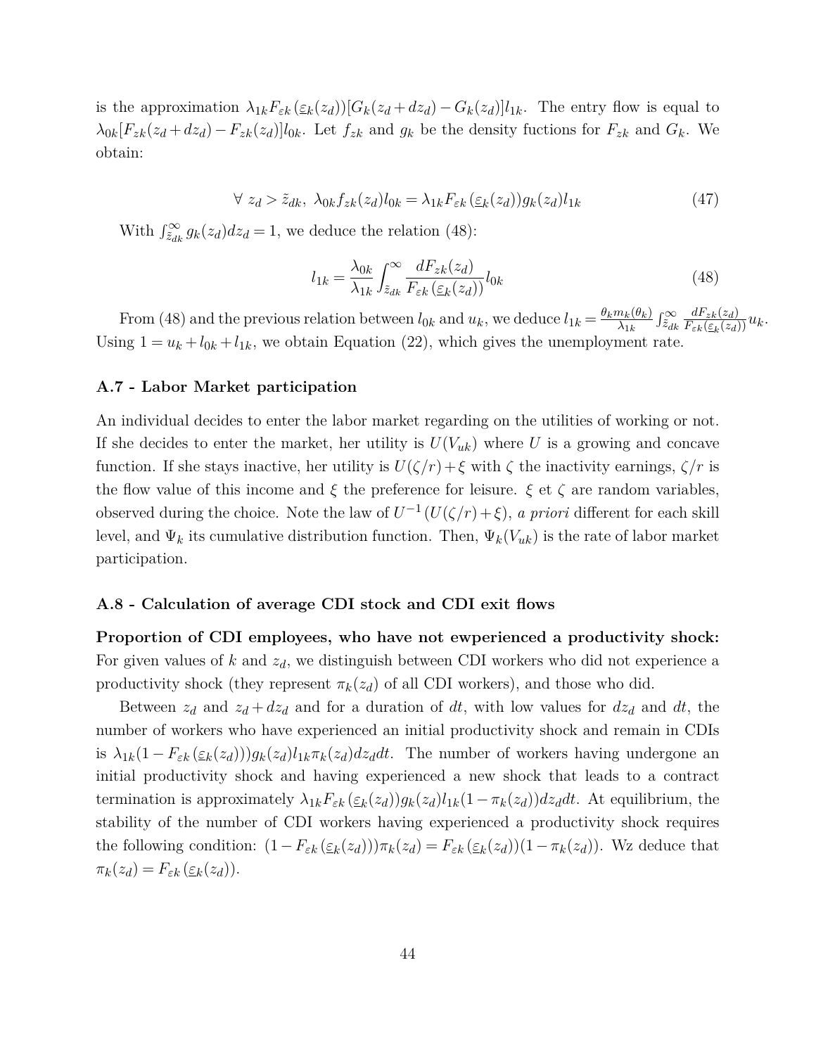is the approximation $\lambda_{1k}F_{\varepsilon k}(\underline{\varepsilon}_k(z_d))[G_k(z_d+dz_d)-G_k(z_d)]l_{1k}$. The entry flow is equal to $\lambda_{0k}[F_{zk}(z_d+dz_d)-F_{zk}(z_d)]l_{0k}$. Let $f_{zk}$ and $g_k$ be the density fuctions for $F_{zk}$ and $G_k$. We obtain:

$$\forall\ z_d > \tilde{z}_{dk},\ \lambda_{0k}f_{zk}(z_d)l_{0k} = \lambda_{1k}F_{\varepsilon k}(\underline{\varepsilon}_k(z_d))g_k(z_d)l_{1k} \tag{47}$$

With $\int_{\tilde{z}_{dk}}^{\infty} g_k(z_d)dz_d = 1$, we deduce the relation (48):

$$l_{1k} = \frac{\lambda_{0k}}{\lambda_{1k}}\int_{\tilde{z}_{dk}}^{\infty}\frac{dF_{zk}(z_d)}{F_{\varepsilon k}(\underline{\varepsilon}_k(z_d))}l_{0k} \tag{48}$$

From (48) and the previous relation between $l_{0k}$ and $u_k$, we deduce $l_{1k} = \frac{\theta_k m_k(\theta_k)}{\lambda_{1k}}\int_{\tilde{z}_{dk}}^{\infty}\frac{dF_{zk}(z_d)}{F_{\varepsilon k}(\underline{\varepsilon}_k(z_d))}u_k$. Using $1 = u_k + l_{0k} + l_{1k}$, we obtain Equation (22), which gives the unemployment rate.

### A.7 - Labor Market participation

An individual decides to enter the labor market regarding on the utilities of working or not. If she decides to enter the market, her utility is $U(V_{uk})$ where $U$ is a growing and concave function. If she stays inactive, her utility is $U(\zeta/r)+\xi$ with $\zeta$ the inactivity earnings, $\zeta/r$ is the flow value of this income and $\xi$ the preference for leisure. $\xi$ et $\zeta$ are random variables, observed during the choice. Note the law of $U^{-1}(U(\zeta/r)+\xi)$, *a priori* different for each skill level, and $\Psi_k$ its cumulative distribution function. Then, $\Psi_k(V_{uk})$ is the rate of labor market participation.

### A.8 - Calculation of average CDI stock and CDI exit flows

**Proportion of CDI employees, who have not ewperienced a productivity shock:** For given values of $k$ and $z_d$, we distinguish between CDI workers who did not experience a productivity shock (they represent $\pi_k(z_d)$ of all CDI workers), and those who did.

Between $z_d$ and $z_d+dz_d$ and for a duration of $dt$, with low values for $dz_d$ and $dt$, the number of workers who have experienced an initial productivity shock and remain in CDIs is $\lambda_{1k}(1-F_{\varepsilon k}(\underline{\varepsilon}_k(z_d)))g_k(z_d)l_{1k}\pi_k(z_d)dz_d dt$. The number of workers having undergone an initial productivity shock and having experienced a new shock that leads to a contract termination is approximately $\lambda_{1k}F_{\varepsilon k}(\underline{\varepsilon}_k(z_d))g_k(z_d)l_{1k}(1-\pi_k(z_d))dz_d dt$. At equilibrium, the stability of the number of CDI workers having experienced a productivity shock requires the following condition: $(1-F_{\varepsilon k}(\underline{\varepsilon}_k(z_d)))\pi_k(z_d) = F_{\varepsilon k}(\underline{\varepsilon}_k(z_d))(1-\pi_k(z_d))$. Wz deduce that $\pi_k(z_d) = F_{\varepsilon k}(\underline{\varepsilon}_k(z_d))$.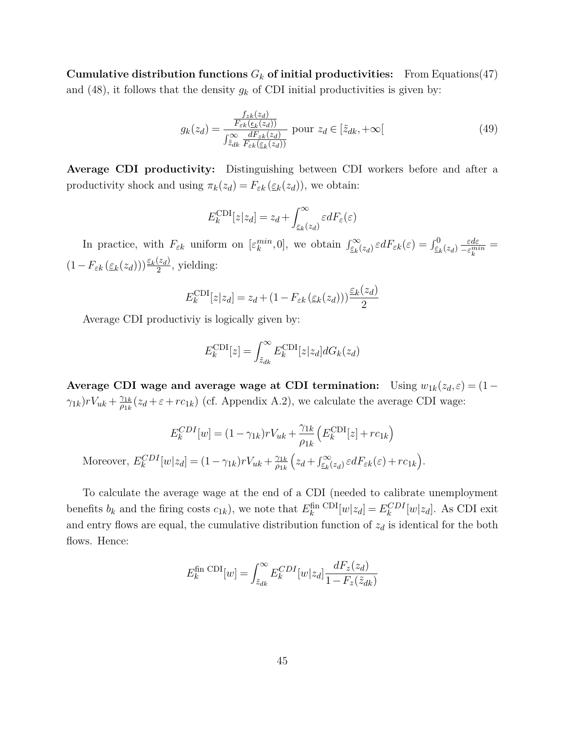**Cumulative distribution functions $G_k$ of initial productivities:** From Equations(47) and (48), it follows that the density $g_k$ of CDI initial productivities is given by:

$$g_k(z_d) = \frac{\frac{f_{zk}(z_d)}{F_{\varepsilon k}(\underline{\varepsilon}_k(z_d))}}{\int_{\tilde{z}_{dk}}^{\infty} \frac{dF_{zk}(z_d)}{F_{\varepsilon k}(\underline{\varepsilon}_k(z_d))}} \text{ pour } z_d \in [\tilde{z}_{dk}, +\infty[ \tag{49}$$

**Average CDI productivity:** Distinguishing between CDI workers before and after a productivity shock and using $\pi_k(z_d) = F_{\varepsilon k}(\underline{\varepsilon}_k(z_d))$, we obtain:

$$E_k^{\text{CDI}}[z|z_d] = z_d + \int_{\underline{\varepsilon}_k(z_d)}^{\infty} \varepsilon dF_{\varepsilon}(\varepsilon)$$

In practice, with $F_{\varepsilon k}$ uniform on $[\varepsilon_k^{min}, 0]$, we obtain $\int_{\underline{\varepsilon}_k(z_d)}^{\infty} \varepsilon dF_{\varepsilon k}(\varepsilon) = \int_{\underline{\varepsilon}_k(z_d)}^{0} \frac{\varepsilon d\varepsilon}{-\varepsilon_k^{min}} = (1 - F_{\varepsilon k}(\underline{\varepsilon}_k(z_d)))\frac{\underline{\varepsilon}_k(z_d)}{2}$, yielding:

$$E_k^{\text{CDI}}[z|z_d] = z_d + (1 - F_{\varepsilon k}(\underline{\varepsilon}_k(z_d)))\frac{\underline{\varepsilon}_k(z_d)}{2}$$

Average CDI productiviy is logically given by:

$$E_k^{\text{CDI}}[z] = \int_{\tilde{z}_{dk}}^{\infty} E_k^{\text{CDI}}[z|z_d] dG_k(z_d)$$

**Average CDI wage and average wage at CDI termination:** Using $w_{1k}(z_d, \varepsilon) = (1 - \gamma_{1k})rV_{uk} + \frac{\gamma_{1k}}{\rho_{1k}}(z_d + \varepsilon + rc_{1k})$ (cf. Appendix A.2), we calculate the average CDI wage:

$$E_k^{CDI}[w] = (1 - \gamma_{1k})rV_{uk} + \frac{\gamma_{1k}}{\rho_{1k}}\left(E_k^{\text{CDI}}[z] + rc_{1k}\right)$$

Moreover, $E_k^{CDI}[w|z_d] = (1 - \gamma_{1k})rV_{uk} + \frac{\gamma_{1k}}{\rho_{1k}}\left(z_d + \int_{\underline{\varepsilon}_k(z_d)}^{\infty} \varepsilon dF_{\varepsilon k}(\varepsilon) + rc_{1k}\right)$.

To calculate the average wage at the end of a CDI (needed to calibrate unemployment benefits $b_k$ and the firing costs $c_{1k}$), we note that $E_k^{\text{fin CDI}}[w|z_d] = E_k^{CDI}[w|z_d]$. As CDI exit and entry flows are equal, the cumulative distribution function of $z_d$ is identical for the both flows. Hence:

$$E_k^{\text{fin CDI}}[w] = \int_{\tilde{z}_{dk}}^{\infty} E_k^{CDI}[w|z_d] \frac{dF_z(z_d)}{1 - F_z(\tilde{z}_{dk})}$$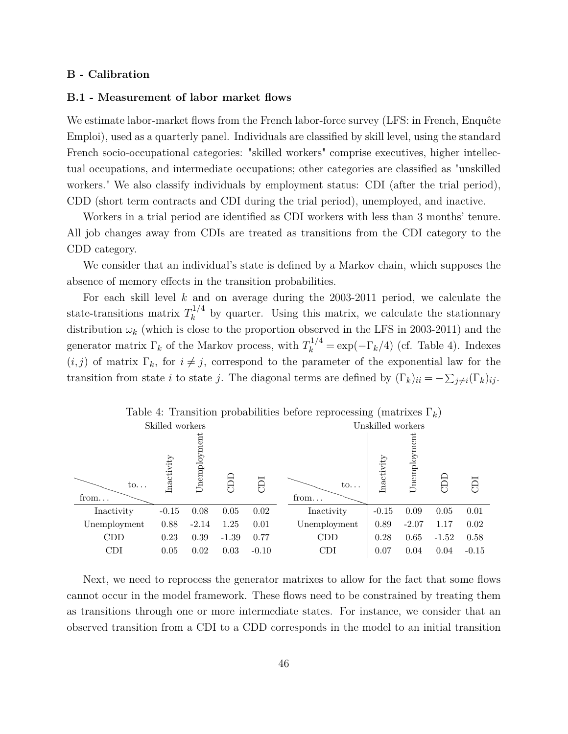## B - Calibration

### B.1 - Measurement of labor market flows

We estimate labor-market flows from the French labor-force survey (LFS: in French, Enquête Emploi), used as a quarterly panel. Individuals are classified by skill level, using the standard French socio-occupational categories: "skilled workers" comprise executives, higher intellectual occupations, and intermediate occupations; other categories are classified as "unskilled workers." We also classify individuals by employment status: CDI (after the trial period), CDD (short term contracts and CDI during the trial period), unemployed, and inactive.

Workers in a trial period are identified as CDI workers with less than 3 months' tenure. All job changes away from CDIs are treated as transitions from the CDI category to the CDD category.

We consider that an individual's state is defined by a Markov chain, which supposes the absence of memory effects in the transition probabilities.

For each skill level $k$ and on average during the 2003-2011 period, we calculate the state-transitions matrix $T_k^{1/4}$ by quarter. Using this matrix, we calculate the stationnary distribution $\omega_k$ (which is close to the proportion observed in the LFS in 2003-2011) and the generator matrix $\Gamma_k$ of the Markov process, with $T_k^{1/4} = \exp(-\Gamma_k/4)$ (cf. Table 4). Indexes $(i, j)$ of matrix $\Gamma_k$, for $i \neq j$, correspond to the parameter of the exponential law for the transition from state $i$ to state $j$. The diagonal terms are defined by $(\Gamma_k)_{ii} = -\sum_{j \neq i}(\Gamma_k)_{ij}$.

Table 4: Transition probabilities before reprocessing (matrixes $\Gamma_k$)

| Skilled workers: from... \ to... | Inactivity | Unemployment | CDD | CDI |
|---|---|---|---|---|
| Inactivity | -0.15 | 0.08 | 0.05 | 0.02 |
| Unemployment | 0.88 | -2.14 | 1.25 | 0.01 |
| CDD | 0.23 | 0.39 | -1.39 | 0.77 |
| CDI | 0.05 | 0.02 | 0.03 | -0.10 |

| Unskilled workers: from... \ to... | Inactivity | Unemployment | CDD | CDI |
|---|---|---|---|---|
| Inactivity | -0.15 | 0.09 | 0.05 | 0.01 |
| Unemployment | 0.89 | -2.07 | 1.17 | 0.02 |
| CDD | 0.28 | 0.65 | -1.52 | 0.58 |
| CDI | 0.07 | 0.04 | 0.04 | -0.15 |

Next, we need to reprocess the generator matrixes to allow for the fact that some flows cannot occur in the model framework. These flows need to be constrained by treating them as transitions through one or more intermediate states. For instance, we consider that an observed transition from a CDI to a CDD corresponds in the model to an initial transition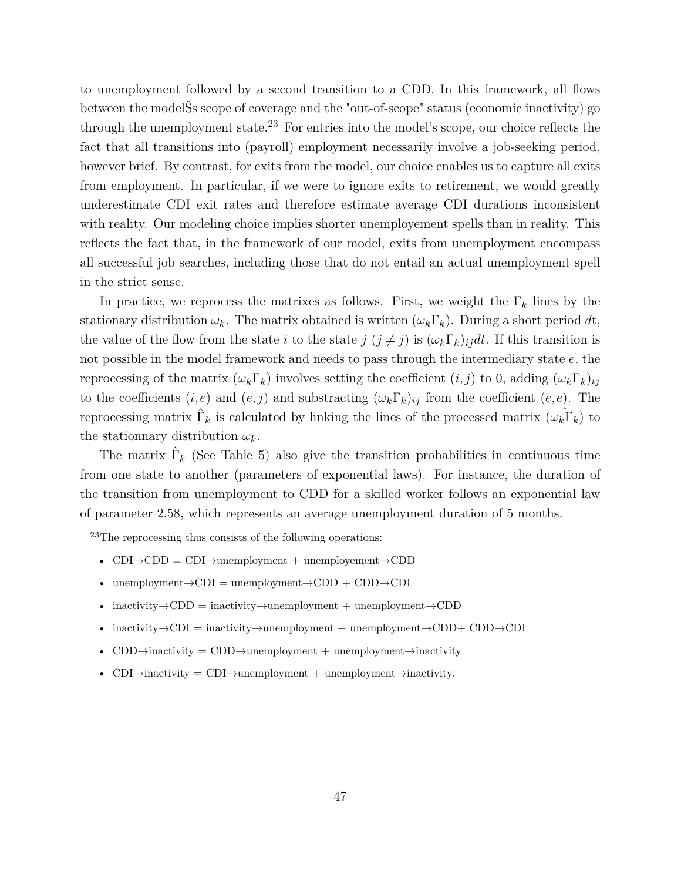to unemployment followed by a second transition to a CDD. In this framework, all flows between the modelŠs scope of coverage and the "out-of-scope" status (economic inactivity) go through the unemployment state.[23] For entries into the model's scope, our choice reflects the fact that all transitions into (payroll) employment necessarily involve a job-seeking period, however brief. By contrast, for exits from the model, our choice enables us to capture all exits from employment. In particular, if we were to ignore exits to retirement, we would greatly underestimate CDI exit rates and therefore estimate average CDI durations inconsistent with reality. Our modeling choice implies shorter unemployement spells than in reality. This reflects the fact that, in the framework of our model, exits from unemployment encompass all successful job searches, including those that do not entail an actual unemployment spell in the strict sense.

In practice, we reprocess the matrixes as follows. First, we weight the $\Gamma_k$ lines by the stationary distribution $\omega_k$. The matrix obtained is written $(\omega_k \Gamma_k)$. During a short period $dt$, the value of the flow from the state $i$ to the state $j$ $(j \neq j)$ is $(\omega_k \Gamma_k)_{ij} dt$. If this transition is not possible in the model framework and needs to pass through the intermediary state $e$, the reprocessing of the matrix $(\omega_k \Gamma_k)$ involves setting the coefficient $(i, j)$ to 0, adding $(\omega_k \Gamma_k)_{ij}$ to the coefficients $(i, e)$ and $(e, j)$ and substracting $(\omega_k \Gamma_k)_{ij}$ from the coefficient $(e, e)$. The reprocessing matrix $\hat{\Gamma}_k$ is calculated by linking the lines of the processed matrix $(\omega_k \hat{\Gamma}_k)$ to the stationnary distribution $\omega_k$.

The matrix $\hat{\Gamma}_k$ (See Table 5) also give the transition probabilities in continuous time from one state to another (parameters of exponential laws). For instance, the duration of the transition from unemployment to CDD for a skilled worker follows an exponential law of parameter 2.58, which represents an average unemployment duration of 5 months.

[23] The reprocessing thus consists of the following operations:

- CDI→CDD = CDI→unemployment + unemployement→CDD
- unemployment→CDI = unemployment→CDD + CDD→CDI
- inactivity→CDD = inactivity→unemployment + unemployment→CDD
- inactivity→CDI = inactivity→unemployment + unemployment→CDD+ CDD→CDI
- CDD→inactivity = CDD→unemployment + unemployment→inactivity
- CDI→inactivity = CDI→unemployment + unemployment→inactivity.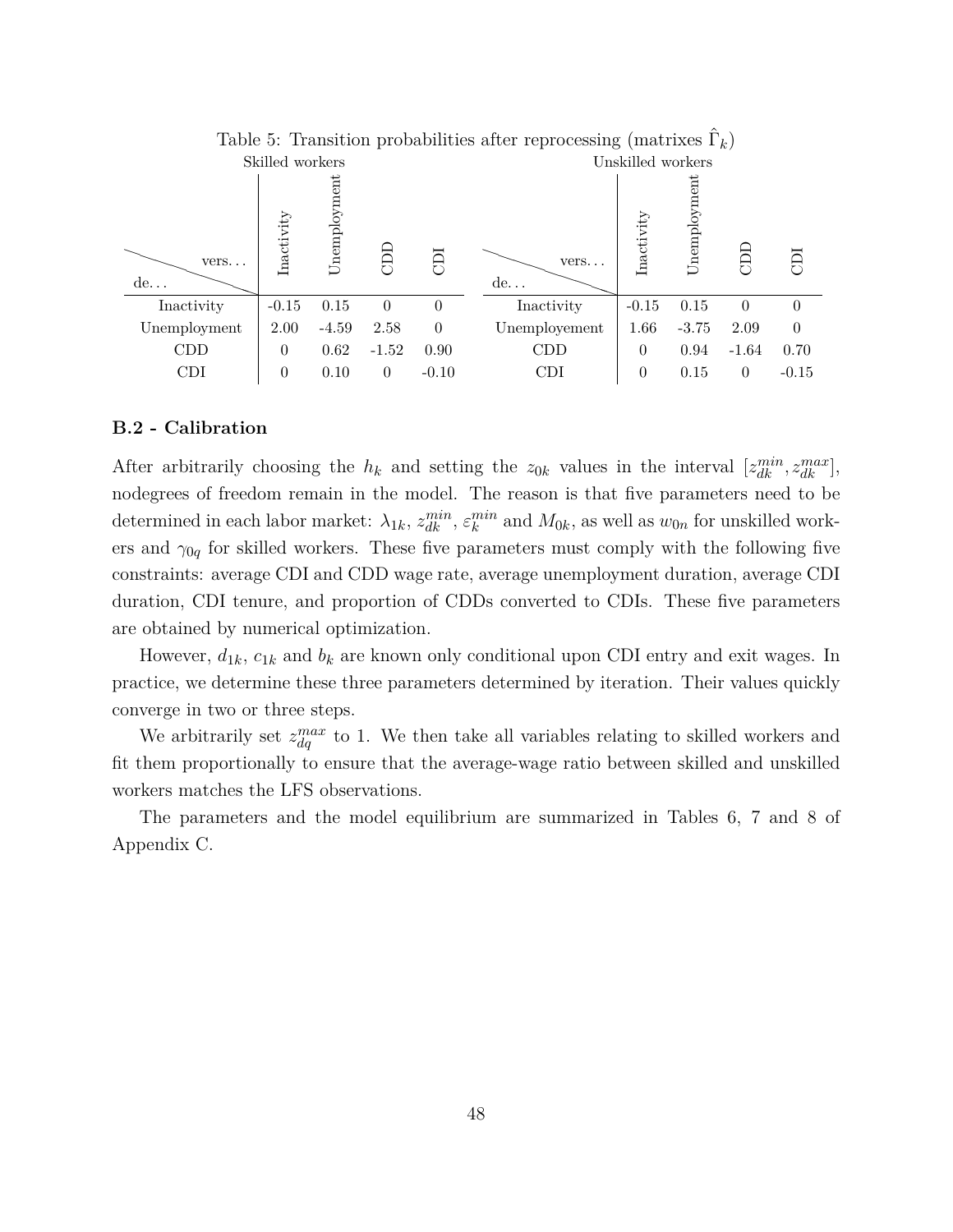Table 5: Transition probabilities after reprocessing (matrixes $\hat{\Gamma}_k$)

| Skilled workers | | | | | Unskilled workers | | | | |
|---|---|---|---|---|---|---|---|---|---|
| de... \ vers... | Inactivity | Unemployment | CDD | CDI | de... \ vers... | Inactivity | Unemployment | CDD | CDI |
| Inactivity | -0.15 | 0.15 | 0 | 0 | Inactivity | -0.15 | 0.15 | 0 | 0 |
| Unemployment | 2.00 | -4.59 | 2.58 | 0 | Unemployement | 1.66 | -3.75 | 2.09 | 0 |
| CDD | 0 | 0.62 | -1.52 | 0.90 | CDD | 0 | 0.94 | -1.64 | 0.70 |
| CDI | 0 | 0.10 | 0 | -0.10 | CDI | 0 | 0.15 | 0 | -0.15 |

### B.2 - Calibration

After arbitrarily choosing the $h_k$ and setting the $z_{0k}$ values in the interval $[z_{dk}^{min}, z_{dk}^{max}]$, nodegrees of freedom remain in the model. The reason is that five parameters need to be determined in each labor market: $\lambda_{1k}$, $z_{dk}^{min}$, $\varepsilon_k^{min}$ and $M_{0k}$, as well as $w_{0n}$ for unskilled workers and $\gamma_{0q}$ for skilled workers. These five parameters must comply with the following five constraints: average CDI and CDD wage rate, average unemployment duration, average CDI duration, CDI tenure, and proportion of CDDs converted to CDIs. These five parameters are obtained by numerical optimization.

However, $d_{1k}$, $c_{1k}$ and $b_k$ are known only conditional upon CDI entry and exit wages. In practice, we determine these three parameters determined by iteration. Their values quickly converge in two or three steps.

We arbitrarily set $z_{dq}^{max}$ to 1. We then take all variables relating to skilled workers and fit them proportionally to ensure that the average-wage ratio between skilled and unskilled workers matches the LFS observations.

The parameters and the model equilibrium are summarized in Tables 6, 7 and 8 of Appendix C.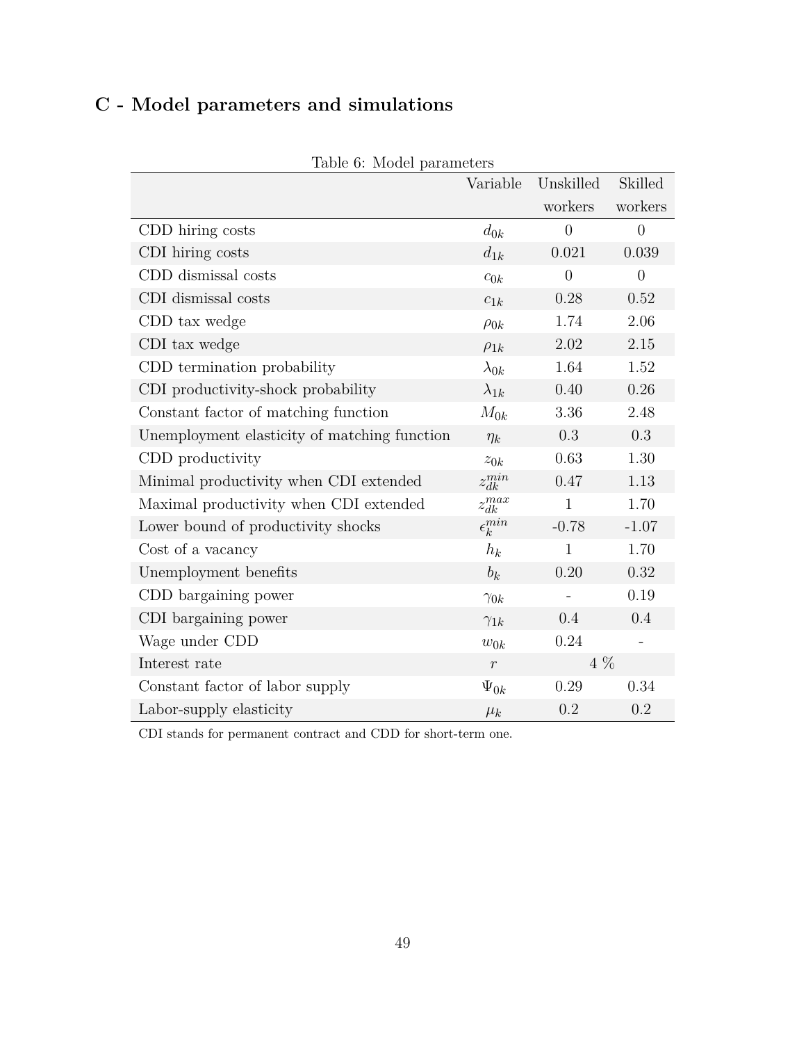## C - Model parameters and simulations

Table 6: Model parameters

| | Variable | Unskilled workers | Skilled workers |
|---|---|---|---|
| CDD hiring costs | $d_{0k}$ | 0 | 0 |
| CDI hiring costs | $d_{1k}$ | 0.021 | 0.039 |
| CDD dismissal costs | $c_{0k}$ | 0 | 0 |
| CDI dismissal costs | $c_{1k}$ | 0.28 | 0.52 |
| CDD tax wedge | $\rho_{0k}$ | 1.74 | 2.06 |
| CDI tax wedge | $\rho_{1k}$ | 2.02 | 2.15 |
| CDD termination probability | $\lambda_{0k}$ | 1.64 | 1.52 |
| CDI productivity-shock probability | $\lambda_{1k}$ | 0.40 | 0.26 |
| Constant factor of matching function | $M_{0k}$ | 3.36 | 2.48 |
| Unemployment elasticity of matching function | $\eta_k$ | 0.3 | 0.3 |
| CDD productivity | $z_{0k}$ | 0.63 | 1.30 |
| Minimal productivity when CDI extended | $z_{dk}^{min}$ | 0.47 | 1.13 |
| Maximal productivity when CDI extended | $z_{dk}^{max}$ | 1 | 1.70 |
| Lower bound of productivity shocks | $\epsilon_k^{min}$ | -0.78 | -1.07 |
| Cost of a vacancy | $h_k$ | 1 | 1.70 |
| Unemployment benefits | $b_k$ | 0.20 | 0.32 |
| CDD bargaining power | $\gamma_{0k}$ | - | 0.19 |
| CDI bargaining power | $\gamma_{1k}$ | 0.4 | 0.4 |
| Wage under CDD | $w_{0k}$ | 0.24 | - |
| Interest rate | $r$ | 4 % | |
| Constant factor of labor supply | $\Psi_{0k}$ | 0.29 | 0.34 |
| Labor-supply elasticity | $\mu_k$ | 0.2 | 0.2 |

CDI stands for permanent contract and CDD for short-term one.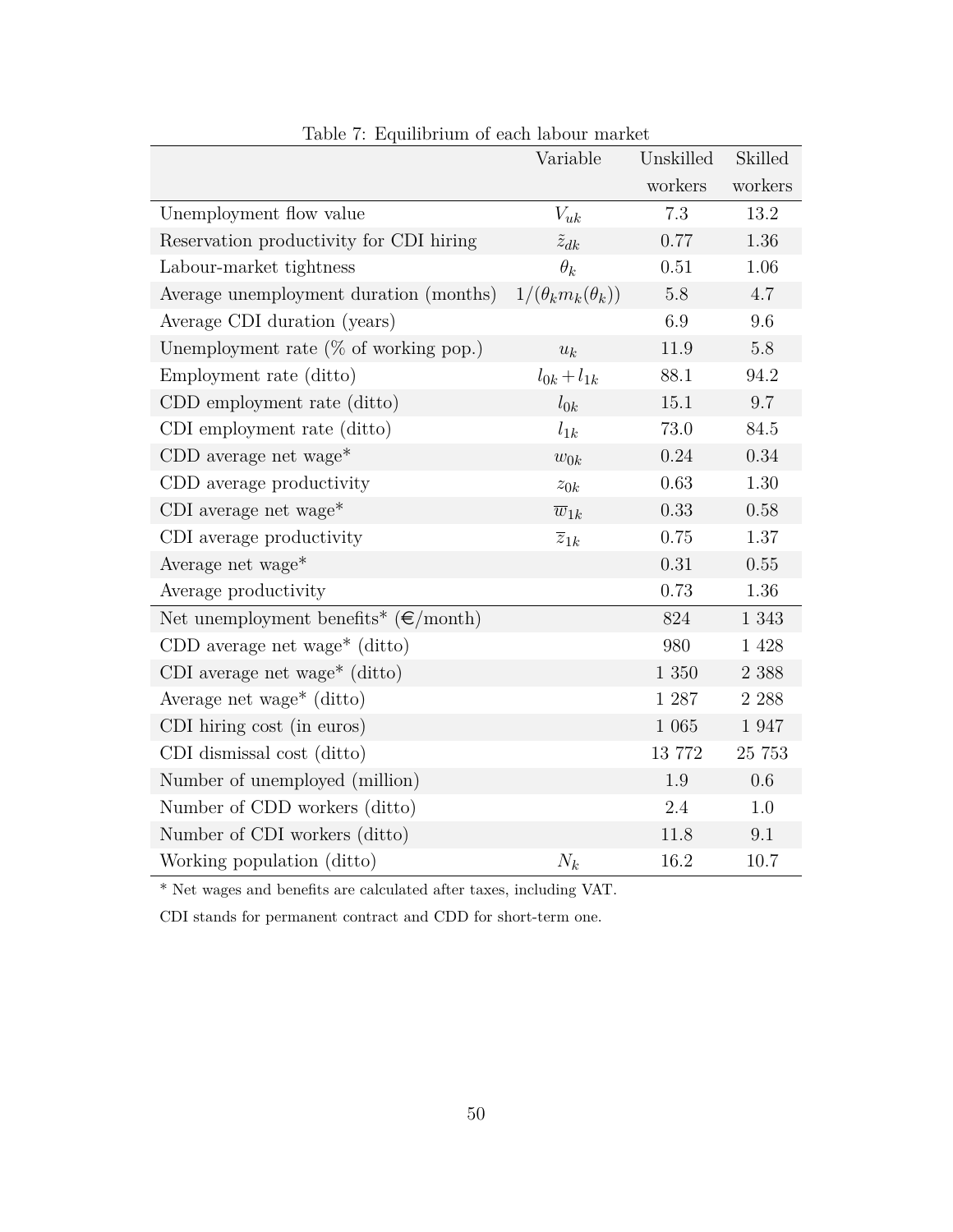Table 7: Equilibrium of each labour market

| | Variable | Unskilled workers | Skilled workers |
|---|---|---|---|
| Unemployment flow value | $V_{uk}$ | 7.3 | 13.2 |
| Reservation productivity for CDI hiring | $\tilde{z}_{dk}$ | 0.77 | 1.36 |
| Labour-market tightness | $\theta_k$ | 0.51 | 1.06 |
| Average unemployment duration (months) | $1/(\theta_k m_k(\theta_k))$ | 5.8 | 4.7 |
| Average CDI duration (years) | | 6.9 | 9.6 |
| Unemployment rate (% of working pop.) | $u_k$ | 11.9 | 5.8 |
| Employment rate (ditto) | $l_{0k} + l_{1k}$ | 88.1 | 94.2 |
| CDD employment rate (ditto) | $l_{0k}$ | 15.1 | 9.7 |
| CDI employment rate (ditto) | $l_{1k}$ | 73.0 | 84.5 |
| CDD average net wage* | $w_{0k}$ | 0.24 | 0.34 |
| CDD average productivity | $z_{0k}$ | 0.63 | 1.30 |
| CDI average net wage* | $\overline{w}_{1k}$ | 0.33 | 0.58 |
| CDI average productivity | $\overline{z}_{1k}$ | 0.75 | 1.37 |
| Average net wage* | | 0.31 | 0.55 |
| Average productivity | | 0.73 | 1.36 |
| Net unemployment benefits* (€/month) | | 824 | 1 343 |
| CDD average net wage* (ditto) | | 980 | 1 428 |
| CDI average net wage* (ditto) | | 1 350 | 2 388 |
| Average net wage* (ditto) | | 1 287 | 2 288 |
| CDI hiring cost (in euros) | | 1 065 | 1 947 |
| CDI dismissal cost (ditto) | | 13 772 | 25 753 |
| Number of unemployed (million) | | 1.9 | 0.6 |
| Number of CDD workers (ditto) | | 2.4 | 1.0 |
| Number of CDI workers (ditto) | | 11.8 | 9.1 |
| Working population (ditto) | $N_k$ | 16.2 | 10.7 |

* Net wages and benefits are calculated after taxes, including VAT.

CDI stands for permanent contract and CDD for short-term one.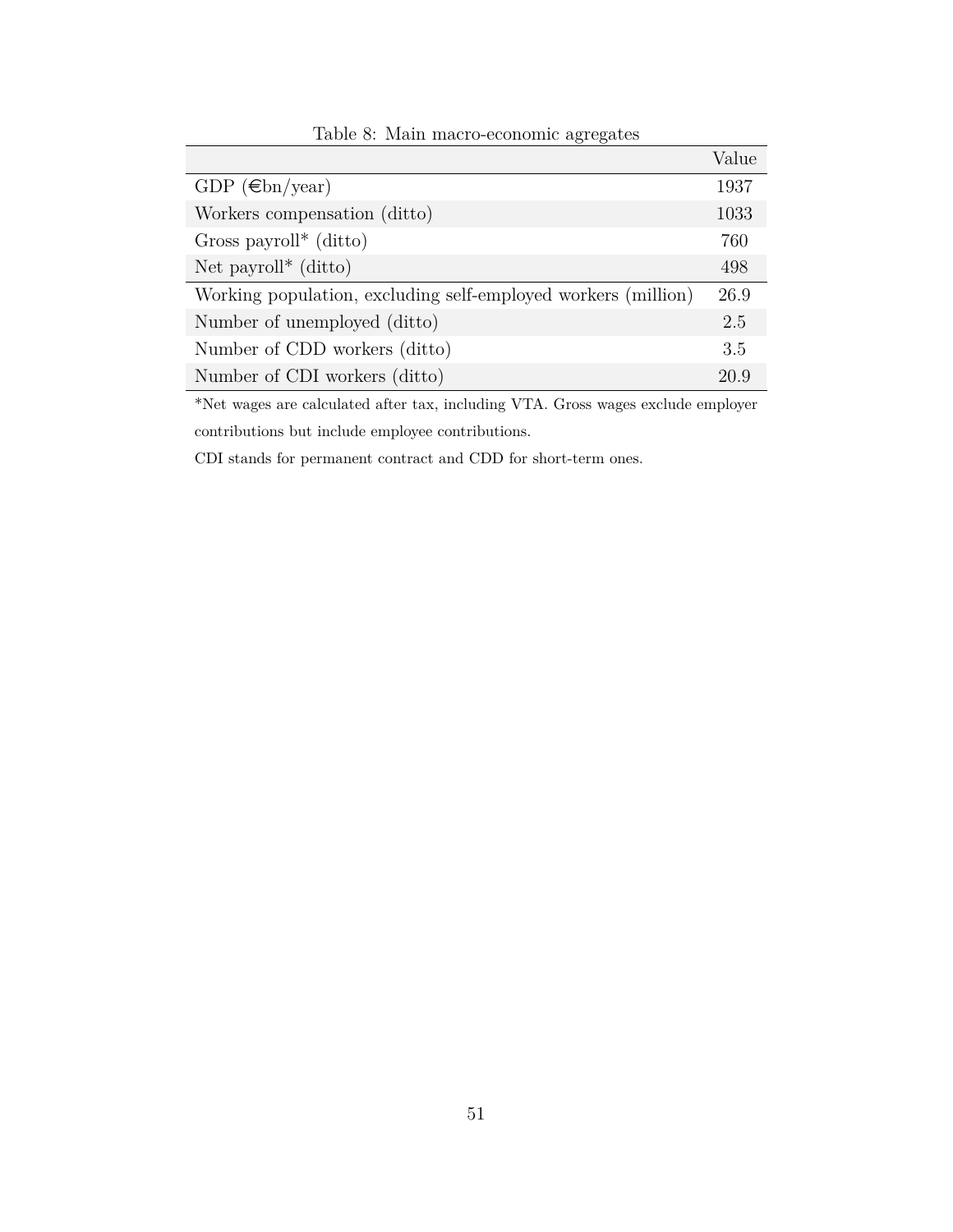Table 8: Main macro-economic agregates

| | Value |
|---|---|
| GDP (€bn/year) | 1937 |
| Workers compensation (ditto) | 1033 |
| Gross payroll* (ditto) | 760 |
| Net payroll* (ditto) | 498 |
| Working population, excluding self-employed workers (million) | 26.9 |
| Number of unemployed (ditto) | 2.5 |
| Number of CDD workers (ditto) | 3.5 |
| Number of CDI workers (ditto) | 20.9 |

*Net wages are calculated after tax, including VTA. Gross wages exclude employer contributions but include employee contributions.

CDI stands for permanent contract and CDD for short-term ones.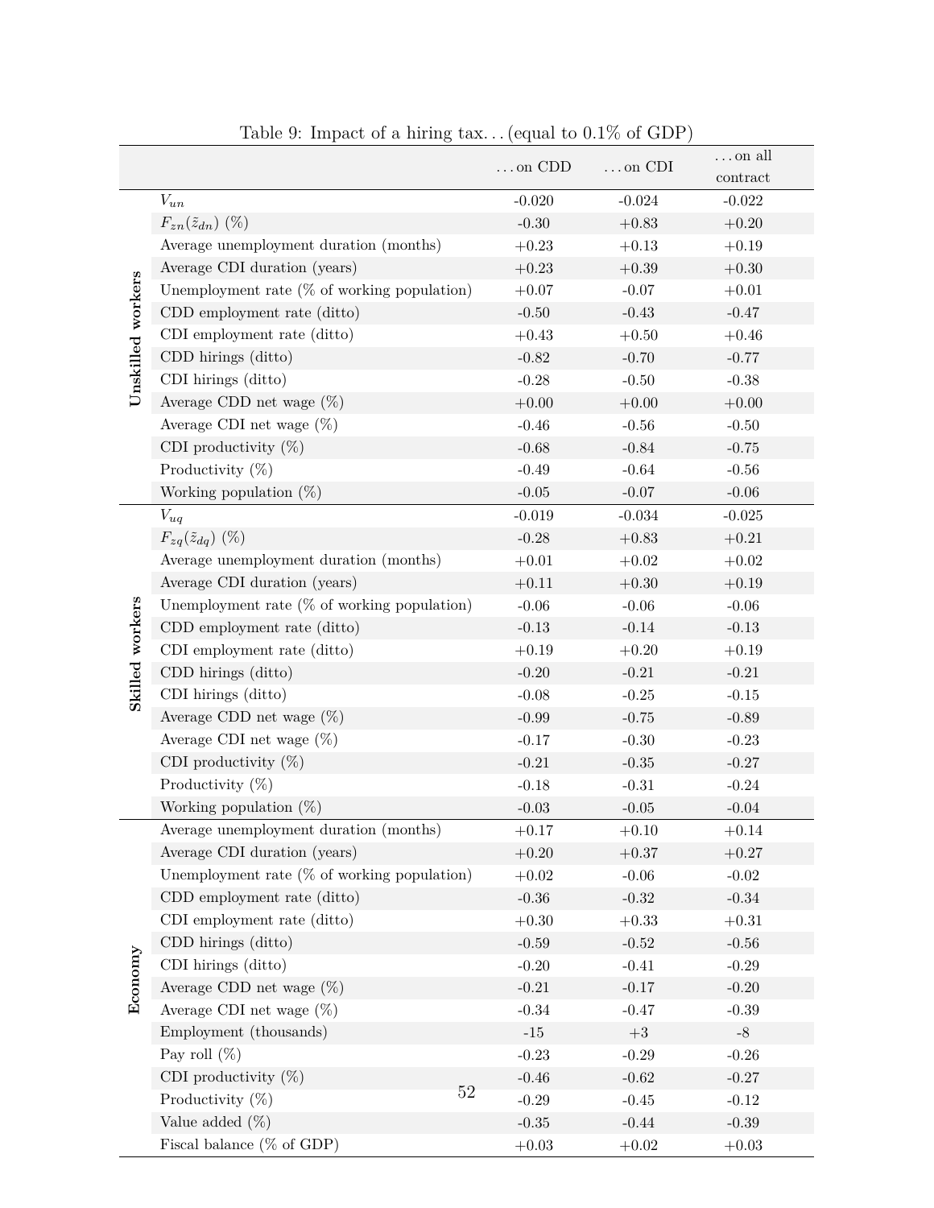Table 9: Impact of a hiring tax... (equal to 0.1% of GDP)

| | | ...on CDD | ...on CDI | ...on all contract |
|---|---|---|---|---|
| **Unskilled workers** | $V_{un}$ | -0.020 | -0.024 | -0.022 |
| | $F_{zn}(\tilde{z}_{dn})$ (%) | -0.30 | +0.83 | +0.20 |
| | Average unemployment duration (months) | +0.23 | +0.13 | +0.19 |
| | Average CDI duration (years) | +0.23 | +0.39 | +0.30 |
| | Unemployment rate (% of working population) | +0.07 | -0.07 | +0.01 |
| | CDD employment rate (ditto) | -0.50 | -0.43 | -0.47 |
| | CDI employment rate (ditto) | +0.43 | +0.50 | +0.46 |
| | CDD hirings (ditto) | -0.82 | -0.70 | -0.77 |
| | CDI hirings (ditto) | -0.28 | -0.50 | -0.38 |
| | Average CDD net wage (%) | +0.00 | +0.00 | +0.00 |
| | Average CDI net wage (%) | -0.46 | -0.56 | -0.50 |
| | CDI productivity (%) | -0.68 | -0.84 | -0.75 |
| | Productivity (%) | -0.49 | -0.64 | -0.56 |
| | Working population (%) | -0.05 | -0.07 | -0.06 |
| **Skilled workers** | $V_{uq}$ | -0.019 | -0.034 | -0.025 |
| | $F_{zq}(\tilde{z}_{dq})$ (%) | -0.28 | +0.83 | +0.21 |
| | Average unemployment duration (months) | +0.01 | +0.02 | +0.02 |
| | Average CDI duration (years) | +0.11 | +0.30 | +0.19 |
| | Unemployment rate (% of working population) | -0.06 | -0.06 | -0.06 |
| | CDD employment rate (ditto) | -0.13 | -0.14 | -0.13 |
| | CDI employment rate (ditto) | +0.19 | +0.20 | +0.19 |
| | CDD hirings (ditto) | -0.20 | -0.21 | -0.21 |
| | CDI hirings (ditto) | -0.08 | -0.25 | -0.15 |
| | Average CDD net wage (%) | -0.99 | -0.75 | -0.89 |
| | Average CDI net wage (%) | -0.17 | -0.30 | -0.23 |
| | CDI productivity (%) | -0.21 | -0.35 | -0.27 |
| | Productivity (%) | -0.18 | -0.31 | -0.24 |
| | Working population (%) | -0.03 | -0.05 | -0.04 |
| **Economy** | Average unemployment duration (months) | +0.17 | +0.10 | +0.14 |
| | Average CDI duration (years) | +0.20 | +0.37 | +0.27 |
| | Unemployment rate (% of working population) | +0.02 | -0.06 | -0.02 |
| | CDD employment rate (ditto) | -0.36 | -0.32 | -0.34 |
| | CDI employment rate (ditto) | +0.30 | +0.33 | +0.31 |
| | CDD hirings (ditto) | -0.59 | -0.52 | -0.56 |
| | CDI hirings (ditto) | -0.20 | -0.41 | -0.29 |
| | Average CDD net wage (%) | -0.21 | -0.17 | -0.20 |
| | Average CDI net wage (%) | -0.34 | -0.47 | -0.39 |
| | Employment (thousands) | -15 | +3 | -8 |
| | Pay roll (%) | -0.23 | -0.29 | -0.26 |
| | CDI productivity (%) | -0.46 | -0.62 | -0.27 |
| | Productivity (%) | -0.29 | -0.45 | -0.12 |
| | Value added (%) | -0.35 | -0.44 | -0.39 |
| | Fiscal balance (% of GDP) | +0.03 | +0.02 | +0.03 |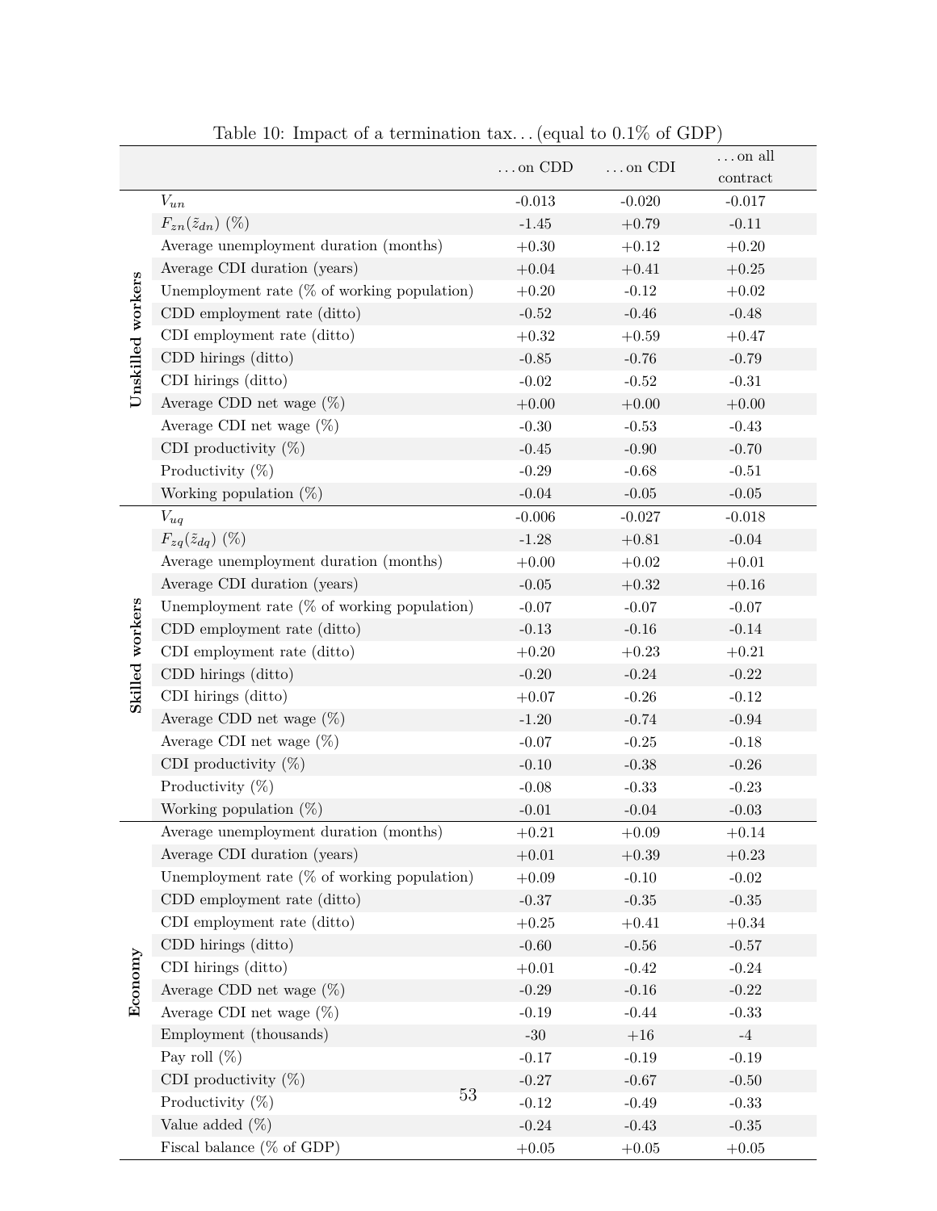Table 10: Impact of a termination tax... (equal to 0.1% of GDP)

| | | ...on CDD | ...on CDI | ...on all contract |
|---|---|---|---|---|
| **Unskilled workers** | $V_{un}$ | -0.013 | -0.020 | -0.017 |
| | $F_{zn}(\tilde{z}_{dn})$ (%) | -1.45 | +0.79 | -0.11 |
| | Average unemployment duration (months) | +0.30 | +0.12 | +0.20 |
| | Average CDI duration (years) | +0.04 | +0.41 | +0.25 |
| | Unemployment rate (% of working population) | +0.20 | -0.12 | +0.02 |
| | CDD employment rate (ditto) | -0.52 | -0.46 | -0.48 |
| | CDI employment rate (ditto) | +0.32 | +0.59 | +0.47 |
| | CDD hirings (ditto) | -0.85 | -0.76 | -0.79 |
| | CDI hirings (ditto) | -0.02 | -0.52 | -0.31 |
| | Average CDD net wage (%) | +0.00 | +0.00 | +0.00 |
| | Average CDI net wage (%) | -0.30 | -0.53 | -0.43 |
| | CDI productivity (%) | -0.45 | -0.90 | -0.70 |
| | Productivity (%) | -0.29 | -0.68 | -0.51 |
| | Working population (%) | -0.04 | -0.05 | -0.05 |
| **Skilled workers** | $V_{uq}$ | -0.006 | -0.027 | -0.018 |
| | $F_{zq}(\tilde{z}_{dq})$ (%) | -1.28 | +0.81 | -0.04 |
| | Average unemployment duration (months) | +0.00 | +0.02 | +0.01 |
| | Average CDI duration (years) | -0.05 | +0.32 | +0.16 |
| | Unemployment rate (% of working population) | -0.07 | -0.07 | -0.07 |
| | CDD employment rate (ditto) | -0.13 | -0.16 | -0.14 |
| | CDI employment rate (ditto) | +0.20 | +0.23 | +0.21 |
| | CDD hirings (ditto) | -0.20 | -0.24 | -0.22 |
| | CDI hirings (ditto) | +0.07 | -0.26 | -0.12 |
| | Average CDD net wage (%) | -1.20 | -0.74 | -0.94 |
| | Average CDI net wage (%) | -0.07 | -0.25 | -0.18 |
| | CDI productivity (%) | -0.10 | -0.38 | -0.26 |
| | Productivity (%) | -0.08 | -0.33 | -0.23 |
| | Working population (%) | -0.01 | -0.04 | -0.03 |
| **Economy** | Average unemployment duration (months) | +0.21 | +0.09 | +0.14 |
| | Average CDI duration (years) | +0.01 | +0.39 | +0.23 |
| | Unemployment rate (% of working population) | +0.09 | -0.10 | -0.02 |
| | CDD employment rate (ditto) | -0.37 | -0.35 | -0.35 |
| | CDI employment rate (ditto) | +0.25 | +0.41 | +0.34 |
| | CDD hirings (ditto) | -0.60 | -0.56 | -0.57 |
| | CDI hirings (ditto) | +0.01 | -0.42 | -0.24 |
| | Average CDD net wage (%) | -0.29 | -0.16 | -0.22 |
| | Average CDI net wage (%) | -0.19 | -0.44 | -0.33 |
| | Employment (thousands) | -30 | +16 | -4 |
| | Pay roll (%) | -0.17 | -0.19 | -0.19 |
| | CDI productivity (%) | -0.27 | -0.67 | -0.50 |
| | Productivity (%) | -0.12 | -0.49 | -0.33 |
| | Value added (%) | -0.24 | -0.43 | -0.35 |
| | Fiscal balance (% of GDP) | +0.05 | +0.05 | +0.05 |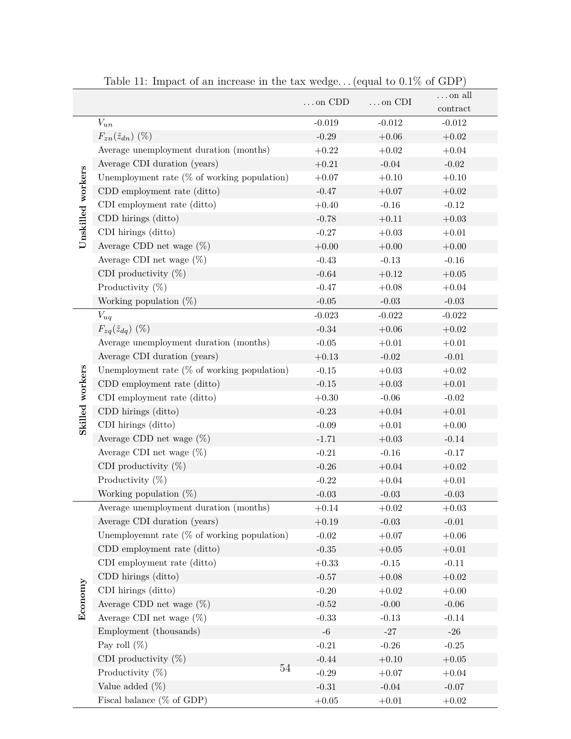Table 11: Impact of an increase in the tax wedge… (equal to 0.1% of GDP)

| | | …on CDD | …on CDI | …on all contract |
|---|---|---|---|---|
| **Unskilled workers** | $V_{un}$ | -0.019 | -0.012 | -0.012 |
| | $F_{zn}(\tilde{z}_{dn})$ (%) | -0.29 | +0.06 | +0.02 |
| | Average unemployment duration (months) | +0.22 | +0.02 | +0.04 |
| | Average CDI duration (years) | +0.21 | -0.04 | -0.02 |
| | Unemployment rate (% of working population) | +0.07 | +0.10 | +0.10 |
| | CDD employment rate (ditto) | -0.47 | +0.07 | +0.02 |
| | CDI employment rate (ditto) | +0.40 | -0.16 | -0.12 |
| | CDD hirings (ditto) | -0.78 | +0.11 | +0.03 |
| | CDI hirings (ditto) | -0.27 | +0.03 | +0.01 |
| | Average CDD net wage (%) | +0.00 | +0.00 | +0.00 |
| | Average CDI net wage (%) | -0.43 | -0.13 | -0.16 |
| | CDI productivity (%) | -0.64 | +0.12 | +0.05 |
| | Productivity (%) | -0.47 | +0.08 | +0.04 |
| | Working population (%) | -0.05 | -0.03 | -0.03 |
| **Skilled workers** | $V_{uq}$ | -0.023 | -0.022 | -0.022 |
| | $F_{zq}(\tilde{z}_{dq})$ (%) | -0.34 | +0.06 | +0.02 |
| | Average unemployment duration (months) | -0.05 | +0.01 | +0.01 |
| | Average CDI duration (years) | +0.13 | -0.02 | -0.01 |
| | Unemployment rate (% of working population) | -0.15 | +0.03 | +0.02 |
| | CDD employment rate (ditto) | -0.15 | +0.03 | +0.01 |
| | CDI employment rate (ditto) | +0.30 | -0.06 | -0.02 |
| | CDD hirings (ditto) | -0.23 | +0.04 | +0.01 |
| | CDI hirings (ditto) | -0.09 | +0.01 | +0.00 |
| | Average CDD net wage (%) | -1.71 | +0.03 | -0.14 |
| | Average CDI net wage (%) | -0.21 | -0.16 | -0.17 |
| | CDI productivity (%) | -0.26 | +0.04 | +0.02 |
| | Productivity (%) | -0.22 | +0.04 | +0.01 |
| | Working population (%) | -0.03 | -0.03 | -0.03 |
| **Economy** | Average unemployment duration (months) | +0.14 | +0.02 | +0.03 |
| | Average CDI duration (years) | +0.19 | -0.03 | -0.01 |
| | Unemployemnt rate (% of working population) | -0.02 | +0.07 | +0.06 |
| | CDD employment rate (ditto) | -0.35 | +0.05 | +0.01 |
| | CDI employment rate (ditto) | +0.33 | -0.15 | -0.11 |
| | CDD hirings (ditto) | -0.57 | +0.08 | +0.02 |
| | CDI hirings (ditto) | -0.20 | +0.02 | +0.00 |
| | Average CDD net wage (%) | -0.52 | -0.00 | -0.06 |
| | Average CDI net wage (%) | -0.33 | -0.13 | -0.14 |
| | Employment (thousands) | -6 | -27 | -26 |
| | Pay roll (%) | -0.21 | -0.26 | -0.25 |
| | CDI productivity (%) | -0.44 | +0.10 | +0.05 |
| | Productivity (%) | -0.29 | +0.07 | +0.04 |
| | Value added (%) | -0.31 | -0.04 | -0.07 |
| | Fiscal balance (% of GDP) | +0.05 | +0.01 | +0.02 |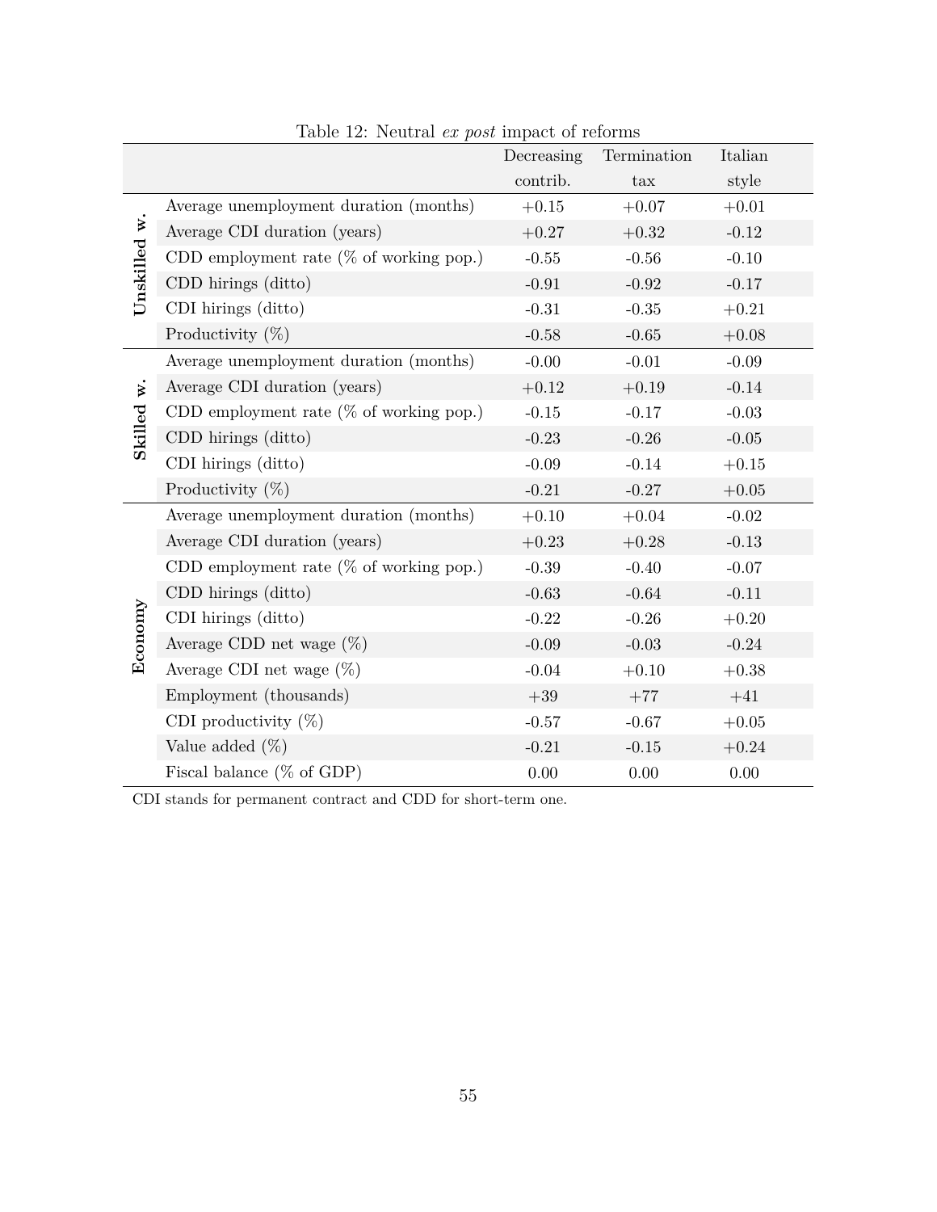Table 12: Neutral *ex post* impact of reforms

| | | Decreasing contrib. | Termination tax | Italian style |
|---|---|---|---|---|
| **Unskilled w.** | Average unemployment duration (months) | +0.15 | +0.07 | +0.01 |
| | Average CDI duration (years) | +0.27 | +0.32 | -0.12 |
| | CDD employment rate (% of working pop.) | -0.55 | -0.56 | -0.10 |
| | CDD hirings (ditto) | -0.91 | -0.92 | -0.17 |
| | CDI hirings (ditto) | -0.31 | -0.35 | +0.21 |
| | Productivity (%) | -0.58 | -0.65 | +0.08 |
| **Skilled w.** | Average unemployment duration (months) | -0.00 | -0.01 | -0.09 |
| | Average CDI duration (years) | +0.12 | +0.19 | -0.14 |
| | CDD employment rate (% of working pop.) | -0.15 | -0.17 | -0.03 |
| | CDD hirings (ditto) | -0.23 | -0.26 | -0.05 |
| | CDI hirings (ditto) | -0.09 | -0.14 | +0.15 |
| | Productivity (%) | -0.21 | -0.27 | +0.05 |
| **Economy** | Average unemployment duration (months) | +0.10 | +0.04 | -0.02 |
| | Average CDI duration (years) | +0.23 | +0.28 | -0.13 |
| | CDD employment rate (% of working pop.) | -0.39 | -0.40 | -0.07 |
| | CDD hirings (ditto) | -0.63 | -0.64 | -0.11 |
| | CDI hirings (ditto) | -0.22 | -0.26 | +0.20 |
| | Average CDD net wage (%) | -0.09 | -0.03 | -0.24 |
| | Average CDI net wage (%) | -0.04 | +0.10 | +0.38 |
| | Employment (thousands) | +39 | +77 | +41 |
| | CDI productivity (%) | -0.57 | -0.67 | +0.05 |
| | Value added (%) | -0.21 | -0.15 | +0.24 |
| | Fiscal balance (% of GDP) | 0.00 | 0.00 | 0.00 |

CDI stands for permanent contract and CDD for short-term one.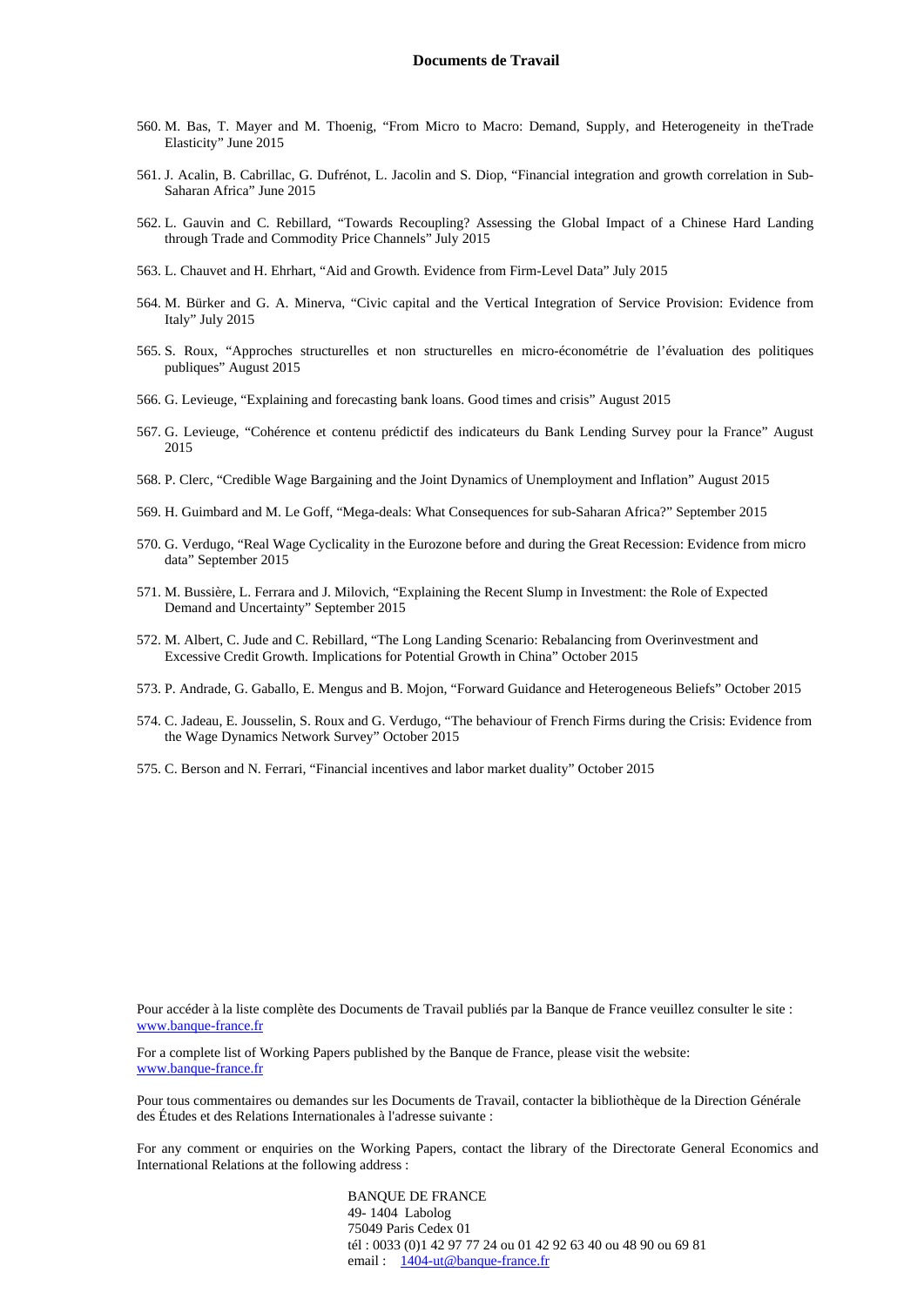# Documents de Travail

560. M. Bas, T. Mayer and M. Thoenig, "From Micro to Macro: Demand, Supply, and Heterogeneity in theTrade Elasticity" June 2015

561. J. Acalin, B. Cabrillac, G. Dufrénot, L. Jacolin and S. Diop, "Financial integration and growth correlation in Sub-Saharan Africa" June 2015

562. L. Gauvin and C. Rebillard, "Towards Recoupling? Assessing the Global Impact of a Chinese Hard Landing through Trade and Commodity Price Channels" July 2015

563. L. Chauvet and H. Ehrhart, "Aid and Growth. Evidence from Firm-Level Data" July 2015

564. M. Bürker and G. A. Minerva, "Civic capital and the Vertical Integration of Service Provision: Evidence from Italy" July 2015

565. S. Roux, "Approches structurelles et non structurelles en micro-économétrie de l'évaluation des politiques publiques" August 2015

566. G. Levieuge, "Explaining and forecasting bank loans. Good times and crisis" August 2015

567. G. Levieuge, "Cohérence et contenu prédictif des indicateurs du Bank Lending Survey pour la France" August 2015

568. P. Clerc, "Credible Wage Bargaining and the Joint Dynamics of Unemployment and Inflation" August 2015

569. H. Guimbard and M. Le Goff, "Mega-deals: What Consequences for sub-Saharan Africa?" September 2015

570. G. Verdugo, "Real Wage Cyclicality in the Eurozone before and during the Great Recession: Evidence from micro data" September 2015

571. M. Bussière, L. Ferrara and J. Milovich, "Explaining the Recent Slump in Investment: the Role of Expected Demand and Uncertainty" September 2015

572. M. Albert, C. Jude and C. Rebillard, "The Long Landing Scenario: Rebalancing from Overinvestment and Excessive Credit Growth. Implications for Potential Growth in China" October 2015

573. P. Andrade, G. Gaballo, E. Mengus and B. Mojon, "Forward Guidance and Heterogeneous Beliefs" October 2015

574. C. Jadeau, E. Jousselin, S. Roux and G. Verdugo, "The behaviour of French Firms during the Crisis: Evidence from the Wage Dynamics Network Survey" October 2015

575. C. Berson and N. Ferrari, "Financial incentives and labor market duality" October 2015

Pour accéder à la liste complète des Documents de Travail publiés par la Banque de France veuillez consulter le site : www.banque-france.fr

For a complete list of Working Papers published by the Banque de France, please visit the website: www.banque-france.fr

Pour tous commentaires ou demandes sur les Documents de Travail, contacter la bibliothèque de la Direction Générale des Études et des Relations Internationales à l'adresse suivante :

For any comment or enquiries on the Working Papers, contact the library of the Directorate General Economics and International Relations at the following address :

BANQUE DE FRANCE
49- 1404 Labolog
75049 Paris Cedex 01
tél : 0033 (0)1 42 97 77 24 ou 01 42 92 63 40 ou 48 90 ou 69 81
email : 1404-ut@banque-france.fr